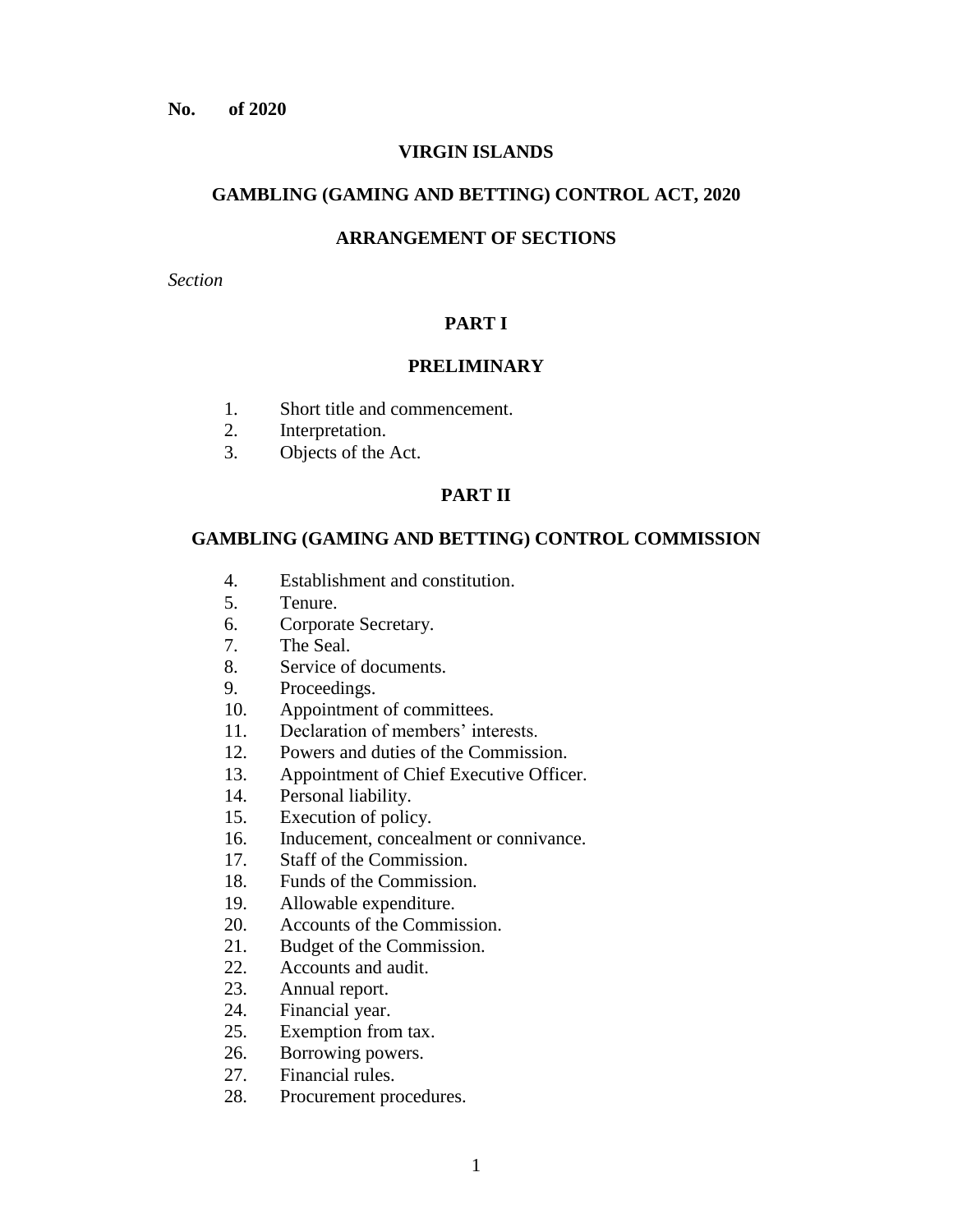**No. of 2020**

# VIRGIN ISLANDS

# GAMBLING (GAMING AND BETTING) CONTROL ACT, 2020

## ARRANGEMENT OF SECTIONS

*Section*

### PART I

### PRELIMINARY

1. Short title and commencement.
2. Interpretation.
3. Objects of the Act.

### PART II

### GAMBLING (GAMING AND BETTING) CONTROL COMMISSION

4. Establishment and constitution.
5. Tenure.
6. Corporate Secretary.
7. The Seal.
8. Service of documents.
9. Proceedings.
10. Appointment of committees.
11. Declaration of members' interests.
12. Powers and duties of the Commission.
13. Appointment of Chief Executive Officer.
14. Personal liability.
15. Execution of policy.
16. Inducement, concealment or connivance.
17. Staff of the Commission.
18. Funds of the Commission.
19. Allowable expenditure.
20. Accounts of the Commission.
21. Budget of the Commission.
22. Accounts and audit.
23. Annual report.
24. Financial year.
25. Exemption from tax.
26. Borrowing powers.
27. Financial rules.
28. Procurement procedures.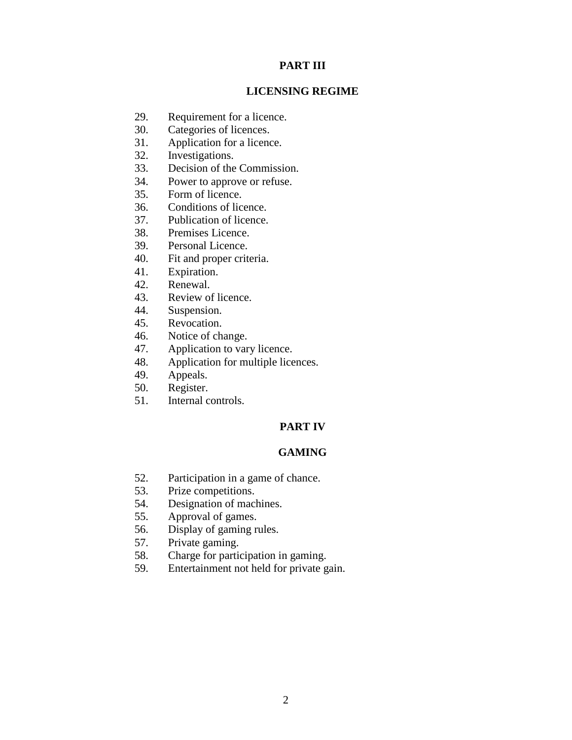## PART III

## LICENSING REGIME

29. Requirement for a licence.
30. Categories of licences.
31. Application for a licence.
32. Investigations.
33. Decision of the Commission.
34. Power to approve or refuse.
35. Form of licence.
36. Conditions of licence.
37. Publication of licence.
38. Premises Licence.
39. Personal Licence.
40. Fit and proper criteria.
41. Expiration.
42. Renewal.
43. Review of licence.
44. Suspension.
45. Revocation.
46. Notice of change.
47. Application to vary licence.
48. Application for multiple licences.
49. Appeals.
50. Register.
51. Internal controls.

## PART IV

## GAMING

52. Participation in a game of chance.
53. Prize competitions.
54. Designation of machines.
55. Approval of games.
56. Display of gaming rules.
57. Private gaming.
58. Charge for participation in gaming.
59. Entertainment not held for private gain.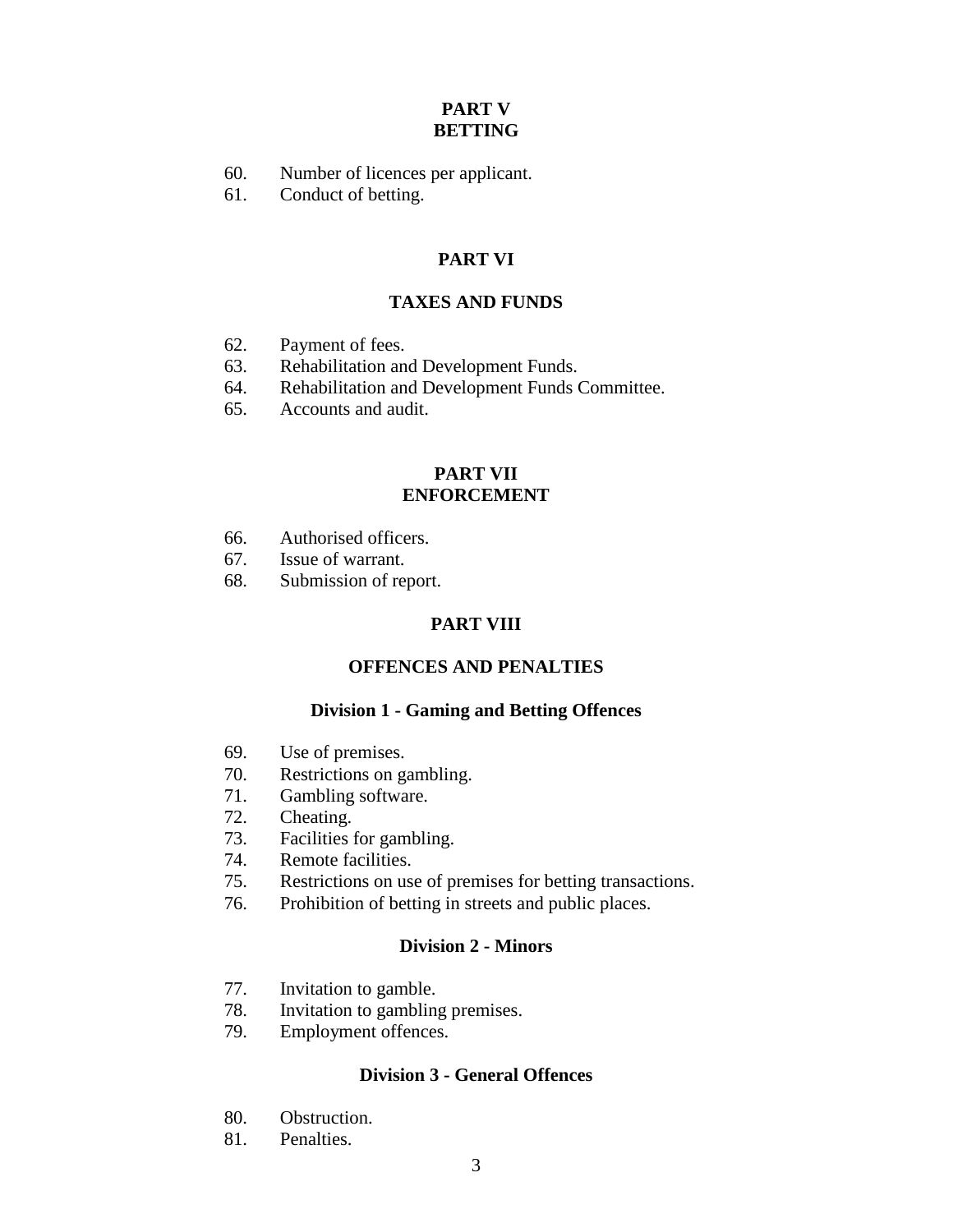## PART V
## BETTING

60. Number of licences per applicant.
61. Conduct of betting.

## PART VI

## TAXES AND FUNDS

62. Payment of fees.
63. Rehabilitation and Development Funds.
64. Rehabilitation and Development Funds Committee.
65. Accounts and audit.

## PART VII
## ENFORCEMENT

66. Authorised officers.
67. Issue of warrant.
68. Submission of report.

## PART VIII

## OFFENCES AND PENALTIES

### Division 1 - Gaming and Betting Offences

69. Use of premises.
70. Restrictions on gambling.
71. Gambling software.
72. Cheating.
73. Facilities for gambling.
74. Remote facilities.
75. Restrictions on use of premises for betting transactions.
76. Prohibition of betting in streets and public places.

### Division 2 - Minors

77. Invitation to gamble.
78. Invitation to gambling premises.
79. Employment offences.

### Division 3 - General Offences

80. Obstruction.
81. Penalties.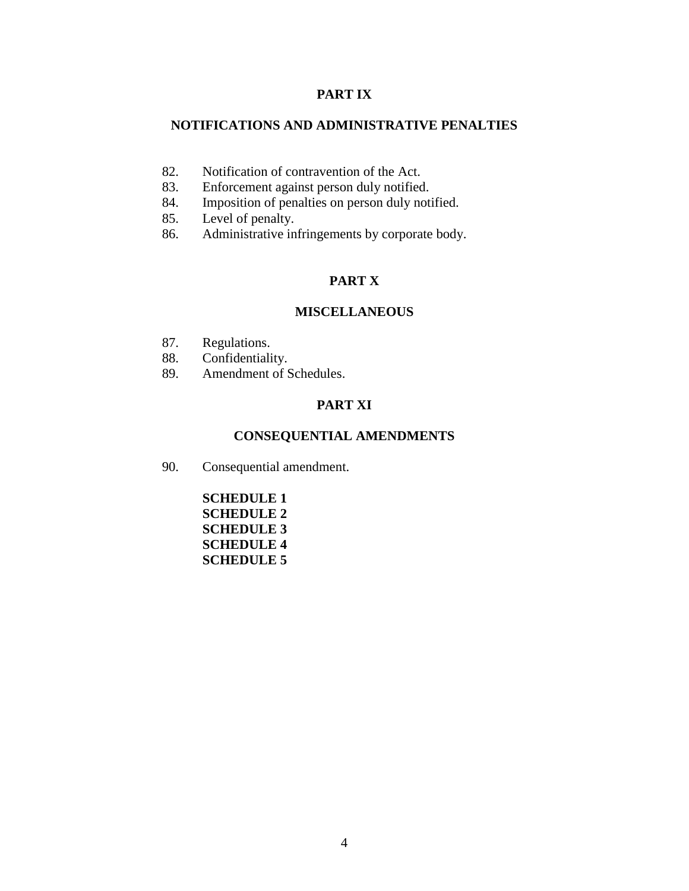## PART IX

## NOTIFICATIONS AND ADMINISTRATIVE PENALTIES

82. Notification of contravention of the Act.
83. Enforcement against person duly notified.
84. Imposition of penalties on person duly notified.
85. Level of penalty.
86. Administrative infringements by corporate body.

## PART X

## MISCELLANEOUS

87. Regulations.
88. Confidentiality.
89. Amendment of Schedules.

## PART XI

## CONSEQUENTIAL AMENDMENTS

90. Consequential amendment.

**SCHEDULE 1**
**SCHEDULE 2**
**SCHEDULE 3**
**SCHEDULE 4**
**SCHEDULE 5**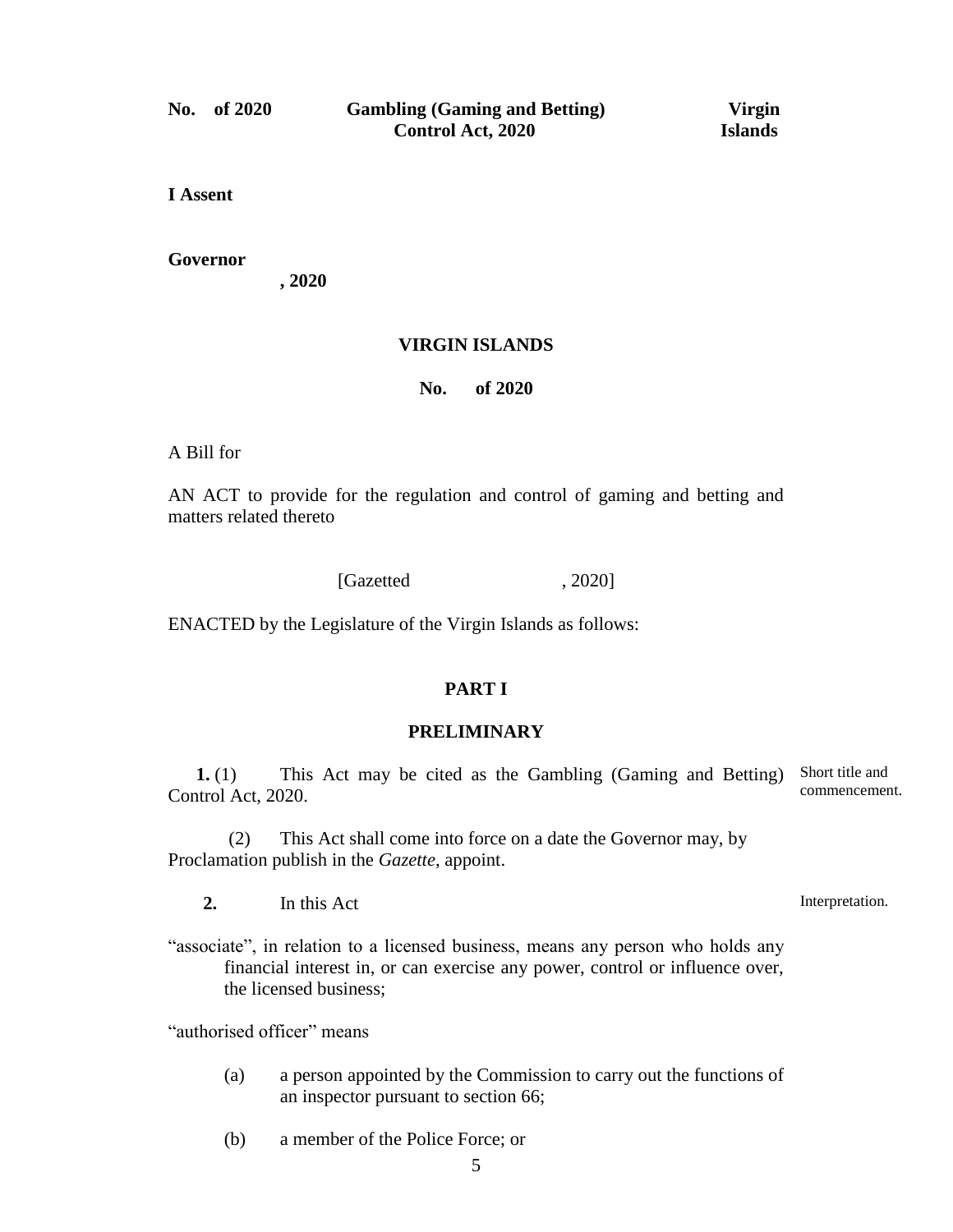**No. of 2020** **Gambling (Gaming and Betting) Control Act, 2020** **Virgin Islands**

**I Assent**

**Governor**

**, 2020**

## VIRGIN ISLANDS

**No. of 2020**

A Bill for

AN ACT to provide for the regulation and control of gaming and betting and matters related thereto

[Gazetted , 2020]

ENACTED by the Legislature of the Virgin Islands as follows:

## PART I

## PRELIMINARY

**1.** (1) This Act may be cited as the Gambling (Gaming and Betting) Control Act, 2020. *Short title and commencement.*

(2) This Act shall come into force on a date the Governor may, by Proclamation publish in the *Gazette*, appoint.

**2.** In this Act *Interpretation.*

"associate", in relation to a licensed business, means any person who holds any financial interest in, or can exercise any power, control or influence over, the licensed business;

"authorised officer" means

(a) a person appointed by the Commission to carry out the functions of an inspector pursuant to section 66;

(b) a member of the Police Force; or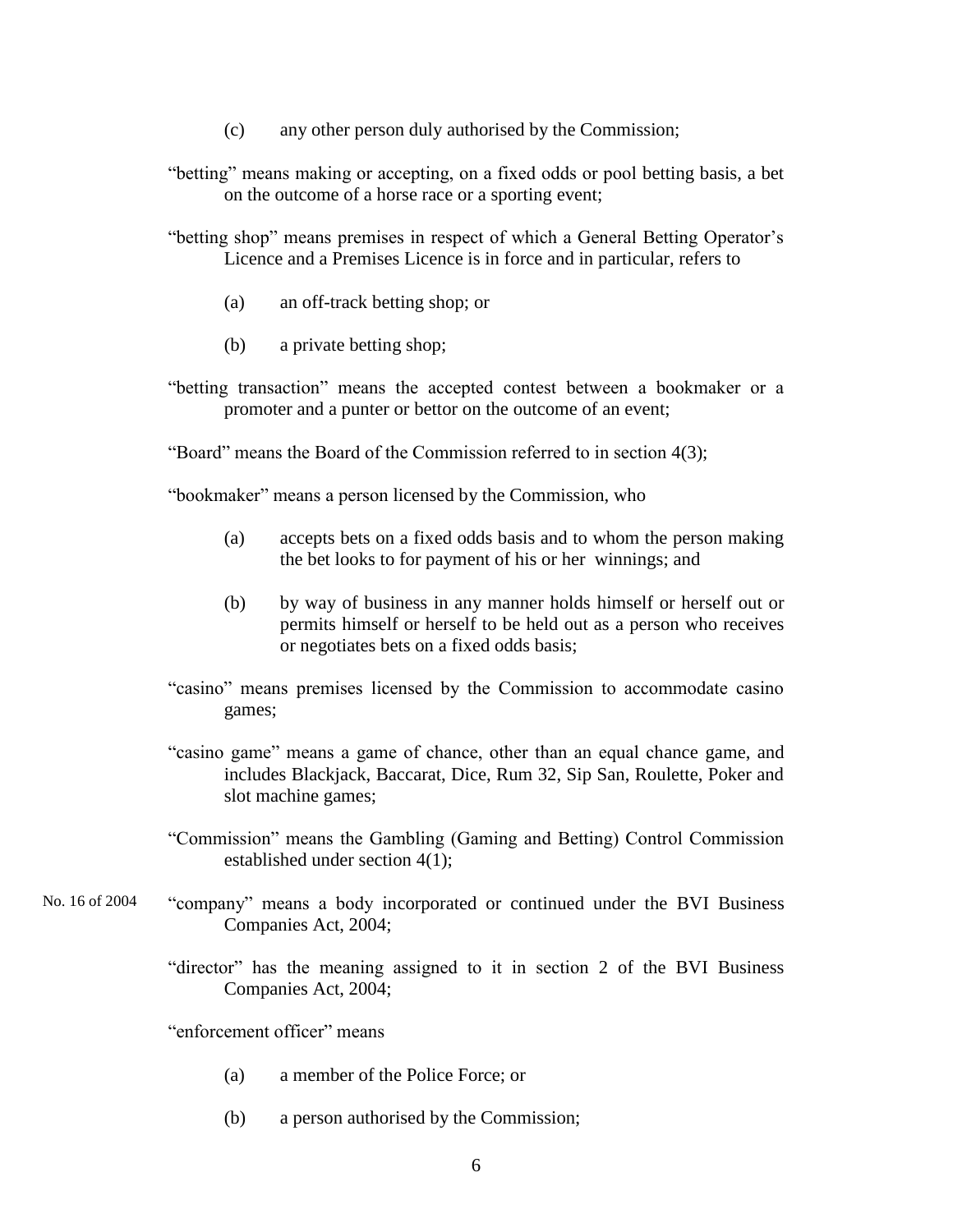(c) any other person duly authorised by the Commission;

"betting" means making or accepting, on a fixed odds or pool betting basis, a bet on the outcome of a horse race or a sporting event;

"betting shop" means premises in respect of which a General Betting Operator's Licence and a Premises Licence is in force and in particular, refers to

(a) an off-track betting shop; or

(b) a private betting shop;

"betting transaction" means the accepted contest between a bookmaker or a promoter and a punter or bettor on the outcome of an event;

"Board" means the Board of the Commission referred to in section 4(3);

"bookmaker" means a person licensed by the Commission, who

(a) accepts bets on a fixed odds basis and to whom the person making the bet looks to for payment of his or her winnings; and

(b) by way of business in any manner holds himself or herself out or permits himself or herself to be held out as a person who receives or negotiates bets on a fixed odds basis;

"casino" means premises licensed by the Commission to accommodate casino games;

"casino game" means a game of chance, other than an equal chance game, and includes Blackjack, Baccarat, Dice, Rum 32, Sip San, Roulette, Poker and slot machine games;

"Commission" means the Gambling (Gaming and Betting) Control Commission established under section 4(1);

No. 16 of 2004

"company" means a body incorporated or continued under the BVI Business Companies Act, 2004;

"director" has the meaning assigned to it in section 2 of the BVI Business Companies Act, 2004;

"enforcement officer" means

(a) a member of the Police Force; or

(b) a person authorised by the Commission;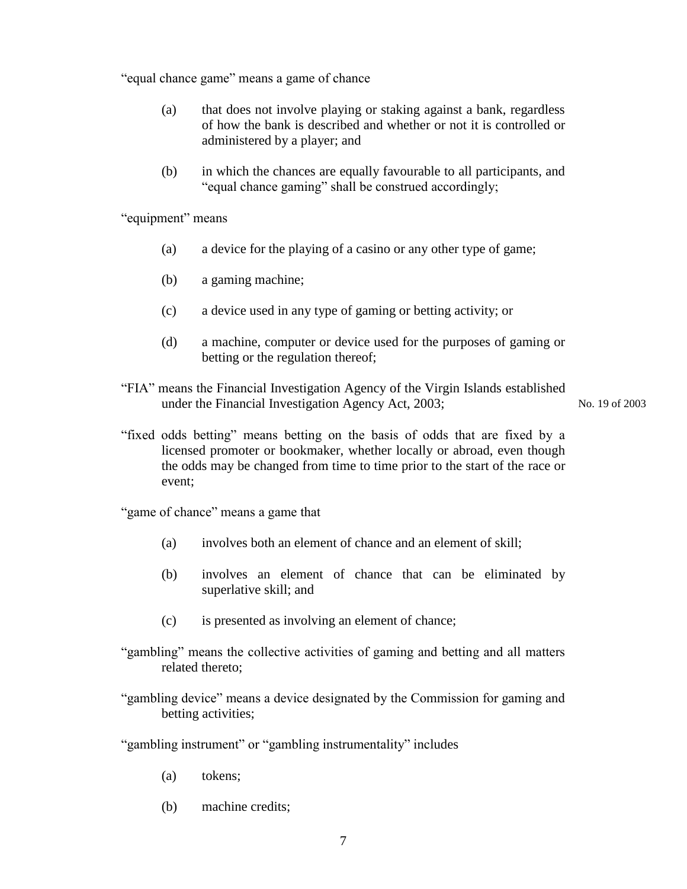"equal chance game" means a game of chance

(a) that does not involve playing or staking against a bank, regardless of how the bank is described and whether or not it is controlled or administered by a player; and

(b) in which the chances are equally favourable to all participants, and "equal chance gaming" shall be construed accordingly;

"equipment" means

(a) a device for the playing of a casino or any other type of game;

(b) a gaming machine;

(c) a device used in any type of gaming or betting activity; or

(d) a machine, computer or device used for the purposes of gaming or betting or the regulation thereof;

"FIA" means the Financial Investigation Agency of the Virgin Islands established under the Financial Investigation Agency Act, 2003; No. 19 of 2003

"fixed odds betting" means betting on the basis of odds that are fixed by a licensed promoter or bookmaker, whether locally or abroad, even though the odds may be changed from time to time prior to the start of the race or event;

"game of chance" means a game that

(a) involves both an element of chance and an element of skill;

(b) involves an element of chance that can be eliminated by superlative skill; and

(c) is presented as involving an element of chance;

"gambling" means the collective activities of gaming and betting and all matters related thereto;

"gambling device" means a device designated by the Commission for gaming and betting activities;

"gambling instrument" or "gambling instrumentality" includes

(a) tokens;

(b) machine credits;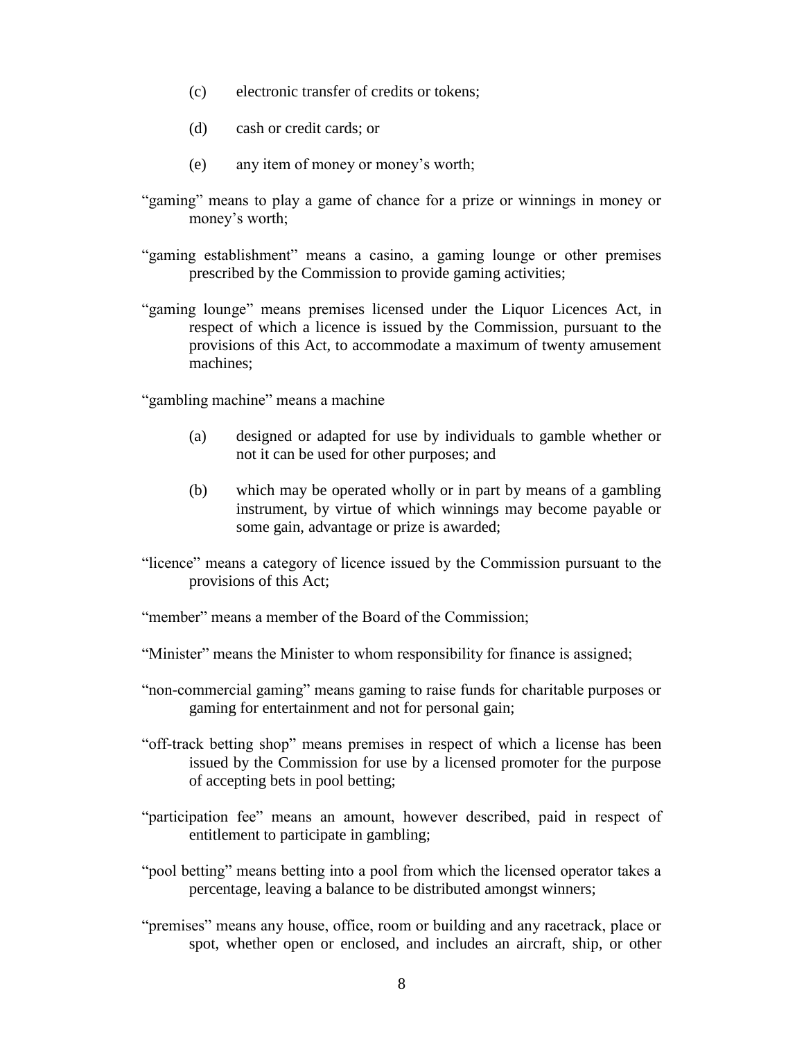(c) electronic transfer of credits or tokens;

(d) cash or credit cards; or

(e) any item of money or money's worth;

"gaming" means to play a game of chance for a prize or winnings in money or money's worth;

"gaming establishment" means a casino, a gaming lounge or other premises prescribed by the Commission to provide gaming activities;

"gaming lounge" means premises licensed under the Liquor Licences Act, in respect of which a licence is issued by the Commission, pursuant to the provisions of this Act, to accommodate a maximum of twenty amusement machines;

"gambling machine" means a machine

(a) designed or adapted for use by individuals to gamble whether or not it can be used for other purposes; and

(b) which may be operated wholly or in part by means of a gambling instrument, by virtue of which winnings may become payable or some gain, advantage or prize is awarded;

"licence" means a category of licence issued by the Commission pursuant to the provisions of this Act;

"member" means a member of the Board of the Commission;

"Minister" means the Minister to whom responsibility for finance is assigned;

"non-commercial gaming" means gaming to raise funds for charitable purposes or gaming for entertainment and not for personal gain;

"off-track betting shop" means premises in respect of which a license has been issued by the Commission for use by a licensed promoter for the purpose of accepting bets in pool betting;

"participation fee" means an amount, however described, paid in respect of entitlement to participate in gambling;

"pool betting" means betting into a pool from which the licensed operator takes a percentage, leaving a balance to be distributed amongst winners;

"premises" means any house, office, room or building and any racetrack, place or spot, whether open or enclosed, and includes an aircraft, ship, or other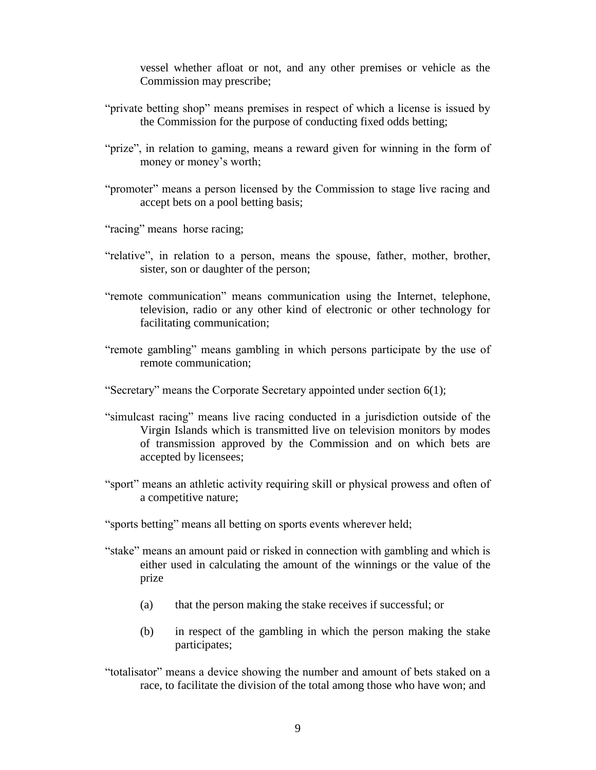vessel whether afloat or not, and any other premises or vehicle as the Commission may prescribe;

"private betting shop" means premises in respect of which a license is issued by the Commission for the purpose of conducting fixed odds betting;

"prize", in relation to gaming, means a reward given for winning in the form of money or money's worth;

"promoter" means a person licensed by the Commission to stage live racing and accept bets on a pool betting basis;

"racing" means horse racing;

"relative", in relation to a person, means the spouse, father, mother, brother, sister, son or daughter of the person;

"remote communication" means communication using the Internet, telephone, television, radio or any other kind of electronic or other technology for facilitating communication;

"remote gambling" means gambling in which persons participate by the use of remote communication;

"Secretary" means the Corporate Secretary appointed under section 6(1);

"simulcast racing" means live racing conducted in a jurisdiction outside of the Virgin Islands which is transmitted live on television monitors by modes of transmission approved by the Commission and on which bets are accepted by licensees;

"sport" means an athletic activity requiring skill or physical prowess and often of a competitive nature;

"sports betting" means all betting on sports events wherever held;

"stake" means an amount paid or risked in connection with gambling and which is either used in calculating the amount of the winnings or the value of the prize

(a) that the person making the stake receives if successful; or

(b) in respect of the gambling in which the person making the stake participates;

"totalisator" means a device showing the number and amount of bets staked on a race, to facilitate the division of the total among those who have won; and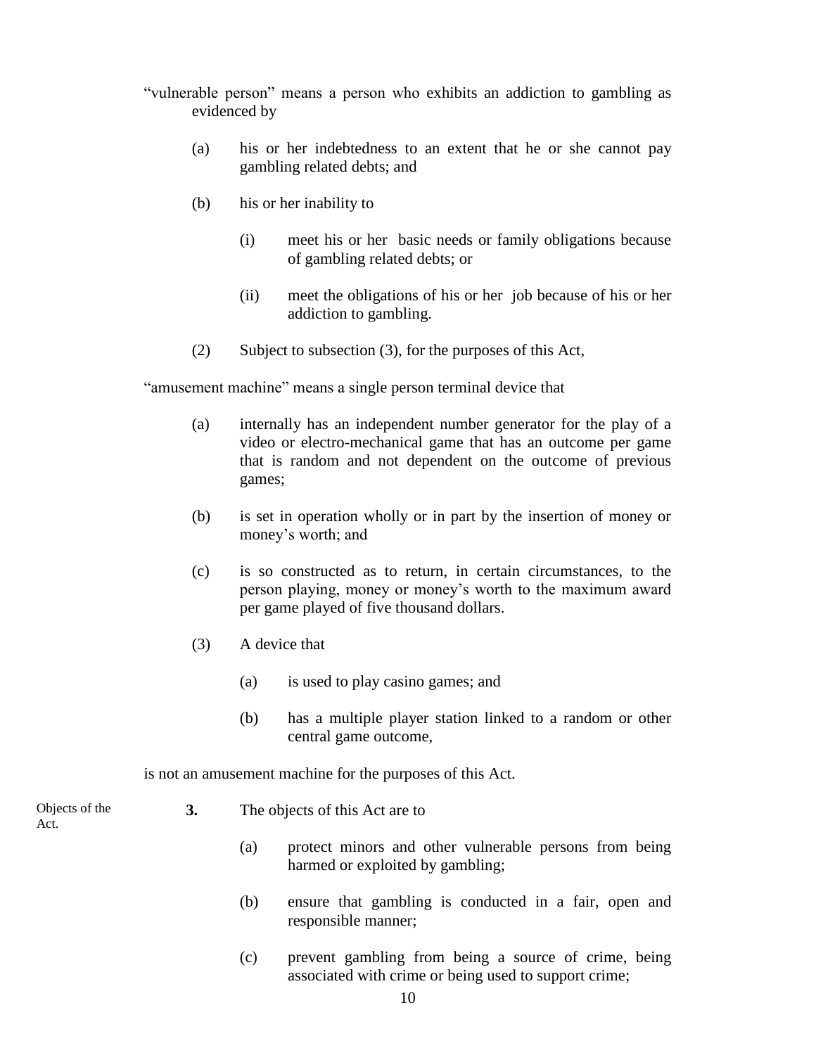"vulnerable person" means a person who exhibits an addiction to gambling as evidenced by

(a) his or her indebtedness to an extent that he or she cannot pay gambling related debts; and

(b) his or her inability to

(i) meet his or her basic needs or family obligations because of gambling related debts; or

(ii) meet the obligations of his or her job because of his or her addiction to gambling.

(2) Subject to subsection (3), for the purposes of this Act,

"amusement machine" means a single person terminal device that

(a) internally has an independent number generator for the play of a video or electro-mechanical game that has an outcome per game that is random and not dependent on the outcome of previous games;

(b) is set in operation wholly or in part by the insertion of money or money's worth; and

(c) is so constructed as to return, in certain circumstances, to the person playing, money or money's worth to the maximum award per game played of five thousand dollars.

(3) A device that

(a) is used to play casino games; and

(b) has a multiple player station linked to a random or other central game outcome,

is not an amusement machine for the purposes of this Act.

Objects of the Act.

**3.** The objects of this Act are to

(a) protect minors and other vulnerable persons from being harmed or exploited by gambling;

(b) ensure that gambling is conducted in a fair, open and responsible manner;

(c) prevent gambling from being a source of crime, being associated with crime or being used to support crime;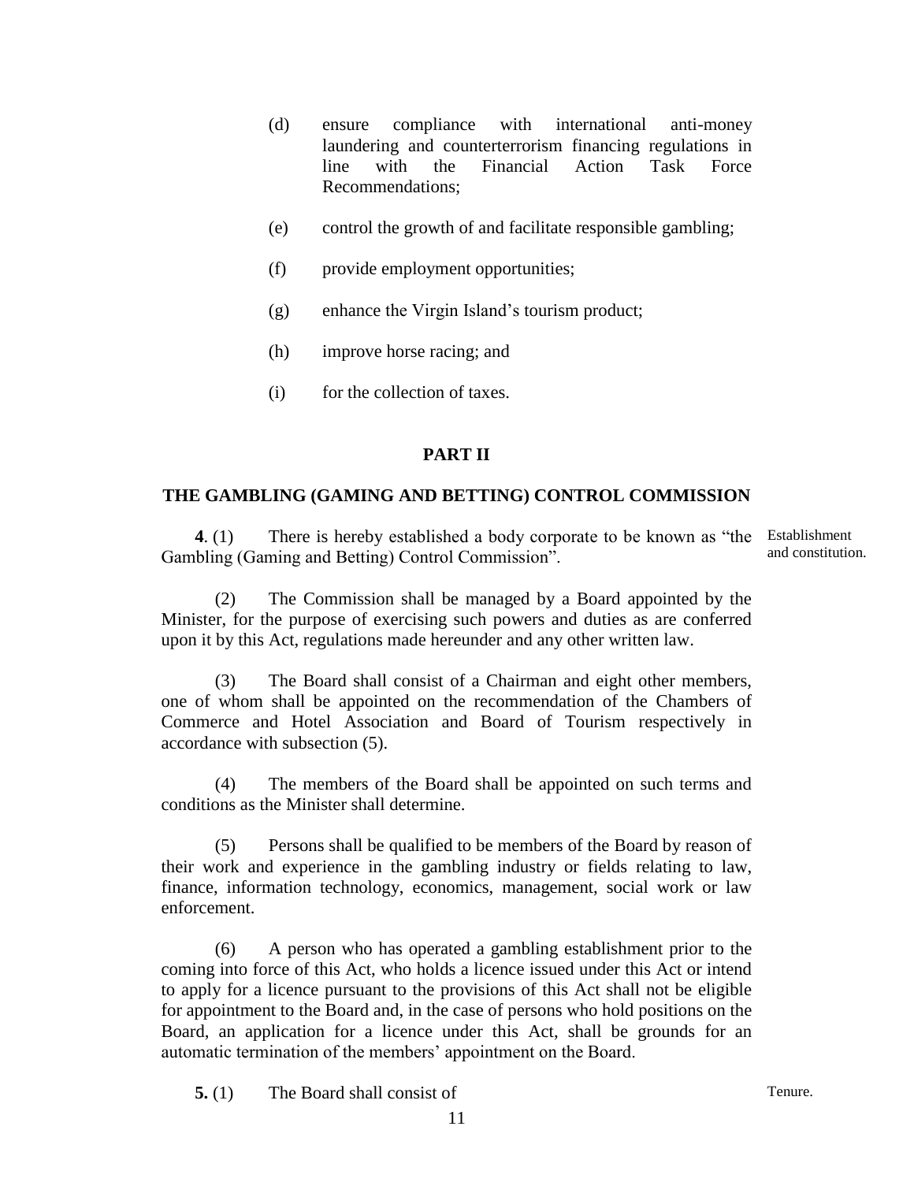(d) ensure compliance with international anti-money laundering and counterterrorism financing regulations in line with the Financial Action Task Force Recommendations;

(e) control the growth of and facilitate responsible gambling;

(f) provide employment opportunities;

(g) enhance the Virgin Island's tourism product;

(h) improve horse racing; and

(i) for the collection of taxes.

## PART II

## THE GAMBLING (GAMING AND BETTING) CONTROL COMMISSION

*Establishment and constitution.*

**4.** (1) There is hereby established a body corporate to be known as "the Gambling (Gaming and Betting) Control Commission".

(2) The Commission shall be managed by a Board appointed by the Minister, for the purpose of exercising such powers and duties as are conferred upon it by this Act, regulations made hereunder and any other written law.

(3) The Board shall consist of a Chairman and eight other members, one of whom shall be appointed on the recommendation of the Chambers of Commerce and Hotel Association and Board of Tourism respectively in accordance with subsection (5).

(4) The members of the Board shall be appointed on such terms and conditions as the Minister shall determine.

(5) Persons shall be qualified to be members of the Board by reason of their work and experience in the gambling industry or fields relating to law, finance, information technology, economics, management, social work or law enforcement.

(6) A person who has operated a gambling establishment prior to the coming into force of this Act, who holds a licence issued under this Act or intend to apply for a licence pursuant to the provisions of this Act shall not be eligible for appointment to the Board and, in the case of persons who hold positions on the Board, an application for a licence under this Act, shall be grounds for an automatic termination of the members' appointment on the Board.

*Tenure.*

**5.** (1) The Board shall consist of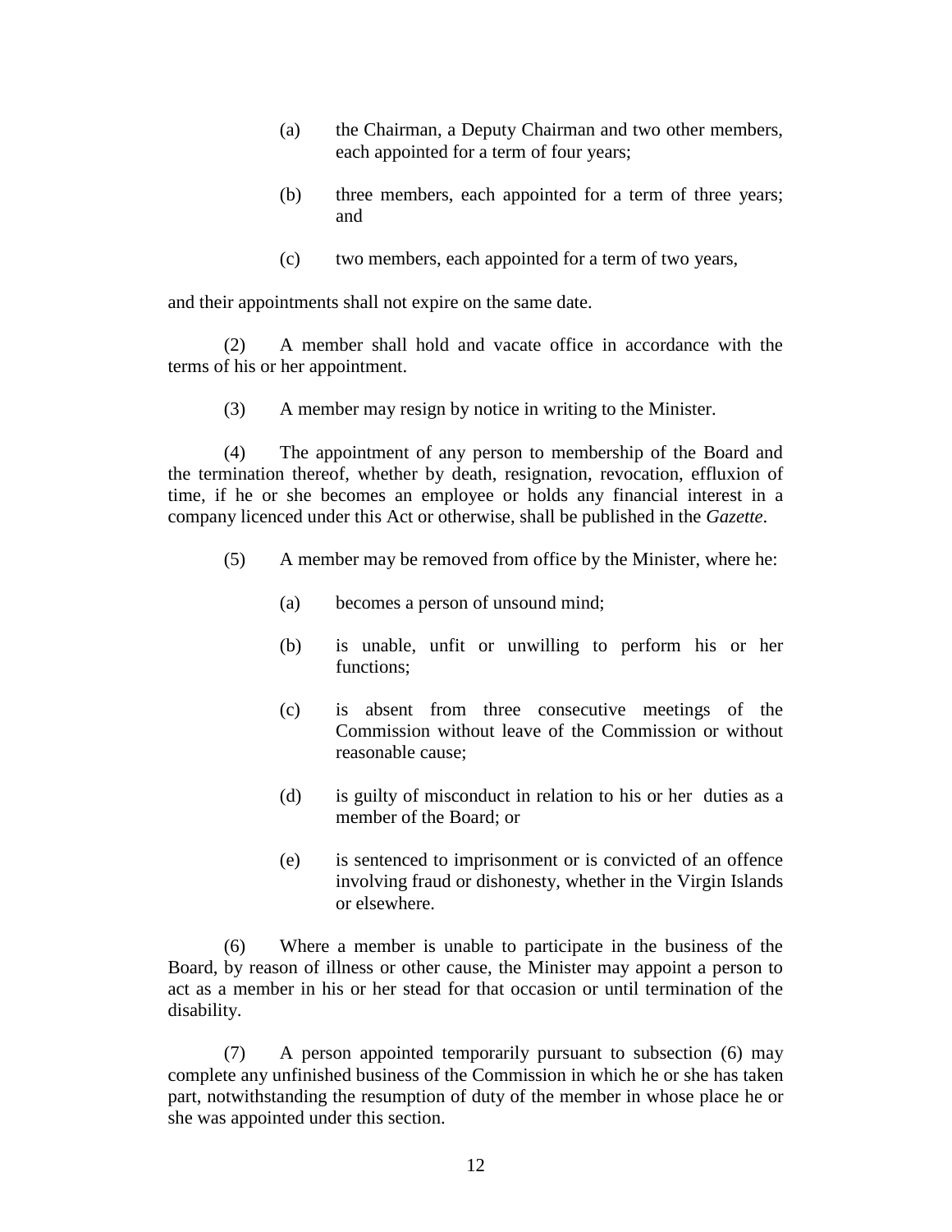(a) the Chairman, a Deputy Chairman and two other members, each appointed for a term of four years;

(b) three members, each appointed for a term of three years; and

(c) two members, each appointed for a term of two years,

and their appointments shall not expire on the same date.

(2) A member shall hold and vacate office in accordance with the terms of his or her appointment.

(3) A member may resign by notice in writing to the Minister.

(4) The appointment of any person to membership of the Board and the termination thereof, whether by death, resignation, revocation, effluxion of time, if he or she becomes an employee or holds any financial interest in a company licenced under this Act or otherwise, shall be published in the *Gazette*.

(5) A member may be removed from office by the Minister, where he:

(a) becomes a person of unsound mind;

(b) is unable, unfit or unwilling to perform his or her functions;

(c) is absent from three consecutive meetings of the Commission without leave of the Commission or without reasonable cause;

(d) is guilty of misconduct in relation to his or her duties as a member of the Board; or

(e) is sentenced to imprisonment or is convicted of an offence involving fraud or dishonesty, whether in the Virgin Islands or elsewhere.

(6) Where a member is unable to participate in the business of the Board, by reason of illness or other cause, the Minister may appoint a person to act as a member in his or her stead for that occasion or until termination of the disability.

(7) A person appointed temporarily pursuant to subsection (6) may complete any unfinished business of the Commission in which he or she has taken part, notwithstanding the resumption of duty of the member in whose place he or she was appointed under this section.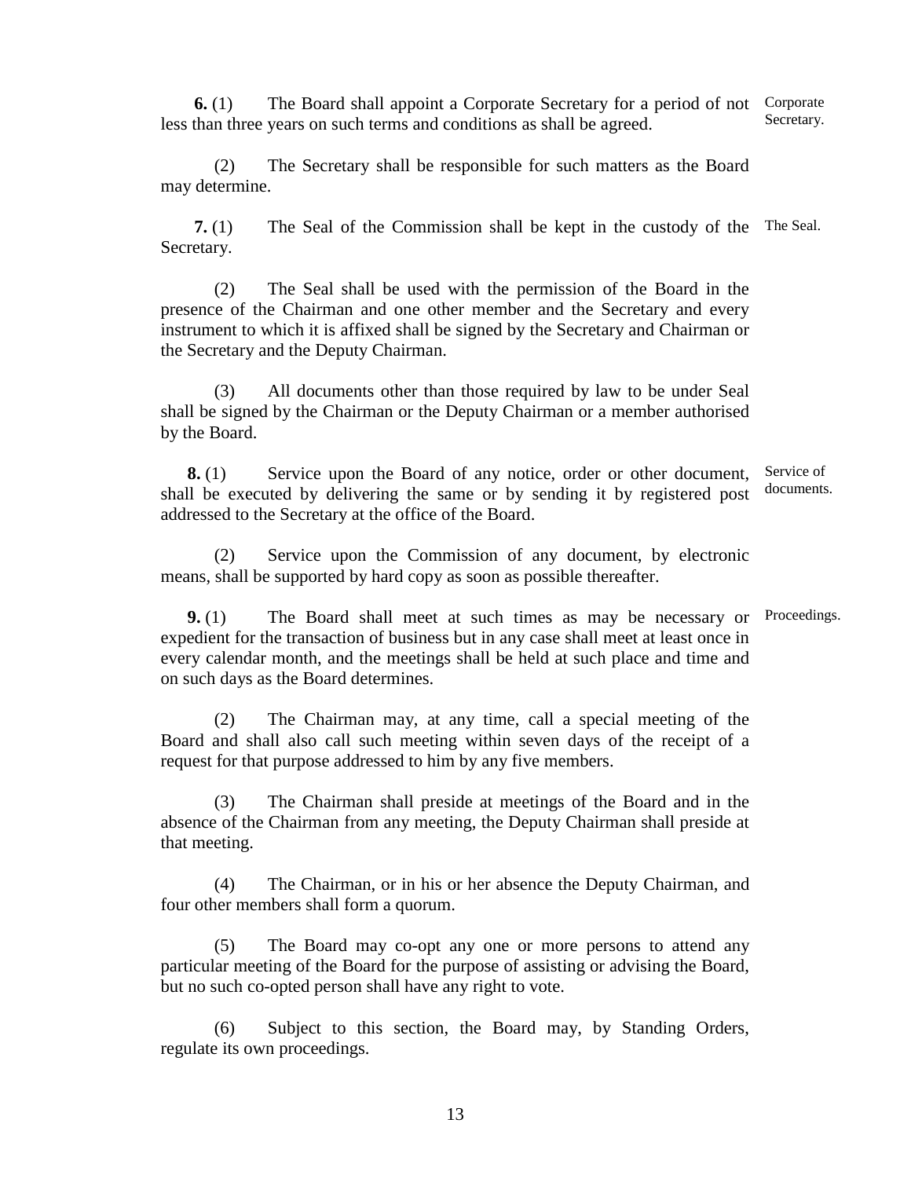**6.** (1) The Board shall appoint a Corporate Secretary for a period of not less than three years on such terms and conditions as shall be agreed.

Corporate Secretary.

(2) The Secretary shall be responsible for such matters as the Board may determine.

**7.** (1) The Seal of the Commission shall be kept in the custody of the Secretary.

The Seal.

(2) The Seal shall be used with the permission of the Board in the presence of the Chairman and one other member and the Secretary and every instrument to which it is affixed shall be signed by the Secretary and Chairman or the Secretary and the Deputy Chairman.

(3) All documents other than those required by law to be under Seal shall be signed by the Chairman or the Deputy Chairman or a member authorised by the Board.

**8.** (1) Service upon the Board of any notice, order or other document, shall be executed by delivering the same or by sending it by registered post addressed to the Secretary at the office of the Board.

Service of documents.

(2) Service upon the Commission of any document, by electronic means, shall be supported by hard copy as soon as possible thereafter.

**9.** (1) The Board shall meet at such times as may be necessary or expedient for the transaction of business but in any case shall meet at least once in every calendar month, and the meetings shall be held at such place and time and on such days as the Board determines.

Proceedings.

(2) The Chairman may, at any time, call a special meeting of the Board and shall also call such meeting within seven days of the receipt of a request for that purpose addressed to him by any five members.

(3) The Chairman shall preside at meetings of the Board and in the absence of the Chairman from any meeting, the Deputy Chairman shall preside at that meeting.

(4) The Chairman, or in his or her absence the Deputy Chairman, and four other members shall form a quorum.

(5) The Board may co-opt any one or more persons to attend any particular meeting of the Board for the purpose of assisting or advising the Board, but no such co-opted person shall have any right to vote.

(6) Subject to this section, the Board may, by Standing Orders, regulate its own proceedings.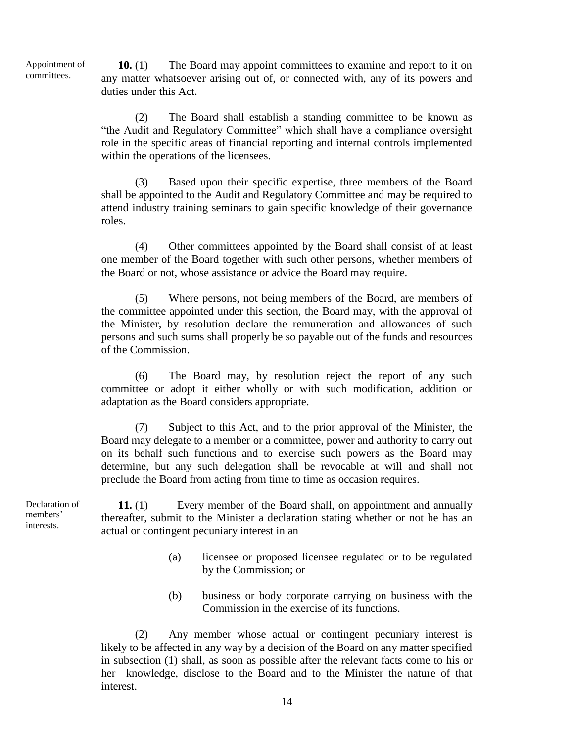Appointment of committees.

**10.** (1) The Board may appoint committees to examine and report to it on any matter whatsoever arising out of, or connected with, any of its powers and duties under this Act.

(2) The Board shall establish a standing committee to be known as "the Audit and Regulatory Committee" which shall have a compliance oversight role in the specific areas of financial reporting and internal controls implemented within the operations of the licensees.

(3) Based upon their specific expertise, three members of the Board shall be appointed to the Audit and Regulatory Committee and may be required to attend industry training seminars to gain specific knowledge of their governance roles.

(4) Other committees appointed by the Board shall consist of at least one member of the Board together with such other persons, whether members of the Board or not, whose assistance or advice the Board may require.

(5) Where persons, not being members of the Board, are members of the committee appointed under this section, the Board may, with the approval of the Minister, by resolution declare the remuneration and allowances of such persons and such sums shall properly be so payable out of the funds and resources of the Commission.

(6) The Board may, by resolution reject the report of any such committee or adopt it either wholly or with such modification, addition or adaptation as the Board considers appropriate.

(7) Subject to this Act, and to the prior approval of the Minister, the Board may delegate to a member or a committee, power and authority to carry out on its behalf such functions and to exercise such powers as the Board may determine, but any such delegation shall be revocable at will and shall not preclude the Board from acting from time to time as occasion requires.

Declaration of members' interests.

**11.** (1) Every member of the Board shall, on appointment and annually thereafter, submit to the Minister a declaration stating whether or not he has an actual or contingent pecuniary interest in an

(a) licensee or proposed licensee regulated or to be regulated by the Commission; or

(b) business or body corporate carrying on business with the Commission in the exercise of its functions.

(2) Any member whose actual or contingent pecuniary interest is likely to be affected in any way by a decision of the Board on any matter specified in subsection (1) shall, as soon as possible after the relevant facts come to his or her knowledge, disclose to the Board and to the Minister the nature of that interest.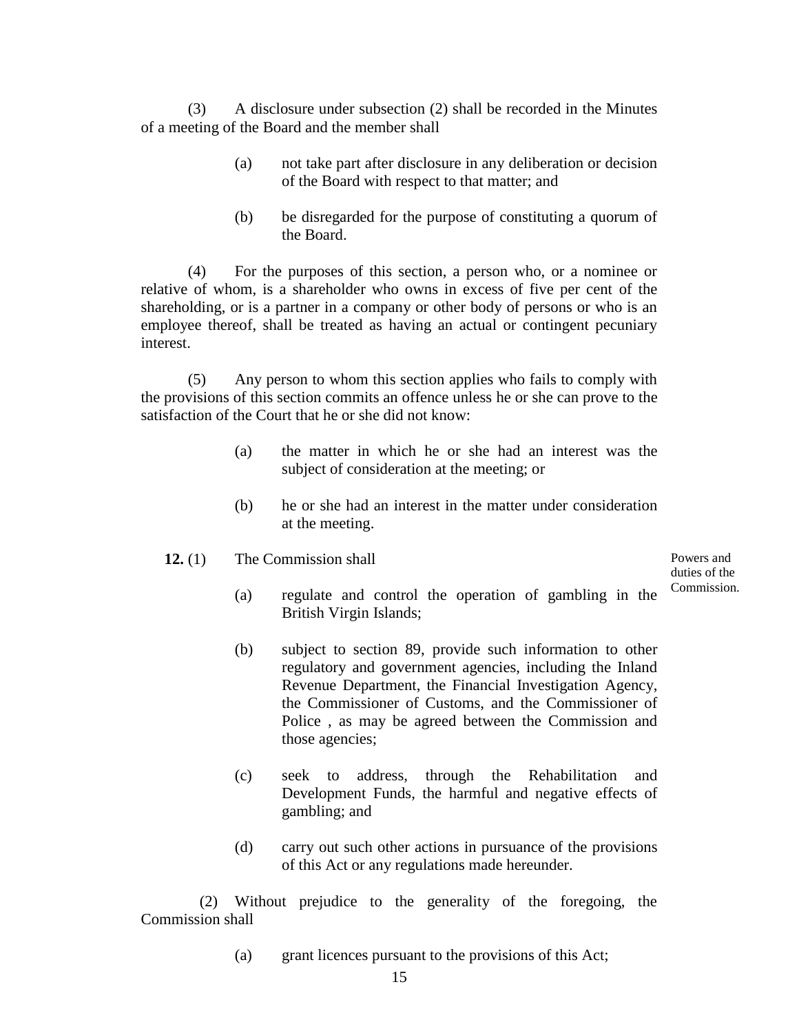(3) A disclosure under subsection (2) shall be recorded in the Minutes of a meeting of the Board and the member shall

- (a) not take part after disclosure in any deliberation or decision of the Board with respect to that matter; and
- (b) be disregarded for the purpose of constituting a quorum of the Board.

(4) For the purposes of this section, a person who, or a nominee or relative of whom, is a shareholder who owns in excess of five per cent of the shareholding, or is a partner in a company or other body of persons or who is an employee thereof, shall be treated as having an actual or contingent pecuniary interest.

(5) Any person to whom this section applies who fails to comply with the provisions of this section commits an offence unless he or she can prove to the satisfaction of the Court that he or she did not know:

- (a) the matter in which he or she had an interest was the subject of consideration at the meeting; or
- (b) he or she had an interest in the matter under consideration at the meeting.

*Powers and duties of the Commission.*

**12.** (1) The Commission shall

- (a) regulate and control the operation of gambling in the British Virgin Islands;
- (b) subject to section 89, provide such information to other regulatory and government agencies, including the Inland Revenue Department, the Financial Investigation Agency, the Commissioner of Customs, and the Commissioner of Police , as may be agreed between the Commission and those agencies;
- (c) seek to address, through the Rehabilitation and Development Funds, the harmful and negative effects of gambling; and
- (d) carry out such other actions in pursuance of the provisions of this Act or any regulations made hereunder.

(2) Without prejudice to the generality of the foregoing, the Commission shall

- (a) grant licences pursuant to the provisions of this Act;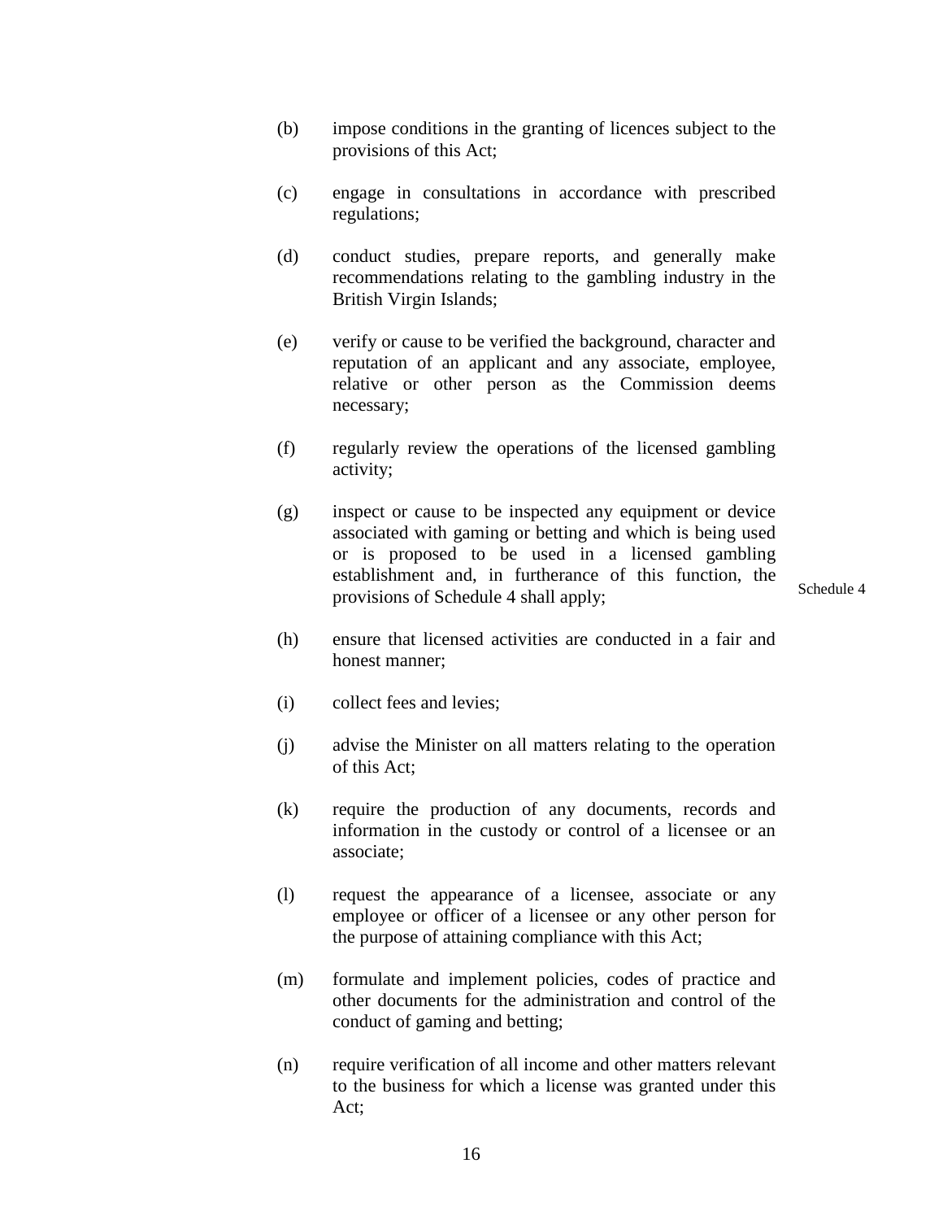(b) impose conditions in the granting of licences subject to the provisions of this Act;

(c) engage in consultations in accordance with prescribed regulations;

(d) conduct studies, prepare reports, and generally make recommendations relating to the gambling industry in the British Virgin Islands;

(e) verify or cause to be verified the background, character and reputation of an applicant and any associate, employee, relative or other person as the Commission deems necessary;

(f) regularly review the operations of the licensed gambling activity;

(g) inspect or cause to be inspected any equipment or device associated with gaming or betting and which is being used or is proposed to be used in a licensed gambling establishment and, in furtherance of this function, the provisions of Schedule 4 shall apply;

Schedule 4

(h) ensure that licensed activities are conducted in a fair and honest manner;

(i) collect fees and levies;

(j) advise the Minister on all matters relating to the operation of this Act;

(k) require the production of any documents, records and information in the custody or control of a licensee or an associate;

(l) request the appearance of a licensee, associate or any employee or officer of a licensee or any other person for the purpose of attaining compliance with this Act;

(m) formulate and implement policies, codes of practice and other documents for the administration and control of the conduct of gaming and betting;

(n) require verification of all income and other matters relevant to the business for which a license was granted under this Act;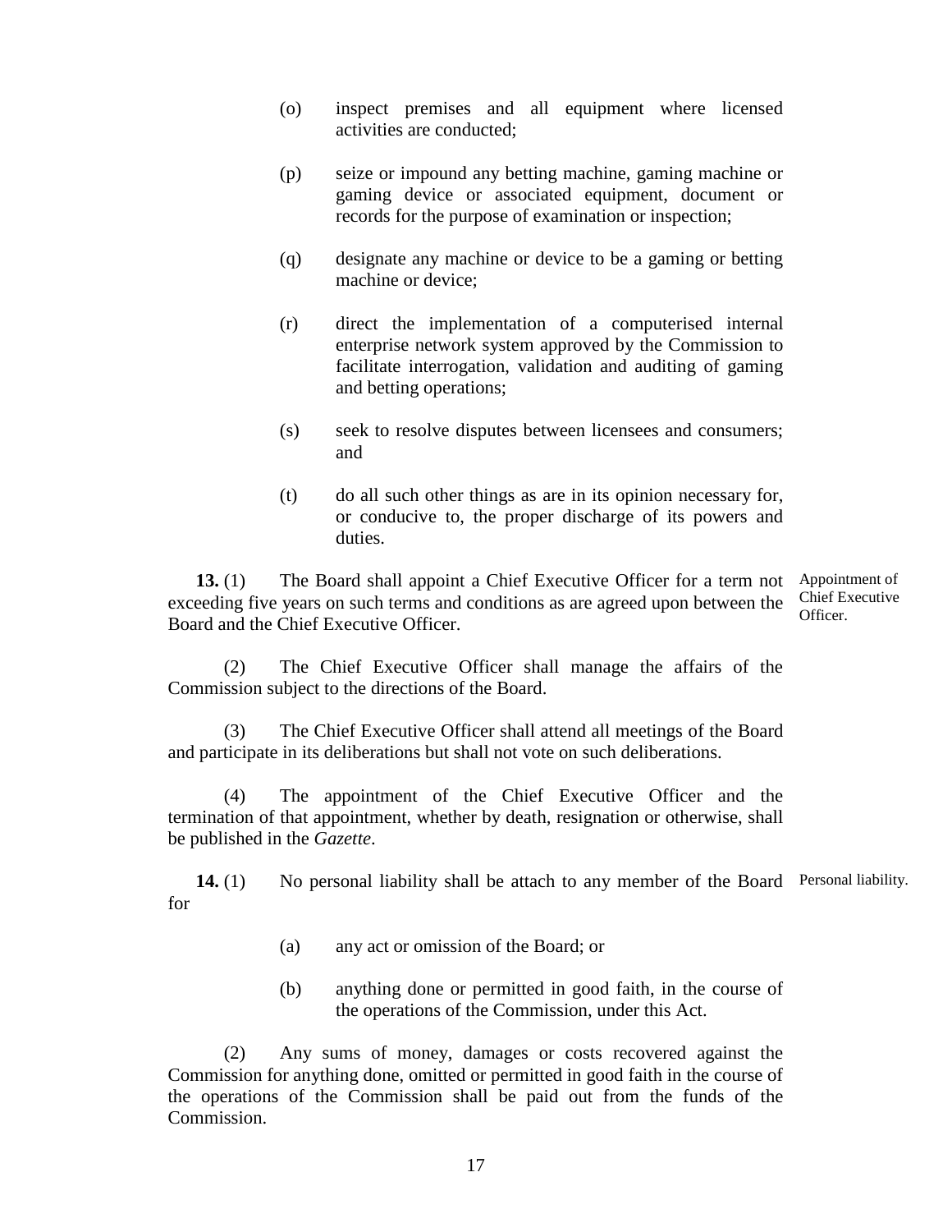(o) inspect premises and all equipment where licensed activities are conducted;

(p) seize or impound any betting machine, gaming machine or gaming device or associated equipment, document or records for the purpose of examination or inspection;

(q) designate any machine or device to be a gaming or betting machine or device;

(r) direct the implementation of a computerised internal enterprise network system approved by the Commission to facilitate interrogation, validation and auditing of gaming and betting operations;

(s) seek to resolve disputes between licensees and consumers; and

(t) do all such other things as are in its opinion necessary for, or conducive to, the proper discharge of its powers and duties.

Appointment of Chief Executive Officer.

**13.** (1) The Board shall appoint a Chief Executive Officer for a term not exceeding five years on such terms and conditions as are agreed upon between the Board and the Chief Executive Officer.

(2) The Chief Executive Officer shall manage the affairs of the Commission subject to the directions of the Board.

(3) The Chief Executive Officer shall attend all meetings of the Board and participate in its deliberations but shall not vote on such deliberations.

(4) The appointment of the Chief Executive Officer and the termination of that appointment, whether by death, resignation or otherwise, shall be published in the *Gazette*.

Personal liability.

**14.** (1) No personal liability shall be attach to any member of the Board for

(a) any act or omission of the Board; or

(b) anything done or permitted in good faith, in the course of the operations of the Commission, under this Act.

(2) Any sums of money, damages or costs recovered against the Commission for anything done, omitted or permitted in good faith in the course of the operations of the Commission shall be paid out from the funds of the Commission.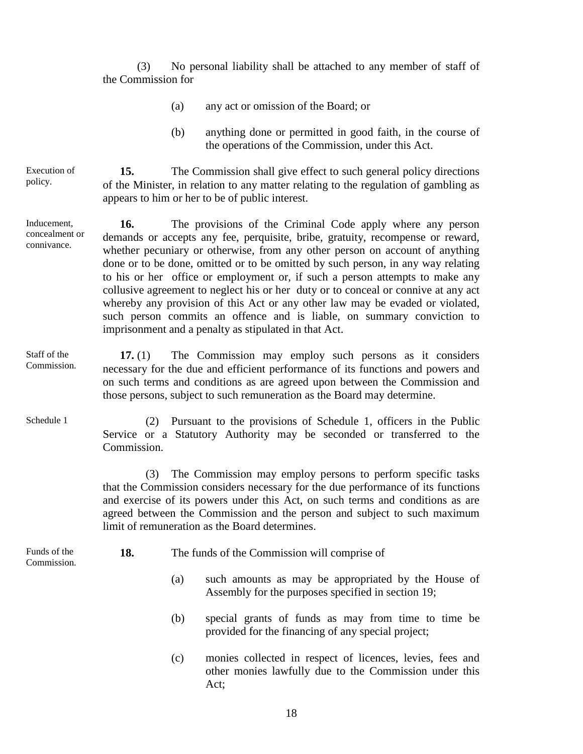(3) No personal liability shall be attached to any member of staff of the Commission for

(a) any act or omission of the Board; or

(b) anything done or permitted in good faith, in the course of the operations of the Commission, under this Act.

Execution of policy.

**15.** The Commission shall give effect to such general policy directions of the Minister, in relation to any matter relating to the regulation of gambling as appears to him or her to be of public interest.

Inducement, concealment or connivance.

**16.** The provisions of the Criminal Code apply where any person demands or accepts any fee, perquisite, bribe, gratuity, recompense or reward, whether pecuniary or otherwise, from any other person on account of anything done or to be done, omitted or to be omitted by such person, in any way relating to his or her office or employment or, if such a person attempts to make any collusive agreement to neglect his or her duty or to conceal or connive at any act whereby any provision of this Act or any other law may be evaded or violated, such person commits an offence and is liable, on summary conviction to imprisonment and a penalty as stipulated in that Act.

Staff of the Commission.

**17.** (1) The Commission may employ such persons as it considers necessary for the due and efficient performance of its functions and powers and on such terms and conditions as are agreed upon between the Commission and those persons, subject to such remuneration as the Board may determine.

Schedule 1

(2) Pursuant to the provisions of Schedule 1, officers in the Public Service or a Statutory Authority may be seconded or transferred to the Commission.

(3) The Commission may employ persons to perform specific tasks that the Commission considers necessary for the due performance of its functions and exercise of its powers under this Act, on such terms and conditions as are agreed between the Commission and the person and subject to such maximum limit of remuneration as the Board determines.

Funds of the Commission.

**18.** The funds of the Commission will comprise of

(a) such amounts as may be appropriated by the House of Assembly for the purposes specified in section 19;

(b) special grants of funds as may from time to time be provided for the financing of any special project;

(c) monies collected in respect of licences, levies, fees and other monies lawfully due to the Commission under this Act;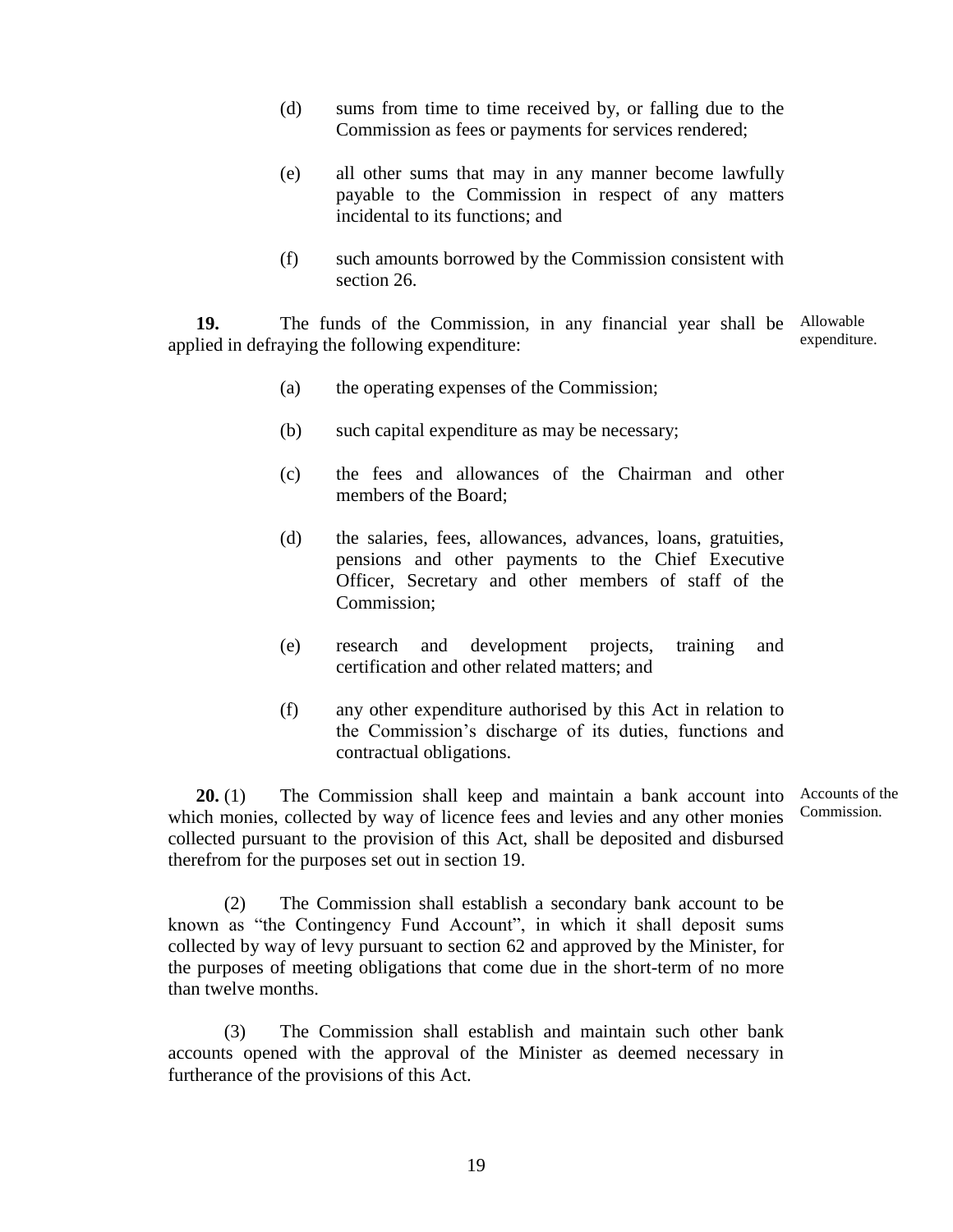(d) sums from time to time received by, or falling due to the Commission as fees or payments for services rendered;

(e) all other sums that may in any manner become lawfully payable to the Commission in respect of any matters incidental to its functions; and

(f) such amounts borrowed by the Commission consistent with section 26.

Allowable expenditure.

**19.** The funds of the Commission, in any financial year shall be applied in defraying the following expenditure:

(a) the operating expenses of the Commission;

(b) such capital expenditure as may be necessary;

(c) the fees and allowances of the Chairman and other members of the Board;

(d) the salaries, fees, allowances, advances, loans, gratuities, pensions and other payments to the Chief Executive Officer, Secretary and other members of staff of the Commission;

(e) research and development projects, training and certification and other related matters; and

(f) any other expenditure authorised by this Act in relation to the Commission's discharge of its duties, functions and contractual obligations.

Accounts of the Commission.

**20.** (1) The Commission shall keep and maintain a bank account into which monies, collected by way of licence fees and levies and any other monies collected pursuant to the provision of this Act, shall be deposited and disbursed therefrom for the purposes set out in section 19.

(2) The Commission shall establish a secondary bank account to be known as "the Contingency Fund Account", in which it shall deposit sums collected by way of levy pursuant to section 62 and approved by the Minister, for the purposes of meeting obligations that come due in the short-term of no more than twelve months.

(3) The Commission shall establish and maintain such other bank accounts opened with the approval of the Minister as deemed necessary in furtherance of the provisions of this Act.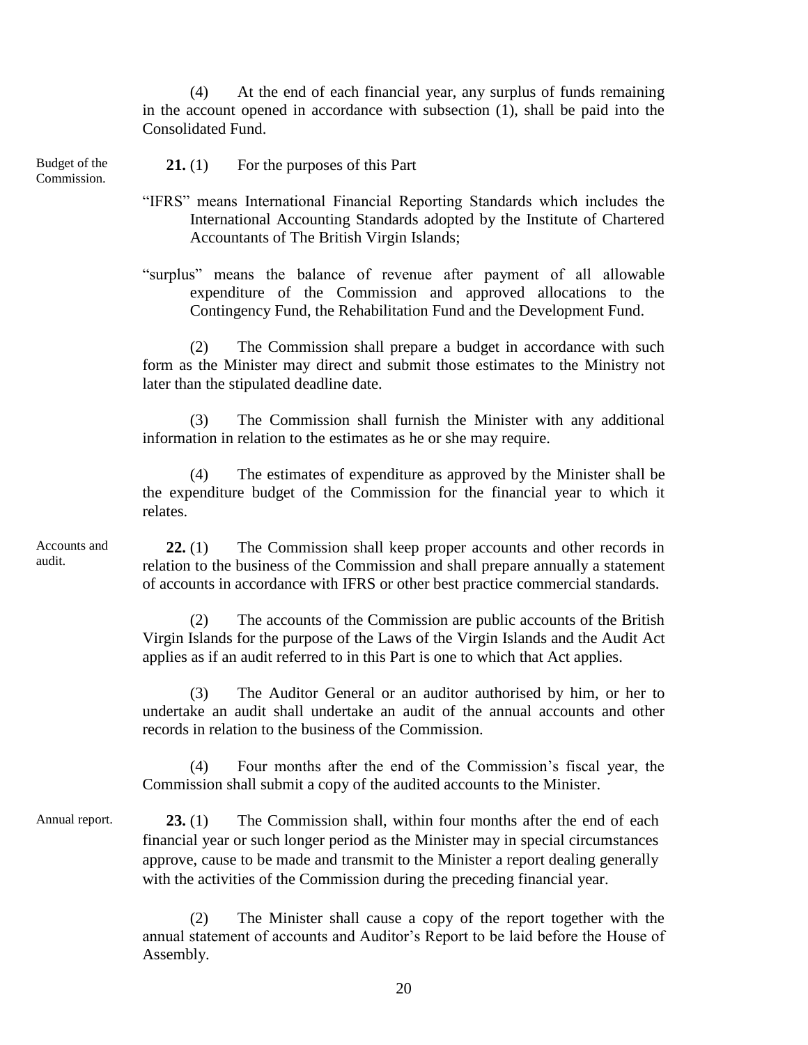(4) At the end of each financial year, any surplus of funds remaining in the account opened in accordance with subsection (1), shall be paid into the Consolidated Fund.

Budget of the Commission.

**21.** (1) For the purposes of this Part

"IFRS" means International Financial Reporting Standards which includes the International Accounting Standards adopted by the Institute of Chartered Accountants of The British Virgin Islands;

"surplus" means the balance of revenue after payment of all allowable expenditure of the Commission and approved allocations to the Contingency Fund, the Rehabilitation Fund and the Development Fund.

(2) The Commission shall prepare a budget in accordance with such form as the Minister may direct and submit those estimates to the Ministry not later than the stipulated deadline date.

(3) The Commission shall furnish the Minister with any additional information in relation to the estimates as he or she may require.

(4) The estimates of expenditure as approved by the Minister shall be the expenditure budget of the Commission for the financial year to which it relates.

Accounts and audit.

**22.** (1) The Commission shall keep proper accounts and other records in relation to the business of the Commission and shall prepare annually a statement of accounts in accordance with IFRS or other best practice commercial standards.

(2) The accounts of the Commission are public accounts of the British Virgin Islands for the purpose of the Laws of the Virgin Islands and the Audit Act applies as if an audit referred to in this Part is one to which that Act applies.

(3) The Auditor General or an auditor authorised by him, or her to undertake an audit shall undertake an audit of the annual accounts and other records in relation to the business of the Commission.

(4) Four months after the end of the Commission's fiscal year, the Commission shall submit a copy of the audited accounts to the Minister.

Annual report.

**23.** (1) The Commission shall, within four months after the end of each financial year or such longer period as the Minister may in special circumstances approve, cause to be made and transmit to the Minister a report dealing generally with the activities of the Commission during the preceding financial year.

(2) The Minister shall cause a copy of the report together with the annual statement of accounts and Auditor's Report to be laid before the House of Assembly.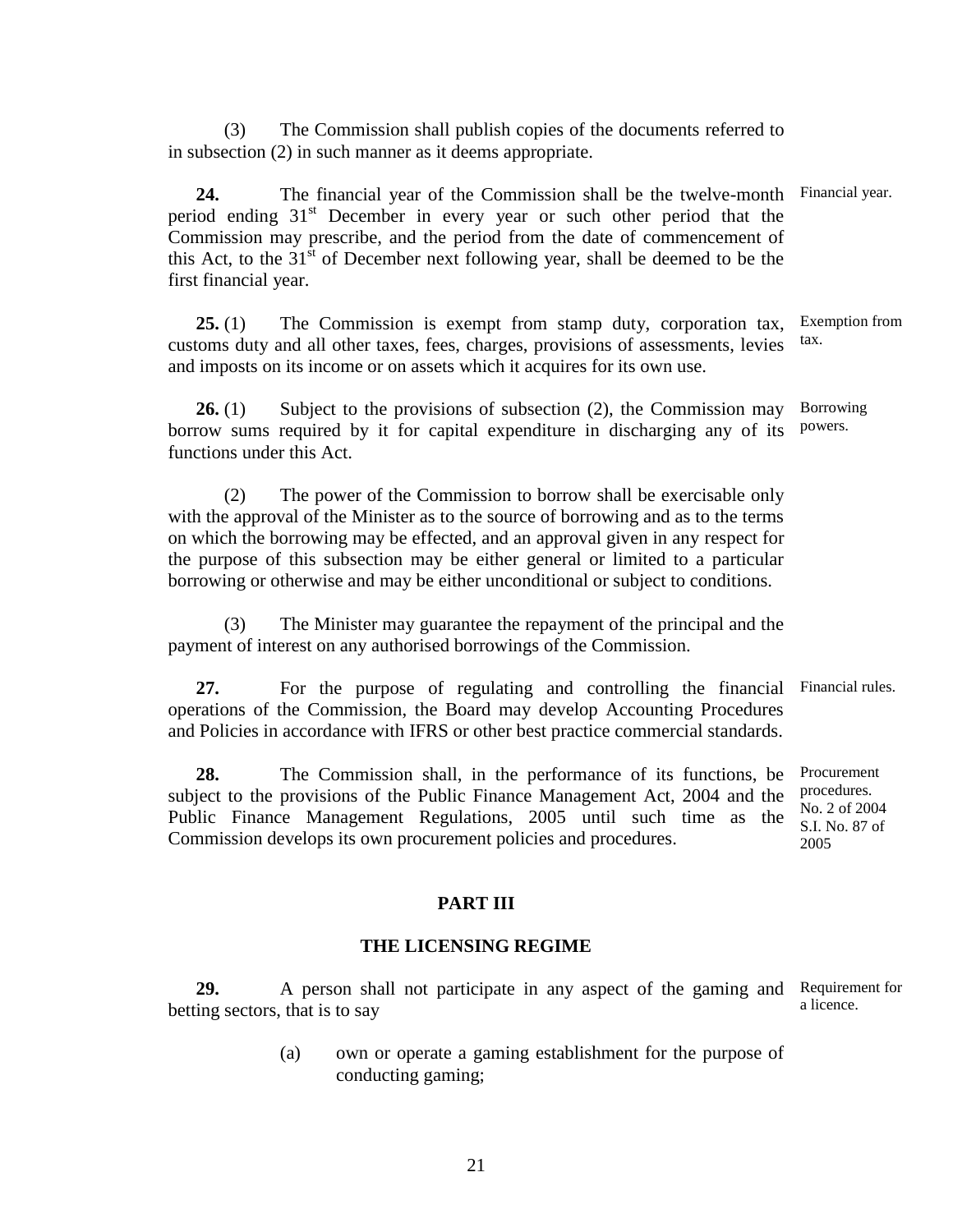(3) The Commission shall publish copies of the documents referred to in subsection (2) in such manner as it deems appropriate.

Financial year.

**24.** The financial year of the Commission shall be the twelve-month period ending 31st December in every year or such other period that the Commission may prescribe, and the period from the date of commencement of this Act, to the 31st of December next following year, shall be deemed to be the first financial year.

Exemption from tax.

**25.** (1) The Commission is exempt from stamp duty, corporation tax, customs duty and all other taxes, fees, charges, provisions of assessments, levies and imposts on its income or on assets which it acquires for its own use.

Borrowing powers.

**26.** (1) Subject to the provisions of subsection (2), the Commission may borrow sums required by it for capital expenditure in discharging any of its functions under this Act.

(2) The power of the Commission to borrow shall be exercisable only with the approval of the Minister as to the source of borrowing and as to the terms on which the borrowing may be effected, and an approval given in any respect for the purpose of this subsection may be either general or limited to a particular borrowing or otherwise and may be either unconditional or subject to conditions.

(3) The Minister may guarantee the repayment of the principal and the payment of interest on any authorised borrowings of the Commission.

Financial rules.

**27.** For the purpose of regulating and controlling the financial operations of the Commission, the Board may develop Accounting Procedures and Policies in accordance with IFRS or other best practice commercial standards.

Procurement procedures. No. 2 of 2004 S.I. No. 87 of 2005

**28.** The Commission shall, in the performance of its functions, be subject to the provisions of the Public Finance Management Act, 2004 and the Public Finance Management Regulations, 2005 until such time as the Commission develops its own procurement policies and procedures.

## PART III

## THE LICENSING REGIME

Requirement for a licence.

**29.** A person shall not participate in any aspect of the gaming and betting sectors, that is to say

(a) own or operate a gaming establishment for the purpose of conducting gaming;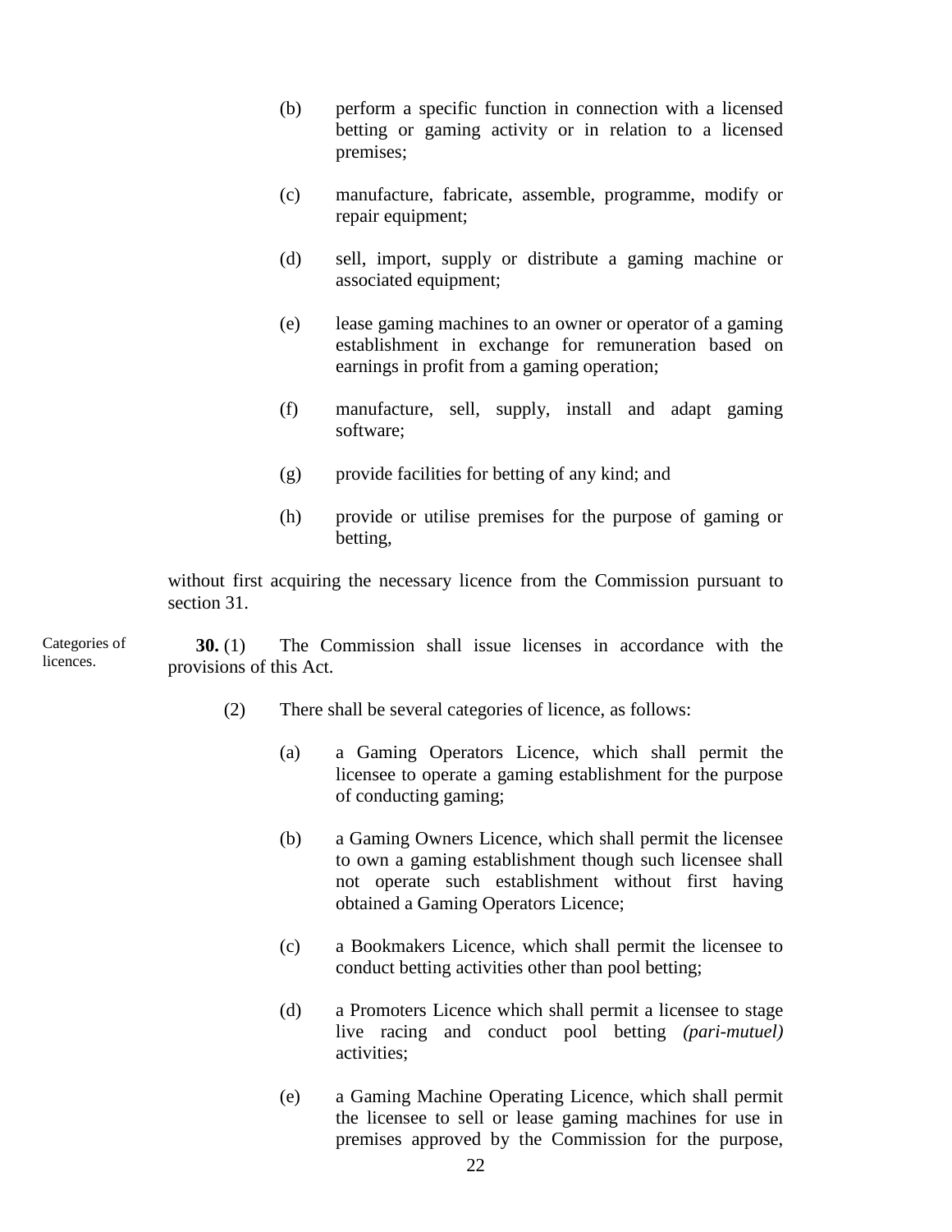(b) perform a specific function in connection with a licensed betting or gaming activity or in relation to a licensed premises;

(c) manufacture, fabricate, assemble, programme, modify or repair equipment;

(d) sell, import, supply or distribute a gaming machine or associated equipment;

(e) lease gaming machines to an owner or operator of a gaming establishment in exchange for remuneration based on earnings in profit from a gaming operation;

(f) manufacture, sell, supply, install and adapt gaming software;

(g) provide facilities for betting of any kind; and

(h) provide or utilise premises for the purpose of gaming or betting,

without first acquiring the necessary licence from the Commission pursuant to section 31.

Categories of licences.

**30.** (1) The Commission shall issue licenses in accordance with the provisions of this Act.

(2) There shall be several categories of licence, as follows:

(a) a Gaming Operators Licence, which shall permit the licensee to operate a gaming establishment for the purpose of conducting gaming;

(b) a Gaming Owners Licence, which shall permit the licensee to own a gaming establishment though such licensee shall not operate such establishment without first having obtained a Gaming Operators Licence;

(c) a Bookmakers Licence, which shall permit the licensee to conduct betting activities other than pool betting;

(d) a Promoters Licence which shall permit a licensee to stage live racing and conduct pool betting *(pari-mutuel)* activities;

(e) a Gaming Machine Operating Licence, which shall permit the licensee to sell or lease gaming machines for use in premises approved by the Commission for the purpose,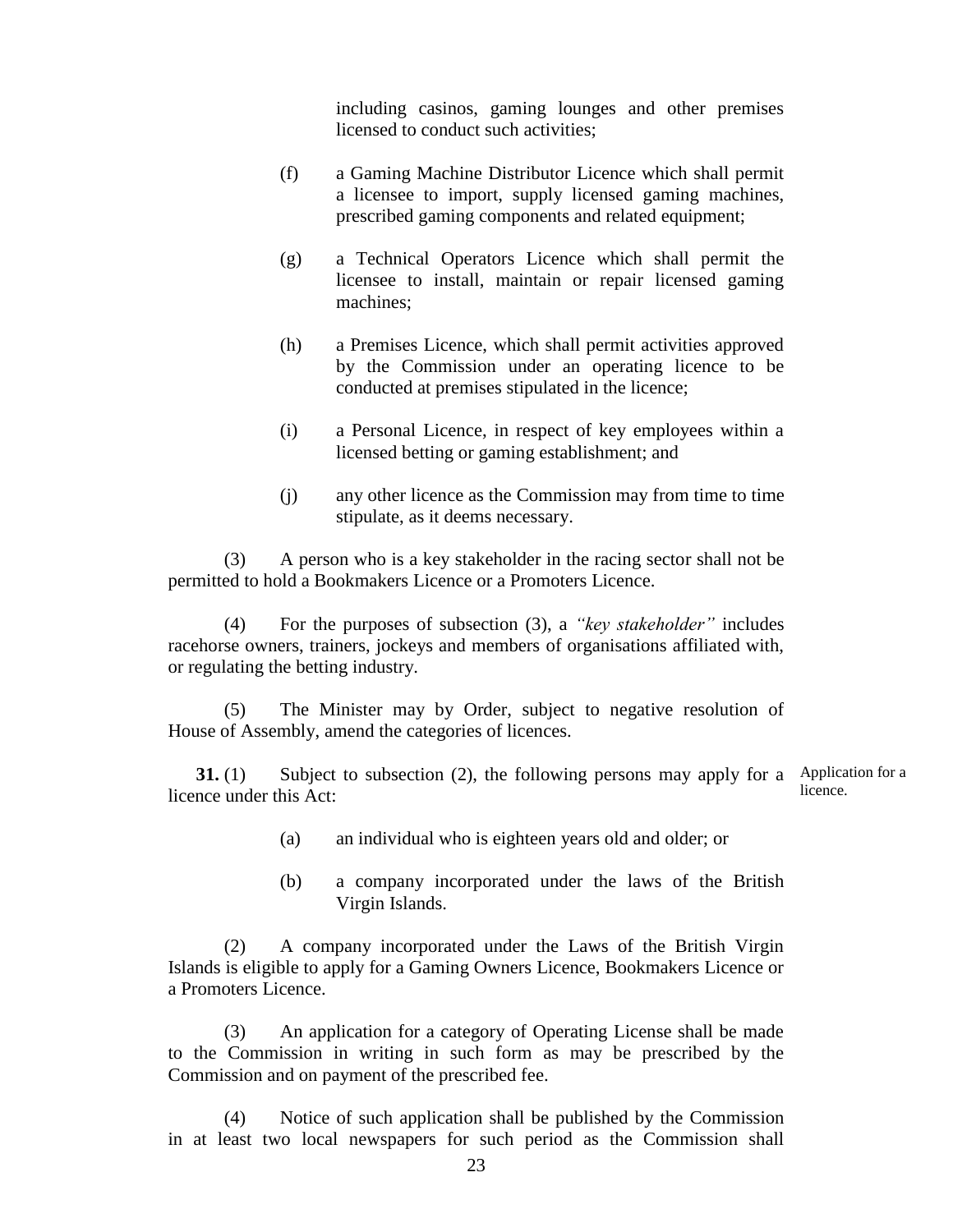including casinos, gaming lounges and other premises licensed to conduct such activities;

(f) a Gaming Machine Distributor Licence which shall permit a licensee to import, supply licensed gaming machines, prescribed gaming components and related equipment;

(g) a Technical Operators Licence which shall permit the licensee to install, maintain or repair licensed gaming machines;

(h) a Premises Licence, which shall permit activities approved by the Commission under an operating licence to be conducted at premises stipulated in the licence;

(i) a Personal Licence, in respect of key employees within a licensed betting or gaming establishment; and

(j) any other licence as the Commission may from time to time stipulate, as it deems necessary.

(3) A person who is a key stakeholder in the racing sector shall not be permitted to hold a Bookmakers Licence or a Promoters Licence.

(4) For the purposes of subsection (3), a *"key stakeholder"* includes racehorse owners, trainers, jockeys and members of organisations affiliated with, or regulating the betting industry.

(5) The Minister may by Order, subject to negative resolution of House of Assembly, amend the categories of licences.

Application for a licence.

**31.** (1) Subject to subsection (2), the following persons may apply for a licence under this Act:

(a) an individual who is eighteen years old and older; or

(b) a company incorporated under the laws of the British Virgin Islands.

(2) A company incorporated under the Laws of the British Virgin Islands is eligible to apply for a Gaming Owners Licence, Bookmakers Licence or a Promoters Licence.

(3) An application for a category of Operating License shall be made to the Commission in writing in such form as may be prescribed by the Commission and on payment of the prescribed fee.

(4) Notice of such application shall be published by the Commission in at least two local newspapers for such period as the Commission shall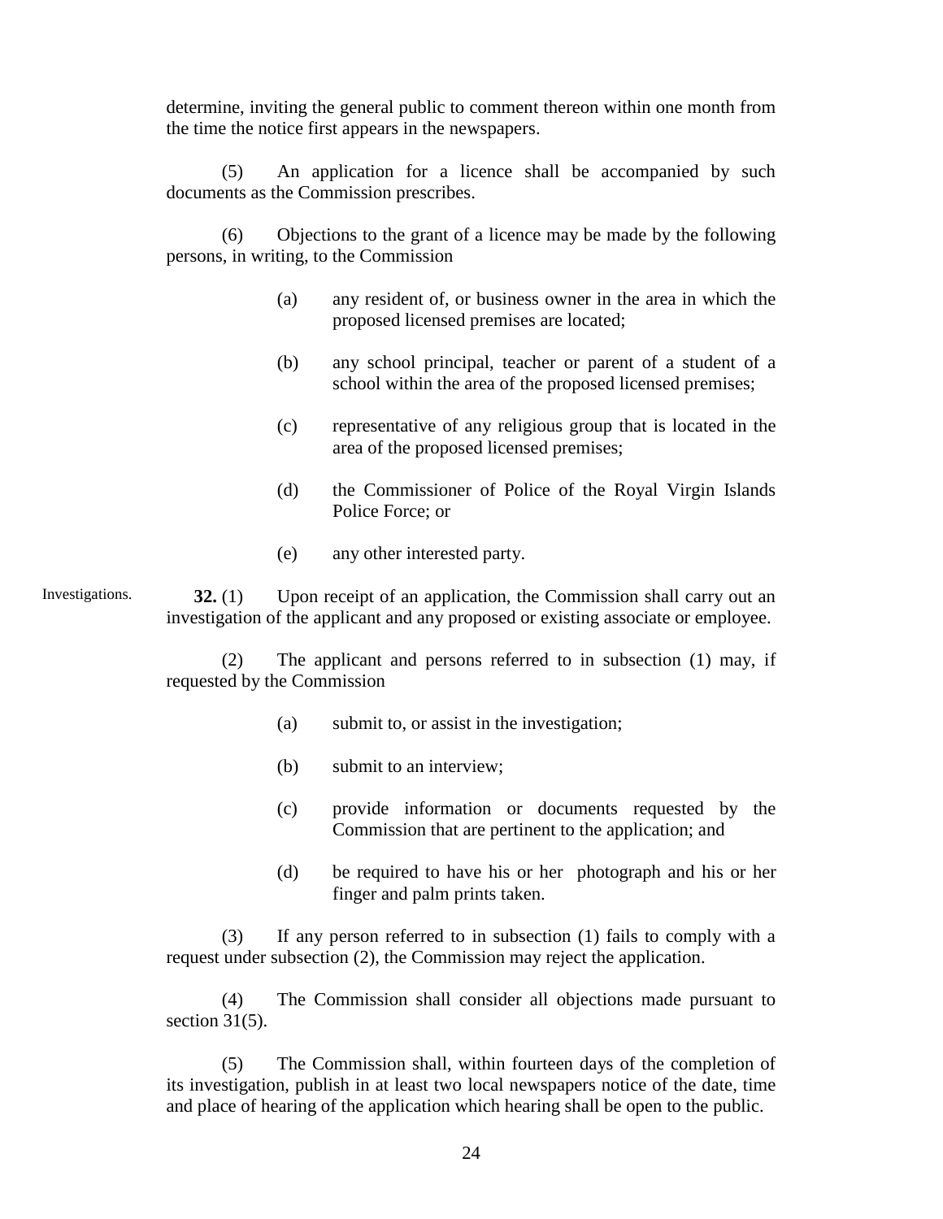determine, inviting the general public to comment thereon within one month from the time the notice first appears in the newspapers.

(5) An application for a licence shall be accompanied by such documents as the Commission prescribes.

(6) Objections to the grant of a licence may be made by the following persons, in writing, to the Commission

(a) any resident of, or business owner in the area in which the proposed licensed premises are located;

(b) any school principal, teacher or parent of a student of a school within the area of the proposed licensed premises;

(c) representative of any religious group that is located in the area of the proposed licensed premises;

(d) the Commissioner of Police of the Royal Virgin Islands Police Force; or

(e) any other interested party.

Investigations.

**32.** (1) Upon receipt of an application, the Commission shall carry out an investigation of the applicant and any proposed or existing associate or employee.

(2) The applicant and persons referred to in subsection (1) may, if requested by the Commission

(a) submit to, or assist in the investigation;

(b) submit to an interview;

(c) provide information or documents requested by the Commission that are pertinent to the application; and

(d) be required to have his or her photograph and his or her finger and palm prints taken.

(3) If any person referred to in subsection (1) fails to comply with a request under subsection (2), the Commission may reject the application.

(4) The Commission shall consider all objections made pursuant to section 31(5).

(5) The Commission shall, within fourteen days of the completion of its investigation, publish in at least two local newspapers notice of the date, time and place of hearing of the application which hearing shall be open to the public.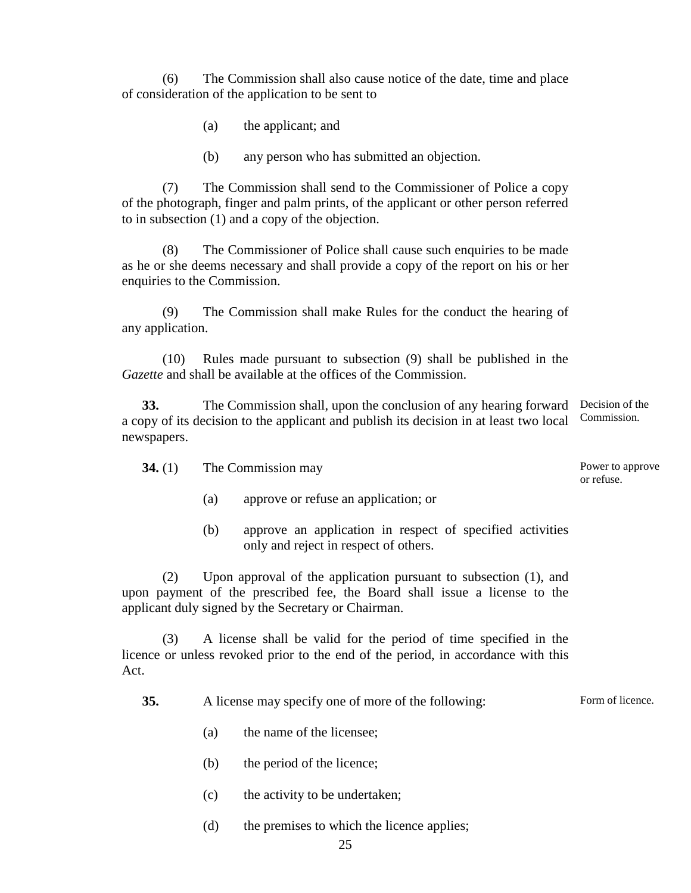(6) The Commission shall also cause notice of the date, time and place of consideration of the application to be sent to

(a) the applicant; and

(b) any person who has submitted an objection.

(7) The Commission shall send to the Commissioner of Police a copy of the photograph, finger and palm prints, of the applicant or other person referred to in subsection (1) and a copy of the objection.

(8) The Commissioner of Police shall cause such enquiries to be made as he or she deems necessary and shall provide a copy of the report on his or her enquiries to the Commission.

(9) The Commission shall make Rules for the conduct the hearing of any application.

(10) Rules made pursuant to subsection (9) shall be published in the *Gazette* and shall be available at the offices of the Commission.

Decision of the Commission.

**33.** The Commission shall, upon the conclusion of any hearing forward a copy of its decision to the applicant and publish its decision in at least two local newspapers.

Power to approve or refuse.

**34.** (1) The Commission may

(a) approve or refuse an application; or

(b) approve an application in respect of specified activities only and reject in respect of others.

(2) Upon approval of the application pursuant to subsection (1), and upon payment of the prescribed fee, the Board shall issue a license to the applicant duly signed by the Secretary or Chairman.

(3) A license shall be valid for the period of time specified in the licence or unless revoked prior to the end of the period, in accordance with this Act.

Form of licence.

**35.** A license may specify one of more of the following:

(a) the name of the licensee;

(b) the period of the licence;

(c) the activity to be undertaken;

(d) the premises to which the licence applies;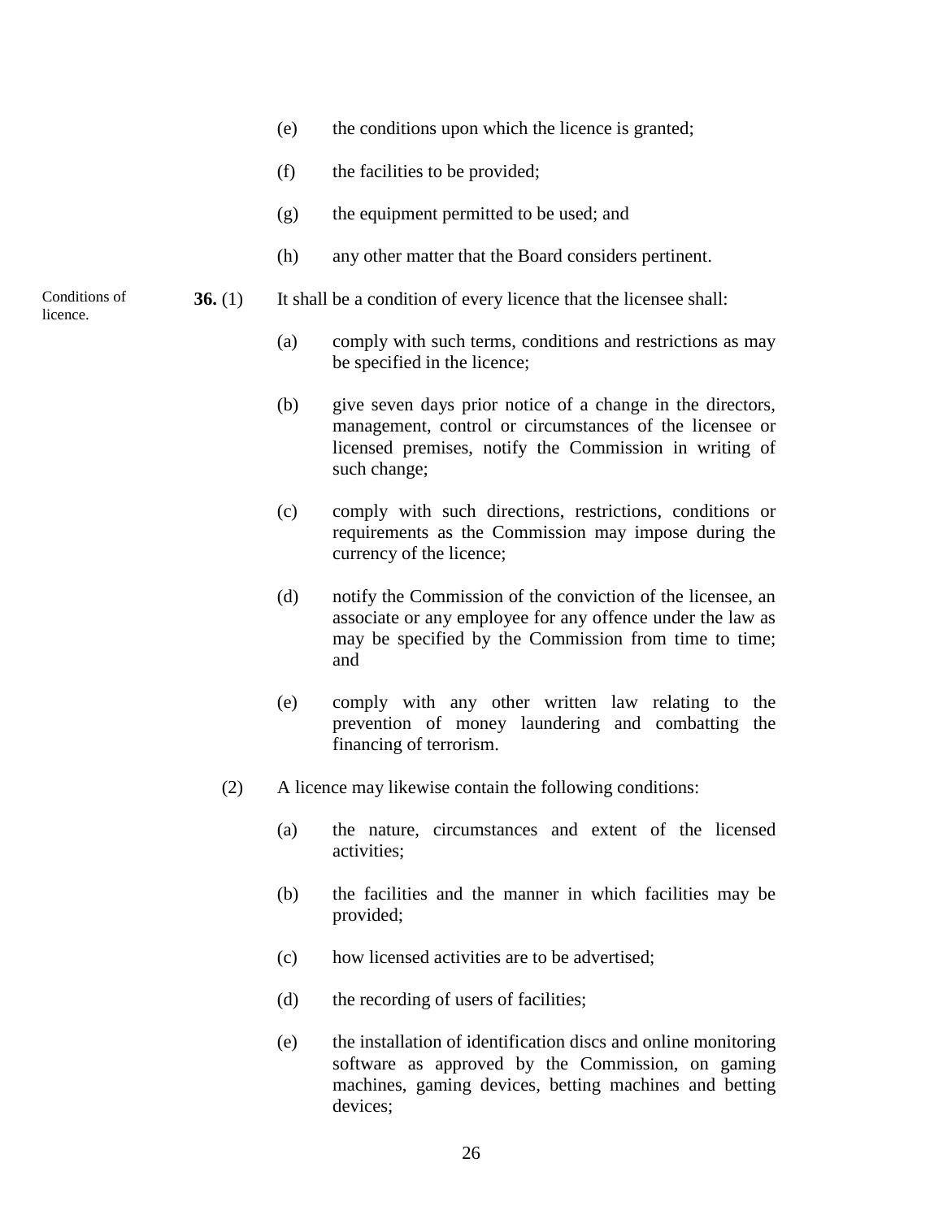(e) the conditions upon which the licence is granted;

(f) the facilities to be provided;

(g) the equipment permitted to be used; and

(h) any other matter that the Board considers pertinent.

Conditions of licence.

**36.** (1) It shall be a condition of every licence that the licensee shall:

(a) comply with such terms, conditions and restrictions as may be specified in the licence;

(b) give seven days prior notice of a change in the directors, management, control or circumstances of the licensee or licensed premises, notify the Commission in writing of such change;

(c) comply with such directions, restrictions, conditions or requirements as the Commission may impose during the currency of the licence;

(d) notify the Commission of the conviction of the licensee, an associate or any employee for any offence under the law as may be specified by the Commission from time to time; and

(e) comply with any other written law relating to the prevention of money laundering and combatting the financing of terrorism.

(2) A licence may likewise contain the following conditions:

(a) the nature, circumstances and extent of the licensed activities;

(b) the facilities and the manner in which facilities may be provided;

(c) how licensed activities are to be advertised;

(d) the recording of users of facilities;

(e) the installation of identification discs and online monitoring software as approved by the Commission, on gaming machines, gaming devices, betting machines and betting devices;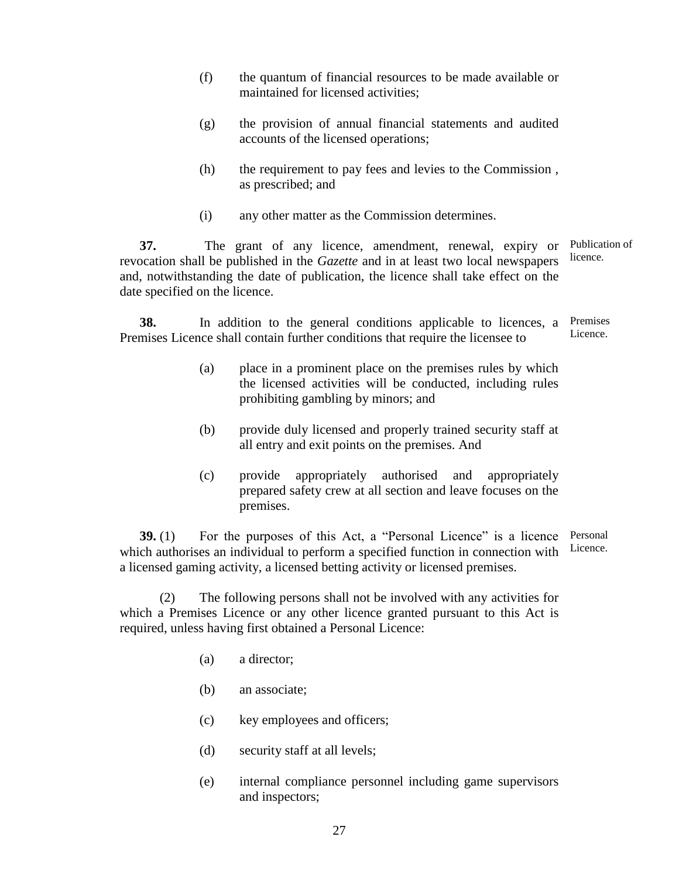(f) the quantum of financial resources to be made available or maintained for licensed activities;

(g) the provision of annual financial statements and audited accounts of the licensed operations;

(h) the requirement to pay fees and levies to the Commission , as prescribed; and

(i) any other matter as the Commission determines.

Publication of licence.

**37.** The grant of any licence, amendment, renewal, expiry or revocation shall be published in the *Gazette* and in at least two local newspapers and, notwithstanding the date of publication, the licence shall take effect on the date specified on the licence.

Premises Licence.

**38.** In addition to the general conditions applicable to licences, a Premises Licence shall contain further conditions that require the licensee to

(a) place in a prominent place on the premises rules by which the licensed activities will be conducted, including rules prohibiting gambling by minors; and

(b) provide duly licensed and properly trained security staff at all entry and exit points on the premises. And

(c) provide appropriately authorised and appropriately prepared safety crew at all section and leave focuses on the premises.

Personal Licence.

**39.** (1) For the purposes of this Act, a "Personal Licence" is a licence which authorises an individual to perform a specified function in connection with a licensed gaming activity, a licensed betting activity or licensed premises.

(2) The following persons shall not be involved with any activities for which a Premises Licence or any other licence granted pursuant to this Act is required, unless having first obtained a Personal Licence:

(a) a director;

(b) an associate;

(c) key employees and officers;

(d) security staff at all levels;

(e) internal compliance personnel including game supervisors and inspectors;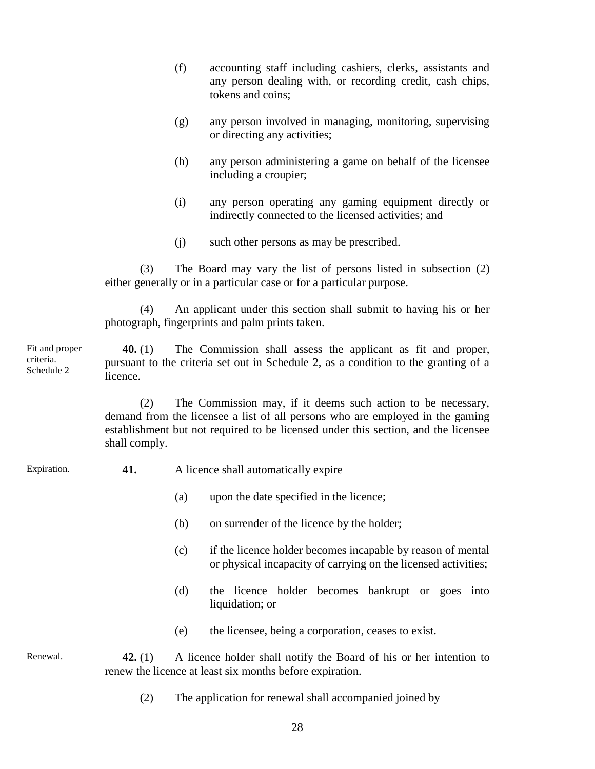(f) accounting staff including cashiers, clerks, assistants and any person dealing with, or recording credit, cash chips, tokens and coins;

(g) any person involved in managing, monitoring, supervising or directing any activities;

(h) any person administering a game on behalf of the licensee including a croupier;

(i) any person operating any gaming equipment directly or indirectly connected to the licensed activities; and

(j) such other persons as may be prescribed.

(3) The Board may vary the list of persons listed in subsection (2) either generally or in a particular case or for a particular purpose.

(4) An applicant under this section shall submit to having his or her photograph, fingerprints and palm prints taken.

Fit and proper criteria. Schedule 2

**40.** (1) The Commission shall assess the applicant as fit and proper, pursuant to the criteria set out in Schedule 2, as a condition to the granting of a licence.

(2) The Commission may, if it deems such action to be necessary, demand from the licensee a list of all persons who are employed in the gaming establishment but not required to be licensed under this section, and the licensee shall comply.

Expiration.

**41.** A licence shall automatically expire

(a) upon the date specified in the licence;

(b) on surrender of the licence by the holder;

(c) if the licence holder becomes incapable by reason of mental or physical incapacity of carrying on the licensed activities;

(d) the licence holder becomes bankrupt or goes into liquidation; or

(e) the licensee, being a corporation, ceases to exist.

Renewal.

**42.** (1) A licence holder shall notify the Board of his or her intention to renew the licence at least six months before expiration.

(2) The application for renewal shall accompanied joined by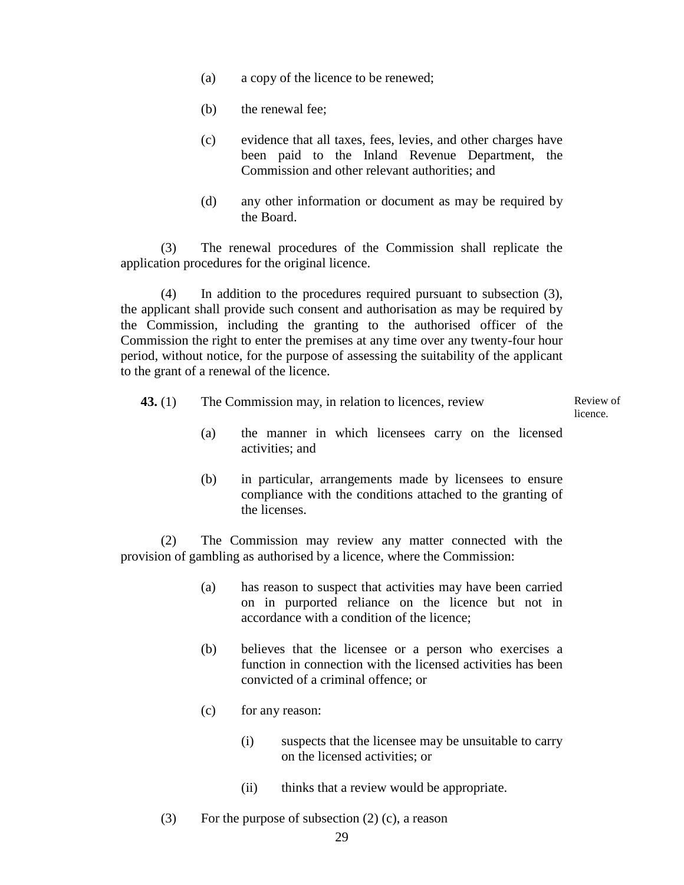(a) a copy of the licence to be renewed;

(b) the renewal fee;

(c) evidence that all taxes, fees, levies, and other charges have been paid to the Inland Revenue Department, the Commission and other relevant authorities; and

(d) any other information or document as may be required by the Board.

(3) The renewal procedures of the Commission shall replicate the application procedures for the original licence.

(4) In addition to the procedures required pursuant to subsection (3), the applicant shall provide such consent and authorisation as may be required by the Commission, including the granting to the authorised officer of the Commission the right to enter the premises at any time over any twenty-four hour period, without notice, for the purpose of assessing the suitability of the applicant to the grant of a renewal of the licence.

Review of licence.

**43.** (1) The Commission may, in relation to licences, review

(a) the manner in which licensees carry on the licensed activities; and

(b) in particular, arrangements made by licensees to ensure compliance with the conditions attached to the granting of the licenses.

(2) The Commission may review any matter connected with the provision of gambling as authorised by a licence, where the Commission:

(a) has reason to suspect that activities may have been carried on in purported reliance on the licence but not in accordance with a condition of the licence;

(b) believes that the licensee or a person who exercises a function in connection with the licensed activities has been convicted of a criminal offence; or

(c) for any reason:

(i) suspects that the licensee may be unsuitable to carry on the licensed activities; or

(ii) thinks that a review would be appropriate.

(3) For the purpose of subsection (2) (c), a reason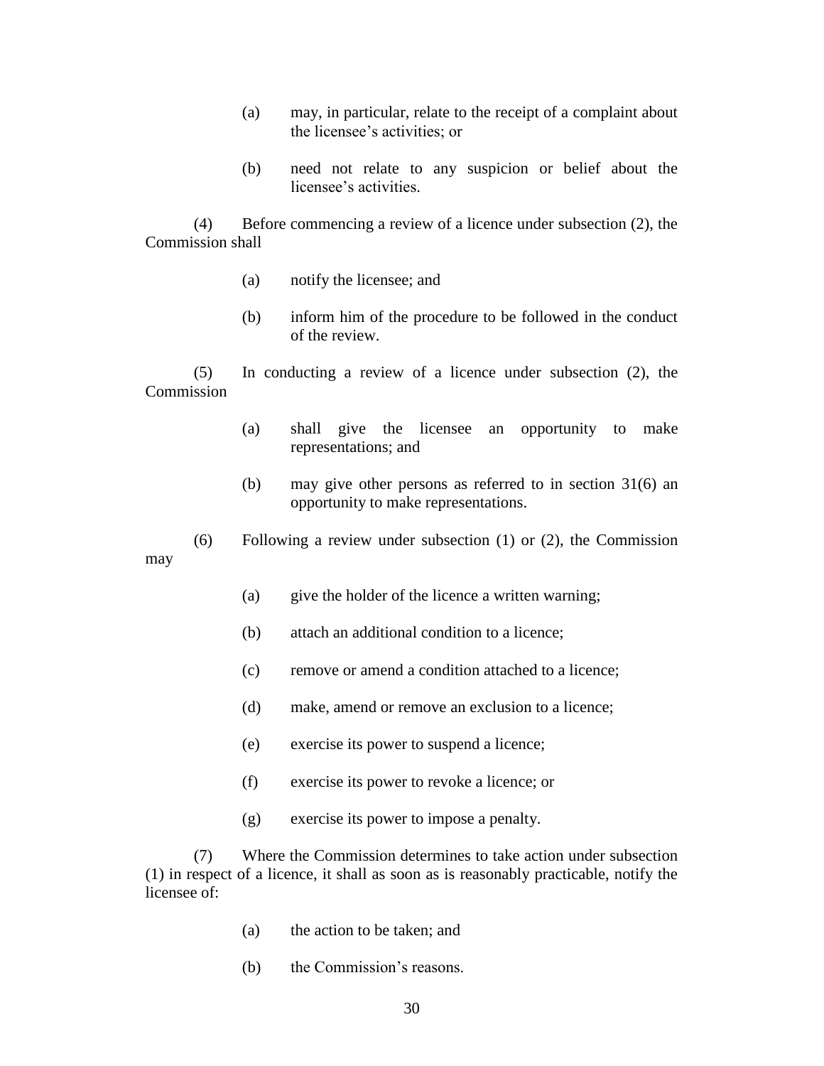(a) may, in particular, relate to the receipt of a complaint about the licensee's activities; or

(b) need not relate to any suspicion or belief about the licensee's activities.

(4) Before commencing a review of a licence under subsection (2), the Commission shall

(a) notify the licensee; and

(b) inform him of the procedure to be followed in the conduct of the review.

(5) In conducting a review of a licence under subsection (2), the Commission

(a) shall give the licensee an opportunity to make representations; and

(b) may give other persons as referred to in section 31(6) an opportunity to make representations.

(6) Following a review under subsection (1) or (2), the Commission may

(a) give the holder of the licence a written warning;

(b) attach an additional condition to a licence;

(c) remove or amend a condition attached to a licence;

(d) make, amend or remove an exclusion to a licence;

(e) exercise its power to suspend a licence;

(f) exercise its power to revoke a licence; or

(g) exercise its power to impose a penalty.

(7) Where the Commission determines to take action under subsection (1) in respect of a licence, it shall as soon as is reasonably practicable, notify the licensee of:

(a) the action to be taken; and

(b) the Commission's reasons.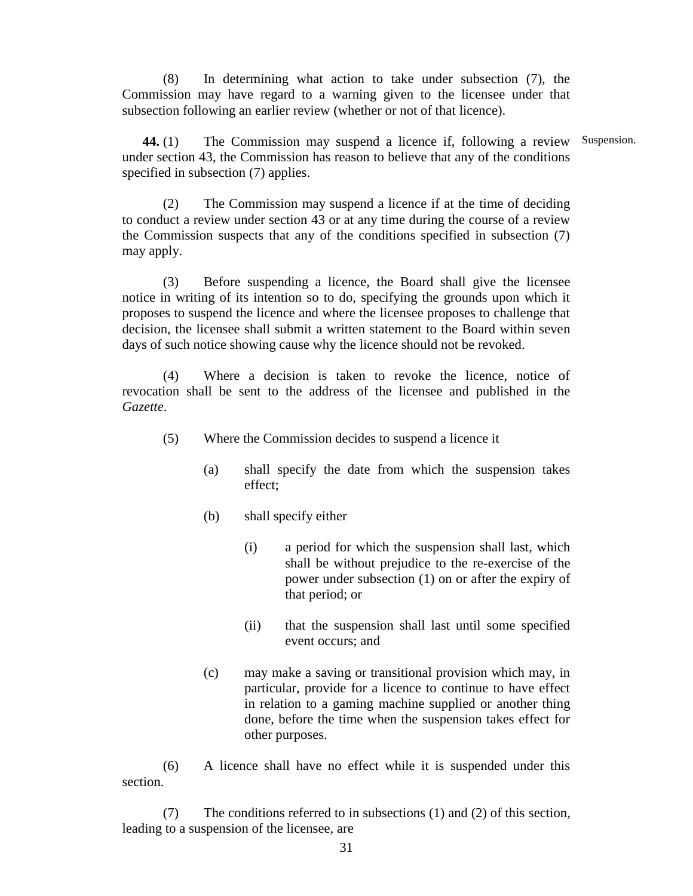(8) In determining what action to take under subsection (7), the Commission may have regard to a warning given to the licensee under that subsection following an earlier review (whether or not of that licence).

Suspension.

**44.** (1) The Commission may suspend a licence if, following a review under section 43, the Commission has reason to believe that any of the conditions specified in subsection (7) applies.

(2) The Commission may suspend a licence if at the time of deciding to conduct a review under section 43 or at any time during the course of a review the Commission suspects that any of the conditions specified in subsection (7) may apply.

(3) Before suspending a licence, the Board shall give the licensee notice in writing of its intention so to do, specifying the grounds upon which it proposes to suspend the licence and where the licensee proposes to challenge that decision, the licensee shall submit a written statement to the Board within seven days of such notice showing cause why the licence should not be revoked.

(4) Where a decision is taken to revoke the licence, notice of revocation shall be sent to the address of the licensee and published in the *Gazette*.

(5) Where the Commission decides to suspend a licence it

(a) shall specify the date from which the suspension takes effect;

(b) shall specify either

(i) a period for which the suspension shall last, which shall be without prejudice to the re-exercise of the power under subsection (1) on or after the expiry of that period; or

(ii) that the suspension shall last until some specified event occurs; and

(c) may make a saving or transitional provision which may, in particular, provide for a licence to continue to have effect in relation to a gaming machine supplied or another thing done, before the time when the suspension takes effect for other purposes.

(6) A licence shall have no effect while it is suspended under this section.

(7) The conditions referred to in subsections (1) and (2) of this section, leading to a suspension of the licensee, are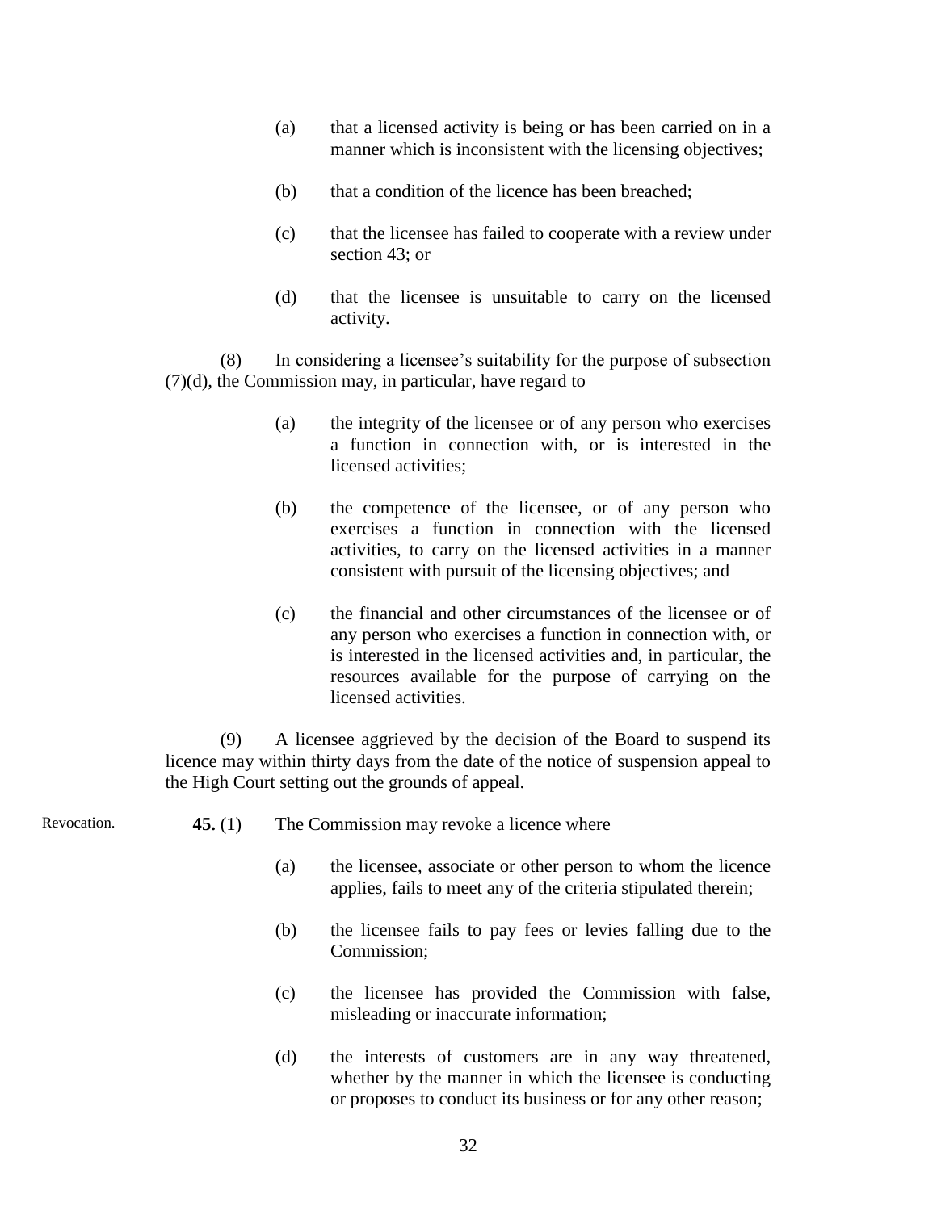(a) that a licensed activity is being or has been carried on in a manner which is inconsistent with the licensing objectives;

(b) that a condition of the licence has been breached;

(c) that the licensee has failed to cooperate with a review under section 43; or

(d) that the licensee is unsuitable to carry on the licensed activity.

(8) In considering a licensee's suitability for the purpose of subsection (7)(d), the Commission may, in particular, have regard to

(a) the integrity of the licensee or of any person who exercises a function in connection with, or is interested in the licensed activities;

(b) the competence of the licensee, or of any person who exercises a function in connection with the licensed activities, to carry on the licensed activities in a manner consistent with pursuit of the licensing objectives; and

(c) the financial and other circumstances of the licensee or of any person who exercises a function in connection with, or is interested in the licensed activities and, in particular, the resources available for the purpose of carrying on the licensed activities.

(9) A licensee aggrieved by the decision of the Board to suspend its licence may within thirty days from the date of the notice of suspension appeal to the High Court setting out the grounds of appeal.

Revocation.

**45.** (1) The Commission may revoke a licence where

(a) the licensee, associate or other person to whom the licence applies, fails to meet any of the criteria stipulated therein;

(b) the licensee fails to pay fees or levies falling due to the Commission;

(c) the licensee has provided the Commission with false, misleading or inaccurate information;

(d) the interests of customers are in any way threatened, whether by the manner in which the licensee is conducting or proposes to conduct its business or for any other reason;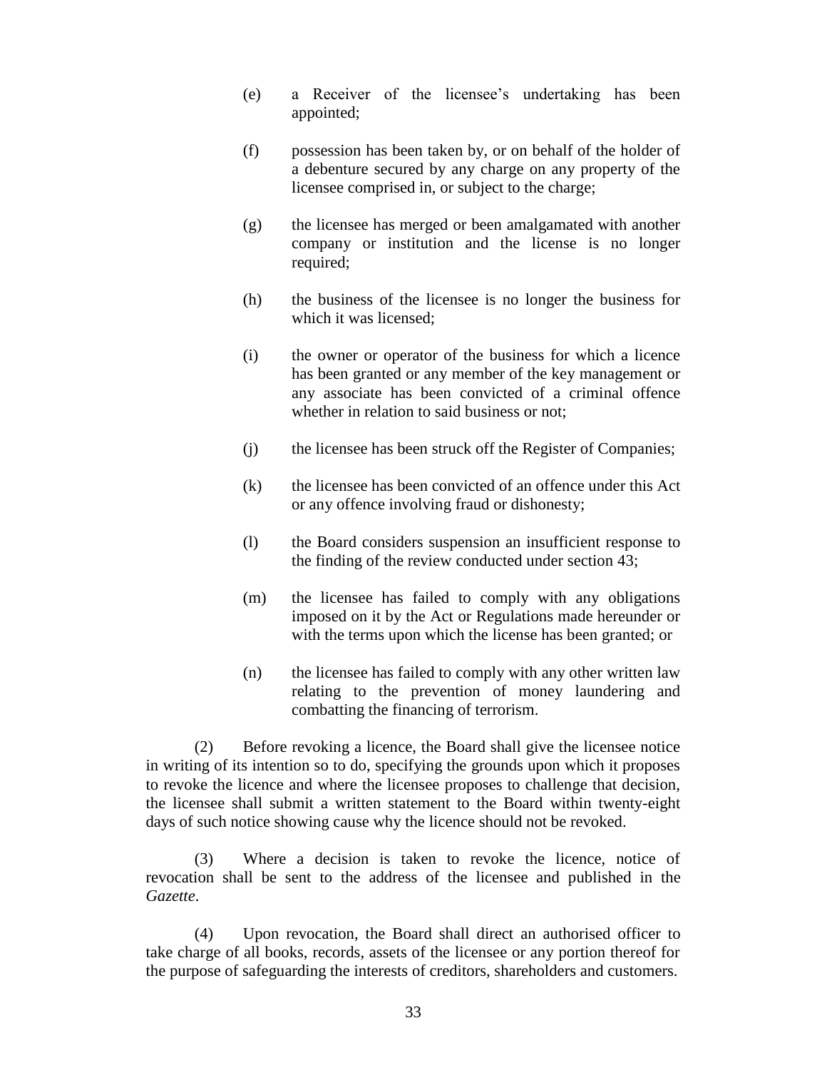(e) a Receiver of the licensee's undertaking has been appointed;

(f) possession has been taken by, or on behalf of the holder of a debenture secured by any charge on any property of the licensee comprised in, or subject to the charge;

(g) the licensee has merged or been amalgamated with another company or institution and the license is no longer required;

(h) the business of the licensee is no longer the business for which it was licensed;

(i) the owner or operator of the business for which a licence has been granted or any member of the key management or any associate has been convicted of a criminal offence whether in relation to said business or not;

(j) the licensee has been struck off the Register of Companies;

(k) the licensee has been convicted of an offence under this Act or any offence involving fraud or dishonesty;

(l) the Board considers suspension an insufficient response to the finding of the review conducted under section 43;

(m) the licensee has failed to comply with any obligations imposed on it by the Act or Regulations made hereunder or with the terms upon which the license has been granted; or

(n) the licensee has failed to comply with any other written law relating to the prevention of money laundering and combatting the financing of terrorism.

(2) Before revoking a licence, the Board shall give the licensee notice in writing of its intention so to do, specifying the grounds upon which it proposes to revoke the licence and where the licensee proposes to challenge that decision, the licensee shall submit a written statement to the Board within twenty-eight days of such notice showing cause why the licence should not be revoked.

(3) Where a decision is taken to revoke the licence, notice of revocation shall be sent to the address of the licensee and published in the *Gazette*.

(4) Upon revocation, the Board shall direct an authorised officer to take charge of all books, records, assets of the licensee or any portion thereof for the purpose of safeguarding the interests of creditors, shareholders and customers.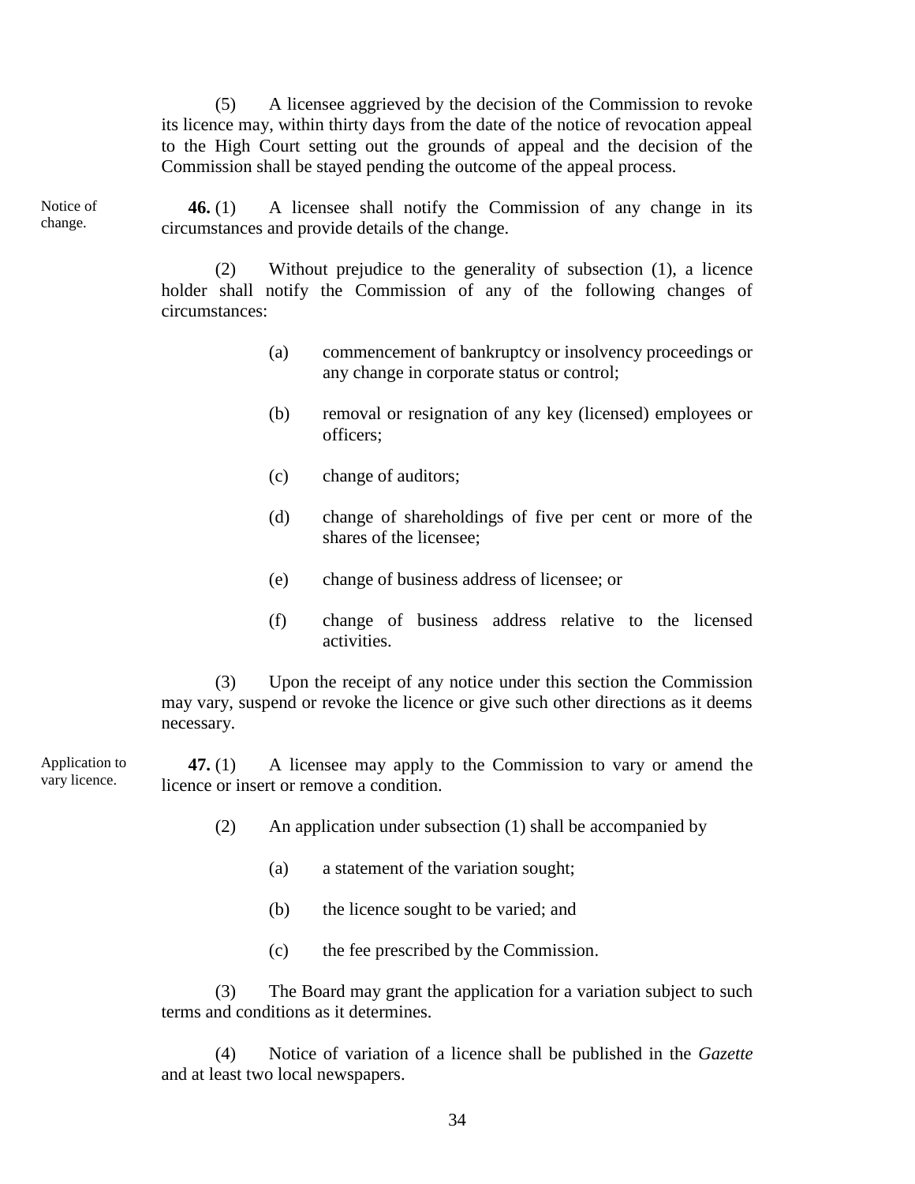(5) A licensee aggrieved by the decision of the Commission to revoke its licence may, within thirty days from the date of the notice of revocation appeal to the High Court setting out the grounds of appeal and the decision of the Commission shall be stayed pending the outcome of the appeal process.

Notice of change.

**46.** (1) A licensee shall notify the Commission of any change in its circumstances and provide details of the change.

(2) Without prejudice to the generality of subsection (1), a licence holder shall notify the Commission of any of the following changes of circumstances:

(a) commencement of bankruptcy or insolvency proceedings or any change in corporate status or control;

(b) removal or resignation of any key (licensed) employees or officers;

(c) change of auditors;

(d) change of shareholdings of five per cent or more of the shares of the licensee;

(e) change of business address of licensee; or

(f) change of business address relative to the licensed activities.

(3) Upon the receipt of any notice under this section the Commission may vary, suspend or revoke the licence or give such other directions as it deems necessary.

Application to vary licence.

**47.** (1) A licensee may apply to the Commission to vary or amend the licence or insert or remove a condition.

(2) An application under subsection (1) shall be accompanied by

(a) a statement of the variation sought;

(b) the licence sought to be varied; and

(c) the fee prescribed by the Commission.

(3) The Board may grant the application for a variation subject to such terms and conditions as it determines.

(4) Notice of variation of a licence shall be published in the *Gazette* and at least two local newspapers.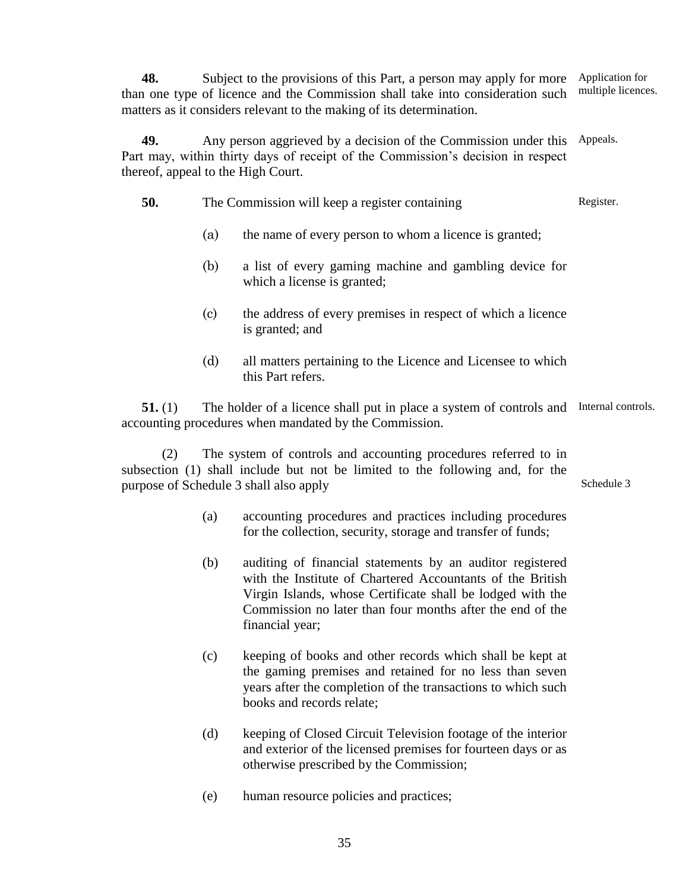**48.** Subject to the provisions of this Part, a person may apply for more than one type of licence and the Commission shall take into consideration such matters as it considers relevant to the making of its determination.

Application for multiple licences.

**49.** Any person aggrieved by a decision of the Commission under this Part may, within thirty days of receipt of the Commission's decision in respect thereof, appeal to the High Court.

Appeals.

**50.** The Commission will keep a register containing

Register.

(a) the name of every person to whom a licence is granted;

(b) a list of every gaming machine and gambling device for which a license is granted;

(c) the address of every premises in respect of which a licence is granted; and

(d) all matters pertaining to the Licence and Licensee to which this Part refers.

**51.** (1) The holder of a licence shall put in place a system of controls and accounting procedures when mandated by the Commission.

Internal controls.

(2) The system of controls and accounting procedures referred to in subsection (1) shall include but not be limited to the following and, for the purpose of Schedule 3 shall also apply

Schedule 3

(a) accounting procedures and practices including procedures for the collection, security, storage and transfer of funds;

(b) auditing of financial statements by an auditor registered with the Institute of Chartered Accountants of the British Virgin Islands, whose Certificate shall be lodged with the Commission no later than four months after the end of the financial year;

(c) keeping of books and other records which shall be kept at the gaming premises and retained for no less than seven years after the completion of the transactions to which such books and records relate;

(d) keeping of Closed Circuit Television footage of the interior and exterior of the licensed premises for fourteen days or as otherwise prescribed by the Commission;

(e) human resource policies and practices;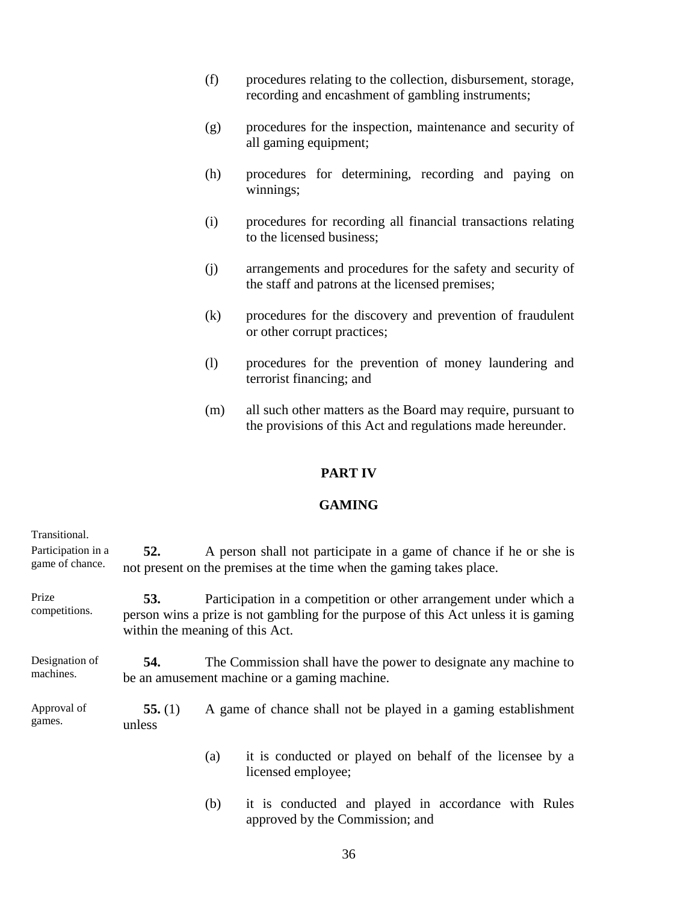(f) procedures relating to the collection, disbursement, storage, recording and encashment of gambling instruments;

(g) procedures for the inspection, maintenance and security of all gaming equipment;

(h) procedures for determining, recording and paying on winnings;

(i) procedures for recording all financial transactions relating to the licensed business;

(j) arrangements and procedures for the safety and security of the staff and patrons at the licensed premises;

(k) procedures for the discovery and prevention of fraudulent or other corrupt practices;

(l) procedures for the prevention of money laundering and terrorist financing; and

(m) all such other matters as the Board may require, pursuant to the provisions of this Act and regulations made hereunder.

## PART IV

## GAMING

Transitional.

Participation in a game of chance.

**52.** A person shall not participate in a game of chance if he or she is not present on the premises at the time when the gaming takes place.

Prize competitions.

**53.** Participation in a competition or other arrangement under which a person wins a prize is not gambling for the purpose of this Act unless it is gaming within the meaning of this Act.

Designation of machines.

**54.** The Commission shall have the power to designate any machine to be an amusement machine or a gaming machine.

Approval of games.

**55.** (1) A game of chance shall not be played in a gaming establishment unless

(a) it is conducted or played on behalf of the licensee by a licensed employee;

(b) it is conducted and played in accordance with Rules approved by the Commission; and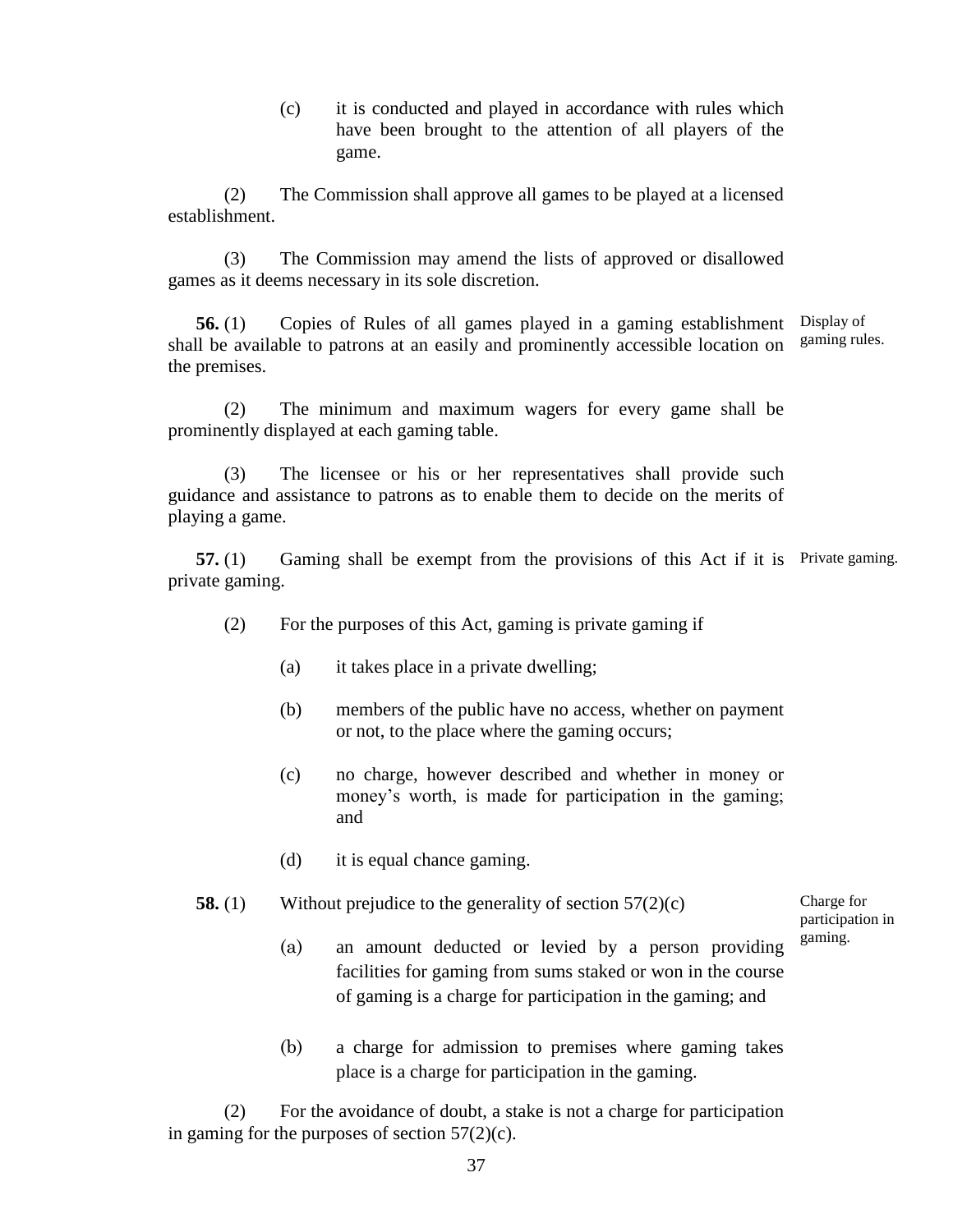(c) it is conducted and played in accordance with rules which have been brought to the attention of all players of the game.

(2) The Commission shall approve all games to be played at a licensed establishment.

(3) The Commission may amend the lists of approved or disallowed games as it deems necessary in its sole discretion.

Display of gaming rules.

**56.** (1) Copies of Rules of all games played in a gaming establishment shall be available to patrons at an easily and prominently accessible location on the premises.

(2) The minimum and maximum wagers for every game shall be prominently displayed at each gaming table.

(3) The licensee or his or her representatives shall provide such guidance and assistance to patrons as to enable them to decide on the merits of playing a game.

Private gaming.

**57.** (1) Gaming shall be exempt from the provisions of this Act if it is private gaming.

(2) For the purposes of this Act, gaming is private gaming if

(a) it takes place in a private dwelling;

(b) members of the public have no access, whether on payment or not, to the place where the gaming occurs;

(c) no charge, however described and whether in money or money's worth, is made for participation in the gaming; and

(d) it is equal chance gaming.

Charge for participation in gaming.

**58.** (1) Without prejudice to the generality of section 57(2)(c)

(a) an amount deducted or levied by a person providing facilities for gaming from sums staked or won in the course of gaming is a charge for participation in the gaming; and

(b) a charge for admission to premises where gaming takes place is a charge for participation in the gaming.

(2) For the avoidance of doubt, a stake is not a charge for participation in gaming for the purposes of section 57(2)(c).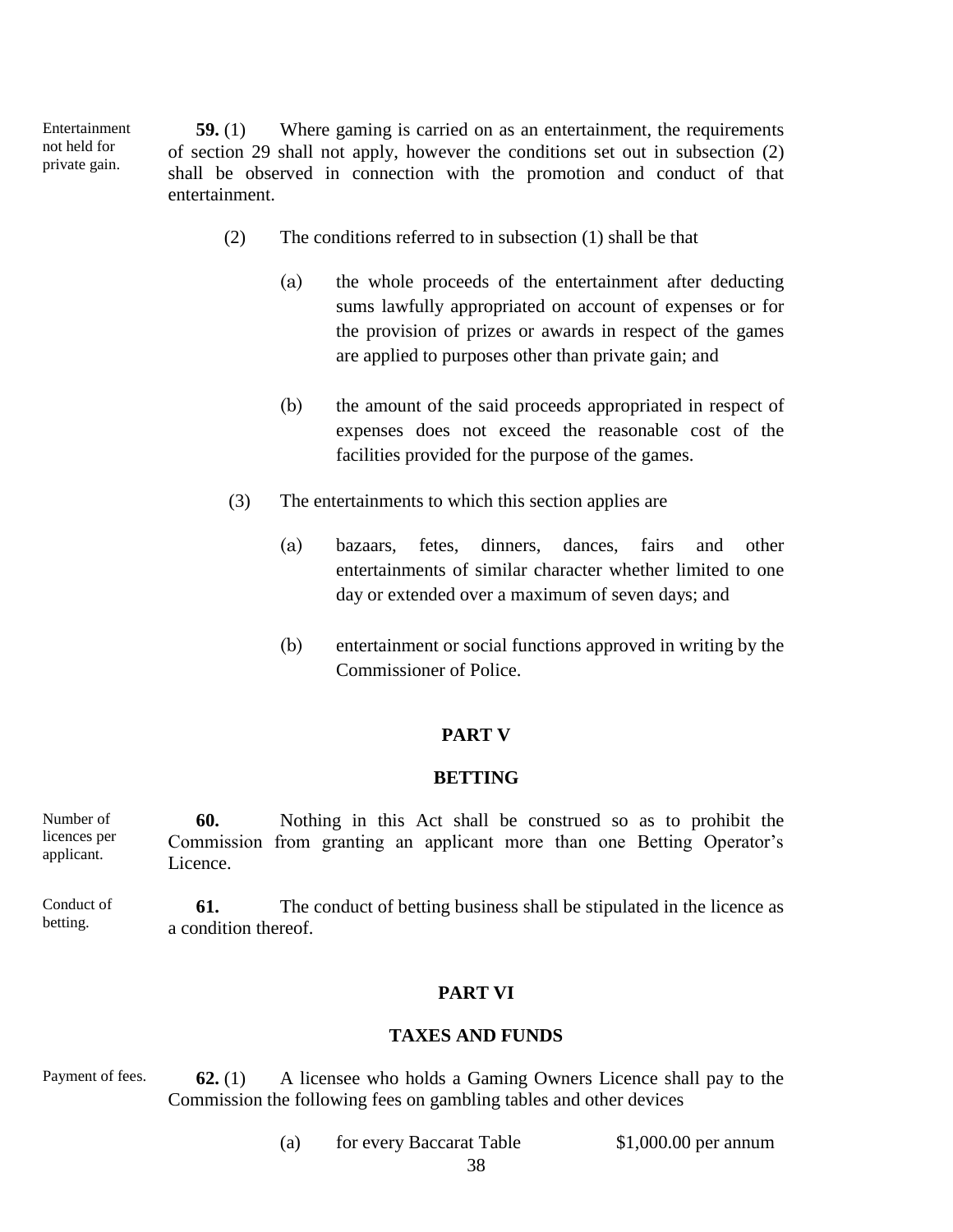Entertainment not held for private gain.

**59.** (1) Where gaming is carried on as an entertainment, the requirements of section 29 shall not apply, however the conditions set out in subsection (2) shall be observed in connection with the promotion and conduct of that entertainment.

(2) The conditions referred to in subsection (1) shall be that

(a) the whole proceeds of the entertainment after deducting sums lawfully appropriated on account of expenses or for the provision of prizes or awards in respect of the games are applied to purposes other than private gain; and

(b) the amount of the said proceeds appropriated in respect of expenses does not exceed the reasonable cost of the facilities provided for the purpose of the games.

(3) The entertainments to which this section applies are

(a) bazaars, fetes, dinners, dances, fairs and other entertainments of similar character whether limited to one day or extended over a maximum of seven days; and

(b) entertainment or social functions approved in writing by the Commissioner of Police.

## PART V

## BETTING

Number of licences per applicant.

**60.** Nothing in this Act shall be construed so as to prohibit the Commission from granting an applicant more than one Betting Operator's Licence.

Conduct of betting.

**61.** The conduct of betting business shall be stipulated in the licence as a condition thereof.

## PART VI

## TAXES AND FUNDS

Payment of fees.

**62.** (1) A licensee who holds a Gaming Owners Licence shall pay to the Commission the following fees on gambling tables and other devices

(a) for every Baccarat Table $1,000.00 per annum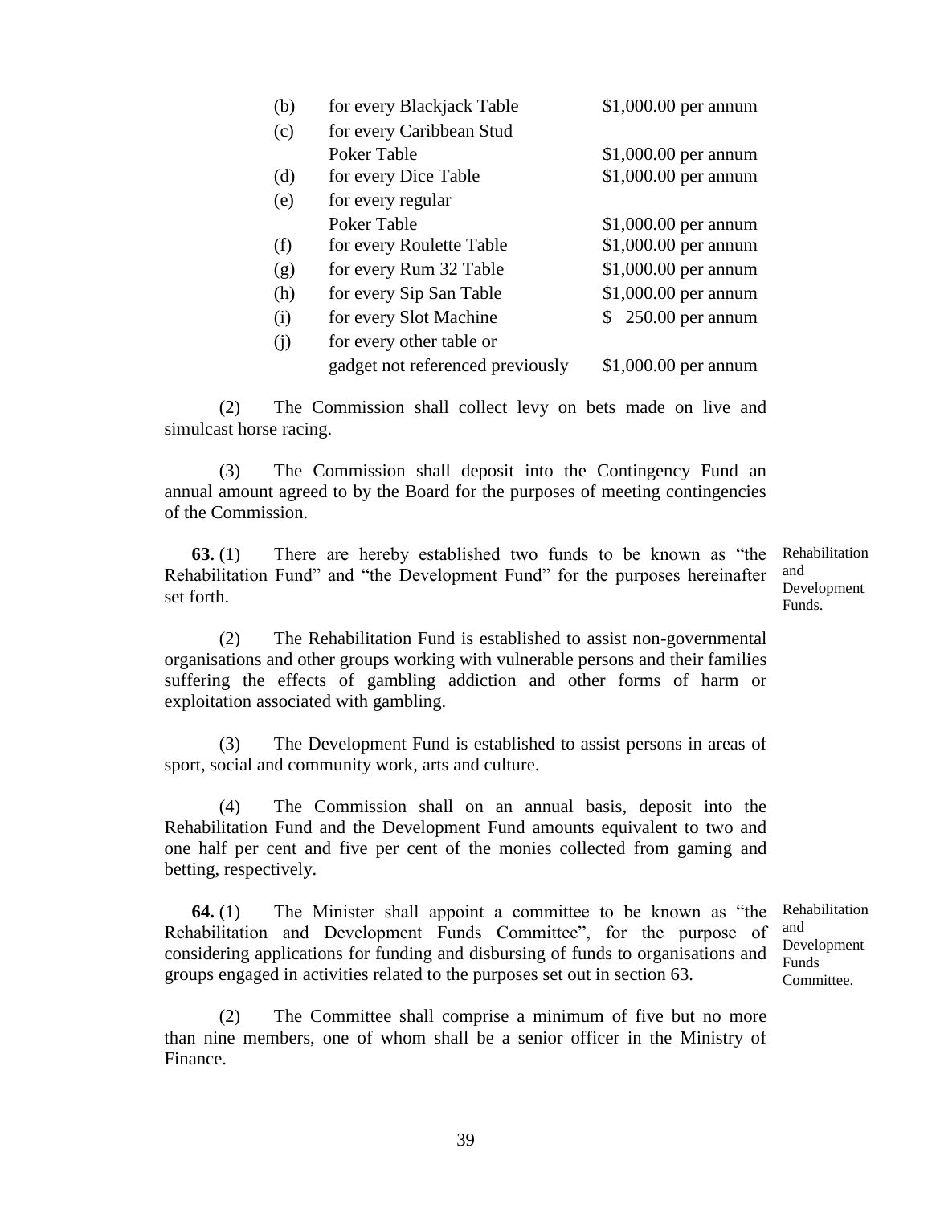| | | |
|---|---|---|
| (b) | for every Blackjack Table | $1,000.00 per annum |
| (c) | for every Caribbean Stud Poker Table | $1,000.00 per annum |
| (d) | for every Dice Table | $1,000.00 per annum |
| (e) | for every regular Poker Table | $1,000.00 per annum |
| (f) | for every Roulette Table | $1,000.00 per annum |
| (g) | for every Rum 32 Table | $1,000.00 per annum |
| (h) | for every Sip San Table | $1,000.00 per annum |
| (i) | for every Slot Machine | $ 250.00 per annum |
| (j) | for every other table or gadget not referenced previously | $1,000.00 per annum |

(2) The Commission shall collect levy on bets made on live and simulcast horse racing.

(3) The Commission shall deposit into the Contingency Fund an annual amount agreed to by the Board for the purposes of meeting contingencies of the Commission.

*Rehabilitation and Development Funds.*

**63.** (1) There are hereby established two funds to be known as "the Rehabilitation Fund" and "the Development Fund" for the purposes hereinafter set forth.

(2) The Rehabilitation Fund is established to assist non-governmental organisations and other groups working with vulnerable persons and their families suffering the effects of gambling addiction and other forms of harm or exploitation associated with gambling.

(3) The Development Fund is established to assist persons in areas of sport, social and community work, arts and culture.

(4) The Commission shall on an annual basis, deposit into the Rehabilitation Fund and the Development Fund amounts equivalent to two and one half per cent and five per cent of the monies collected from gaming and betting, respectively.

*Rehabilitation and Development Funds Committee.*

**64.** (1) The Minister shall appoint a committee to be known as "the Rehabilitation and Development Funds Committee", for the purpose of considering applications for funding and disbursing of funds to organisations and groups engaged in activities related to the purposes set out in section 63.

(2) The Committee shall comprise a minimum of five but no more than nine members, one of whom shall be a senior officer in the Ministry of Finance.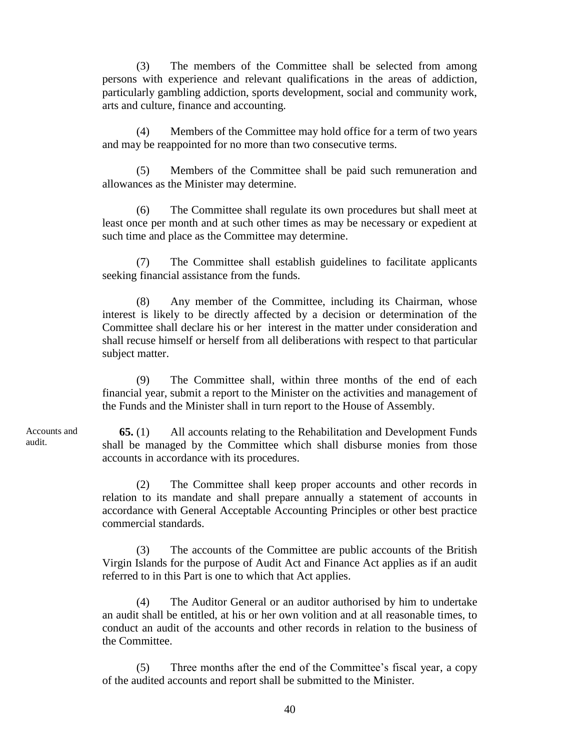(3) The members of the Committee shall be selected from among persons with experience and relevant qualifications in the areas of addiction, particularly gambling addiction, sports development, social and community work, arts and culture, finance and accounting.

(4) Members of the Committee may hold office for a term of two years and may be reappointed for no more than two consecutive terms.

(5) Members of the Committee shall be paid such remuneration and allowances as the Minister may determine.

(6) The Committee shall regulate its own procedures but shall meet at least once per month and at such other times as may be necessary or expedient at such time and place as the Committee may determine.

(7) The Committee shall establish guidelines to facilitate applicants seeking financial assistance from the funds.

(8) Any member of the Committee, including its Chairman, whose interest is likely to be directly affected by a decision or determination of the Committee shall declare his or her interest in the matter under consideration and shall recuse himself or herself from all deliberations with respect to that particular subject matter.

(9) The Committee shall, within three months of the end of each financial year, submit a report to the Minister on the activities and management of the Funds and the Minister shall in turn report to the House of Assembly.

Accounts and audit.

**65.** (1) All accounts relating to the Rehabilitation and Development Funds shall be managed by the Committee which shall disburse monies from those accounts in accordance with its procedures.

(2) The Committee shall keep proper accounts and other records in relation to its mandate and shall prepare annually a statement of accounts in accordance with General Acceptable Accounting Principles or other best practice commercial standards.

(3) The accounts of the Committee are public accounts of the British Virgin Islands for the purpose of Audit Act and Finance Act applies as if an audit referred to in this Part is one to which that Act applies.

(4) The Auditor General or an auditor authorised by him to undertake an audit shall be entitled, at his or her own volition and at all reasonable times, to conduct an audit of the accounts and other records in relation to the business of the Committee.

(5) Three months after the end of the Committee's fiscal year, a copy of the audited accounts and report shall be submitted to the Minister.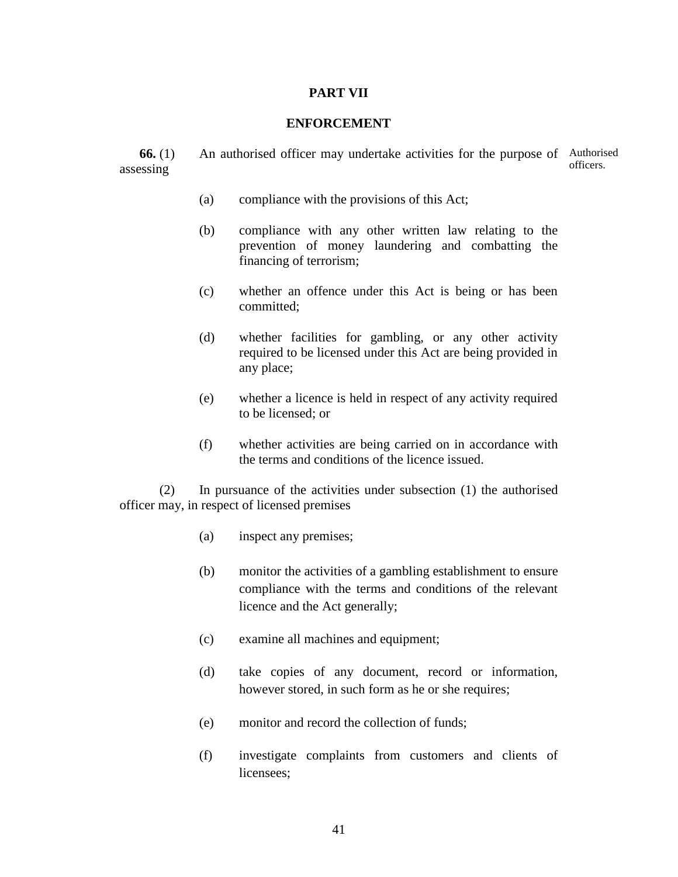# PART VII

## ENFORCEMENT

Authorised officers.

**66.** (1) An authorised officer may undertake activities for the purpose of assessing

(a) compliance with the provisions of this Act;

(b) compliance with any other written law relating to the prevention of money laundering and combatting the financing of terrorism;

(c) whether an offence under this Act is being or has been committed;

(d) whether facilities for gambling, or any other activity required to be licensed under this Act are being provided in any place;

(e) whether a licence is held in respect of any activity required to be licensed; or

(f) whether activities are being carried on in accordance with the terms and conditions of the licence issued.

(2) In pursuance of the activities under subsection (1) the authorised officer may, in respect of licensed premises

(a) inspect any premises;

(b) monitor the activities of a gambling establishment to ensure compliance with the terms and conditions of the relevant licence and the Act generally;

(c) examine all machines and equipment;

(d) take copies of any document, record or information, however stored, in such form as he or she requires;

(e) monitor and record the collection of funds;

(f) investigate complaints from customers and clients of licensees;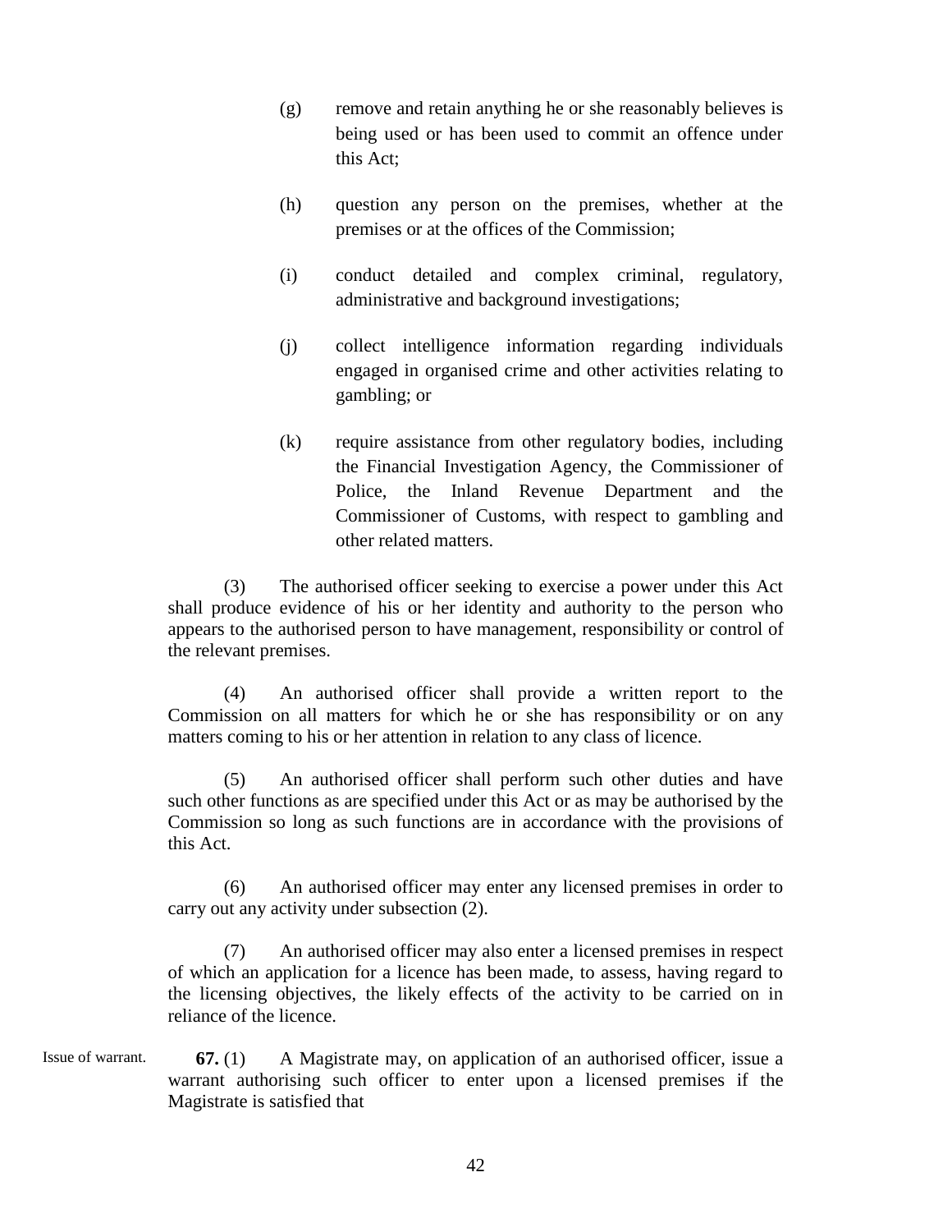(g) remove and retain anything he or she reasonably believes is being used or has been used to commit an offence under this Act;

(h) question any person on the premises, whether at the premises or at the offices of the Commission;

(i) conduct detailed and complex criminal, regulatory, administrative and background investigations;

(j) collect intelligence information regarding individuals engaged in organised crime and other activities relating to gambling; or

(k) require assistance from other regulatory bodies, including the Financial Investigation Agency, the Commissioner of Police, the Inland Revenue Department and the Commissioner of Customs, with respect to gambling and other related matters.

(3) The authorised officer seeking to exercise a power under this Act shall produce evidence of his or her identity and authority to the person who appears to the authorised person to have management, responsibility or control of the relevant premises.

(4) An authorised officer shall provide a written report to the Commission on all matters for which he or she has responsibility or on any matters coming to his or her attention in relation to any class of licence.

(5) An authorised officer shall perform such other duties and have such other functions as are specified under this Act or as may be authorised by the Commission so long as such functions are in accordance with the provisions of this Act.

(6) An authorised officer may enter any licensed premises in order to carry out any activity under subsection (2).

(7) An authorised officer may also enter a licensed premises in respect of which an application for a licence has been made, to assess, having regard to the licensing objectives, the likely effects of the activity to be carried on in reliance of the licence.

Issue of warrant.

**67.** (1) A Magistrate may, on application of an authorised officer, issue a warrant authorising such officer to enter upon a licensed premises if the Magistrate is satisfied that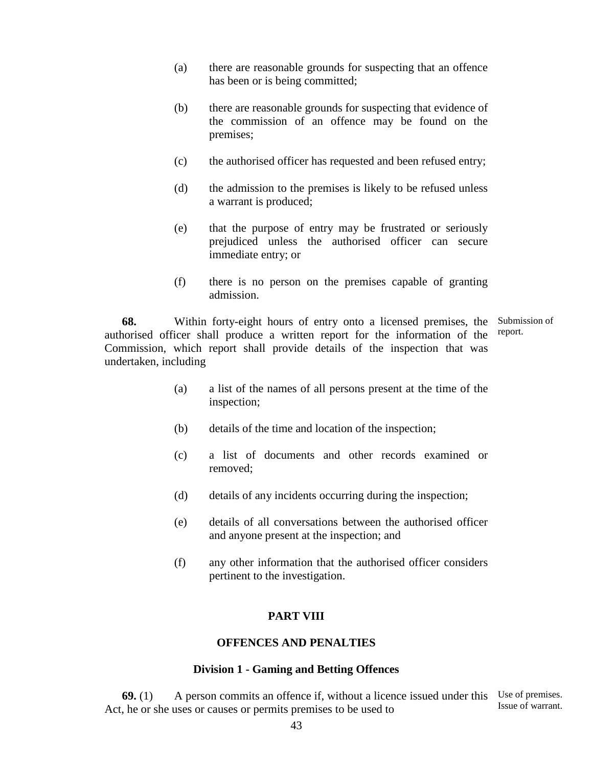(a) there are reasonable grounds for suspecting that an offence has been or is being committed;

(b) there are reasonable grounds for suspecting that evidence of the commission of an offence may be found on the premises;

(c) the authorised officer has requested and been refused entry;

(d) the admission to the premises is likely to be refused unless a warrant is produced;

(e) that the purpose of entry may be frustrated or seriously prejudiced unless the authorised officer can secure immediate entry; or

(f) there is no person on the premises capable of granting admission.

Submission of report.

**68.** Within forty-eight hours of entry onto a licensed premises, the authorised officer shall produce a written report for the information of the Commission, which report shall provide details of the inspection that was undertaken, including

(a) a list of the names of all persons present at the time of the inspection;

(b) details of the time and location of the inspection;

(c) a list of documents and other records examined or removed;

(d) details of any incidents occurring during the inspection;

(e) details of all conversations between the authorised officer and anyone present at the inspection; and

(f) any other information that the authorised officer considers pertinent to the investigation.

## PART VIII

## OFFENCES AND PENALTIES

### Division 1 - Gaming and Betting Offences

Use of premises. Issue of warrant.

**69.** (1) A person commits an offence if, without a licence issued under this Act, he or she uses or causes or permits premises to be used to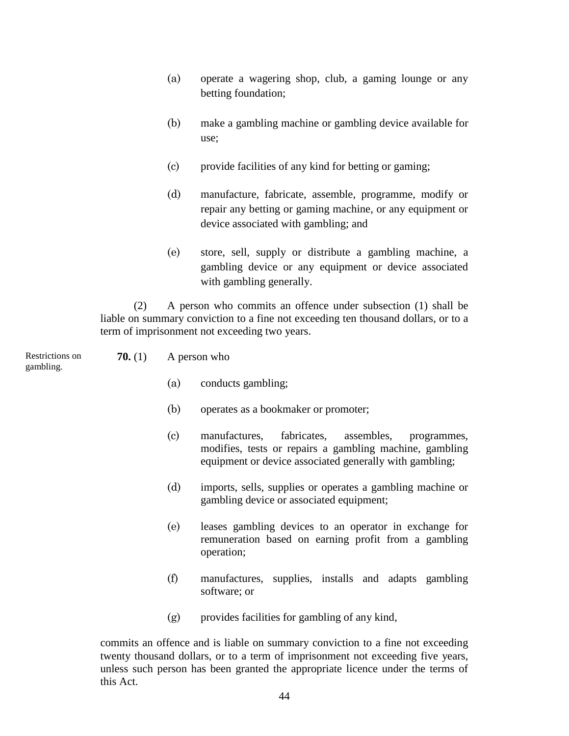(a) operate a wagering shop, club, a gaming lounge or any betting foundation;

(b) make a gambling machine or gambling device available for use;

(c) provide facilities of any kind for betting or gaming;

(d) manufacture, fabricate, assemble, programme, modify or repair any betting or gaming machine, or any equipment or device associated with gambling; and

(e) store, sell, supply or distribute a gambling machine, a gambling device or any equipment or device associated with gambling generally.

(2) A person who commits an offence under subsection (1) shall be liable on summary conviction to a fine not exceeding ten thousand dollars, or to a term of imprisonment not exceeding two years.

Restrictions on gambling.

**70.** (1) A person who

(a) conducts gambling;

(b) operates as a bookmaker or promoter;

(c) manufactures, fabricates, assembles, programmes, modifies, tests or repairs a gambling machine, gambling equipment or device associated generally with gambling;

(d) imports, sells, supplies or operates a gambling machine or gambling device or associated equipment;

(e) leases gambling devices to an operator in exchange for remuneration based on earning profit from a gambling operation;

(f) manufactures, supplies, installs and adapts gambling software; or

(g) provides facilities for gambling of any kind,

commits an offence and is liable on summary conviction to a fine not exceeding twenty thousand dollars, or to a term of imprisonment not exceeding five years, unless such person has been granted the appropriate licence under the terms of this Act.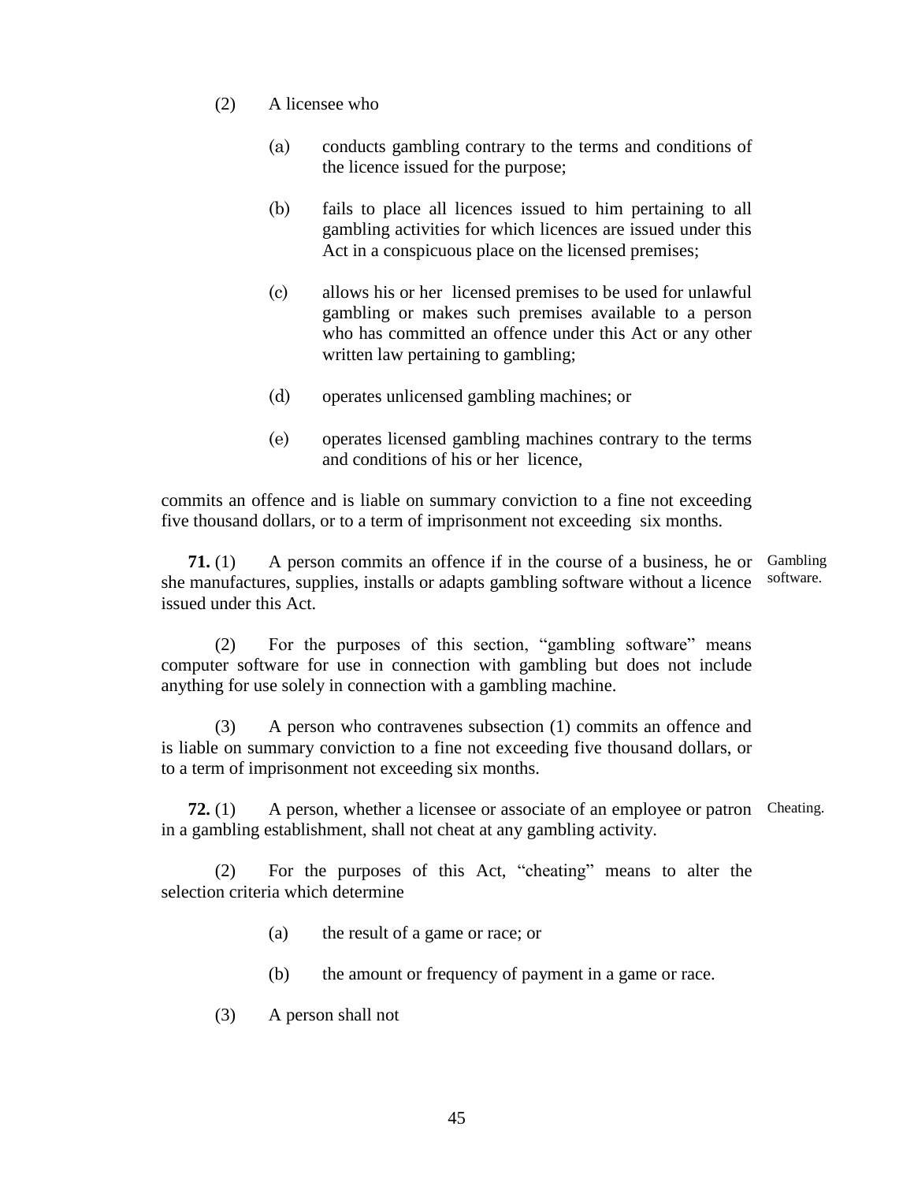(2) A licensee who

(a) conducts gambling contrary to the terms and conditions of the licence issued for the purpose;

(b) fails to place all licences issued to him pertaining to all gambling activities for which licences are issued under this Act in a conspicuous place on the licensed premises;

(c) allows his or her licensed premises to be used for unlawful gambling or makes such premises available to a person who has committed an offence under this Act or any other written law pertaining to gambling;

(d) operates unlicensed gambling machines; or

(e) operates licensed gambling machines contrary to the terms and conditions of his or her licence,

commits an offence and is liable on summary conviction to a fine not exceeding five thousand dollars, or to a term of imprisonment not exceeding six months.

**71.** (1) A person commits an offence if in the course of a business, he or she manufactures, supplies, installs or adapts gambling software without a licence issued under this Act.

Gambling software.

(2) For the purposes of this section, "gambling software" means computer software for use in connection with gambling but does not include anything for use solely in connection with a gambling machine.

(3) A person who contravenes subsection (1) commits an offence and is liable on summary conviction to a fine not exceeding five thousand dollars, or to a term of imprisonment not exceeding six months.

**72.** (1) A person, whether a licensee or associate of an employee or patron in a gambling establishment, shall not cheat at any gambling activity.

Cheating.

(2) For the purposes of this Act, "cheating" means to alter the selection criteria which determine

(a) the result of a game or race; or

(b) the amount or frequency of payment in a game or race.

(3) A person shall not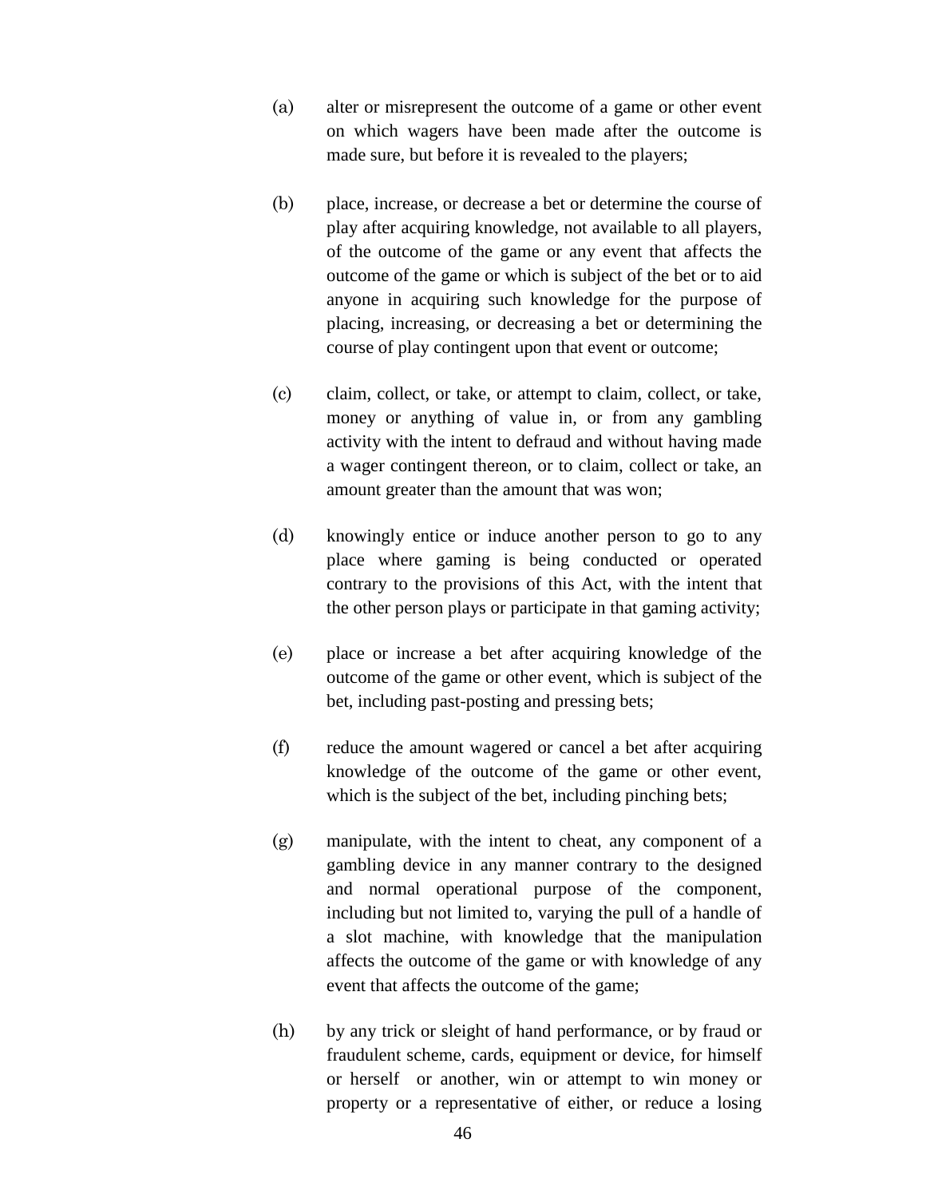(a) alter or misrepresent the outcome of a game or other event on which wagers have been made after the outcome is made sure, but before it is revealed to the players;

(b) place, increase, or decrease a bet or determine the course of play after acquiring knowledge, not available to all players, of the outcome of the game or any event that affects the outcome of the game or which is subject of the bet or to aid anyone in acquiring such knowledge for the purpose of placing, increasing, or decreasing a bet or determining the course of play contingent upon that event or outcome;

(c) claim, collect, or take, or attempt to claim, collect, or take, money or anything of value in, or from any gambling activity with the intent to defraud and without having made a wager contingent thereon, or to claim, collect or take, an amount greater than the amount that was won;

(d) knowingly entice or induce another person to go to any place where gaming is being conducted or operated contrary to the provisions of this Act, with the intent that the other person plays or participate in that gaming activity;

(e) place or increase a bet after acquiring knowledge of the outcome of the game or other event, which is subject of the bet, including past-posting and pressing bets;

(f) reduce the amount wagered or cancel a bet after acquiring knowledge of the outcome of the game or other event, which is the subject of the bet, including pinching bets;

(g) manipulate, with the intent to cheat, any component of a gambling device in any manner contrary to the designed and normal operational purpose of the component, including but not limited to, varying the pull of a handle of a slot machine, with knowledge that the manipulation affects the outcome of the game or with knowledge of any event that affects the outcome of the game;

(h) by any trick or sleight of hand performance, or by fraud or fraudulent scheme, cards, equipment or device, for himself or herself or another, win or attempt to win money or property or a representative of either, or reduce a losing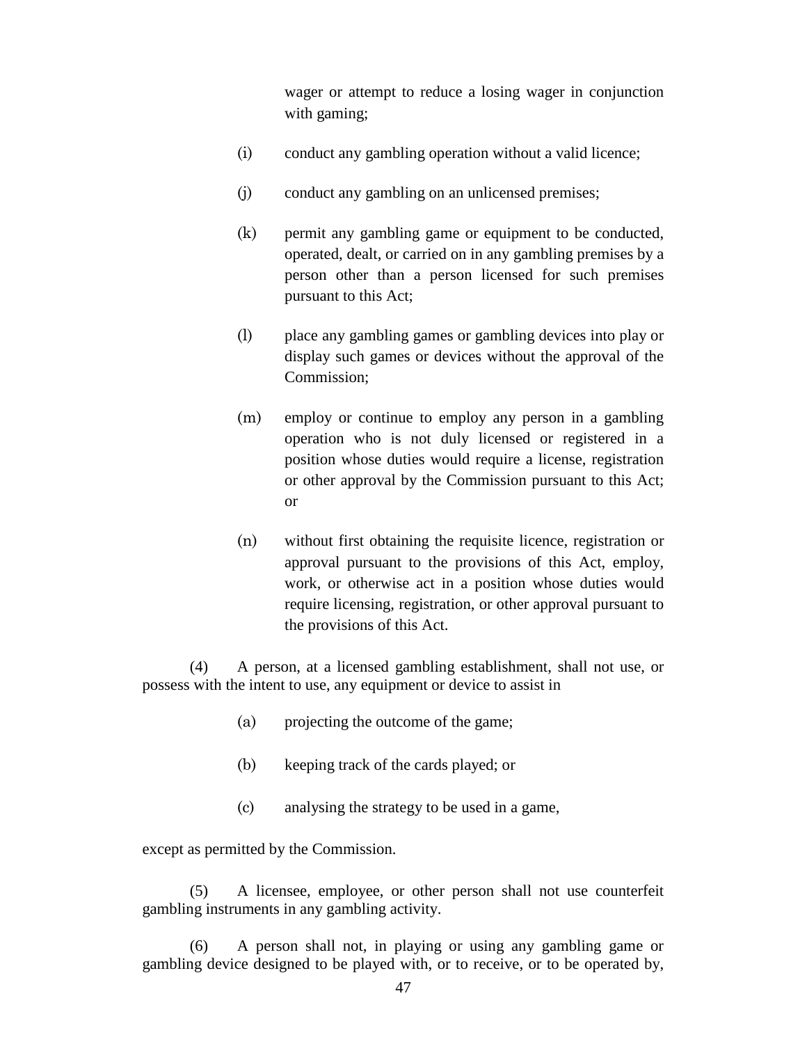wager or attempt to reduce a losing wager in conjunction with gaming;

(i) conduct any gambling operation without a valid licence;

(j) conduct any gambling on an unlicensed premises;

(k) permit any gambling game or equipment to be conducted, operated, dealt, or carried on in any gambling premises by a person other than a person licensed for such premises pursuant to this Act;

(l) place any gambling games or gambling devices into play or display such games or devices without the approval of the Commission;

(m) employ or continue to employ any person in a gambling operation who is not duly licensed or registered in a position whose duties would require a license, registration or other approval by the Commission pursuant to this Act; or

(n) without first obtaining the requisite licence, registration or approval pursuant to the provisions of this Act, employ, work, or otherwise act in a position whose duties would require licensing, registration, or other approval pursuant to the provisions of this Act.

(4) A person, at a licensed gambling establishment, shall not use, or possess with the intent to use, any equipment or device to assist in

(a) projecting the outcome of the game;

(b) keeping track of the cards played; or

(c) analysing the strategy to be used in a game,

except as permitted by the Commission.

(5) A licensee, employee, or other person shall not use counterfeit gambling instruments in any gambling activity.

(6) A person shall not, in playing or using any gambling game or gambling device designed to be played with, or to receive, or to be operated by,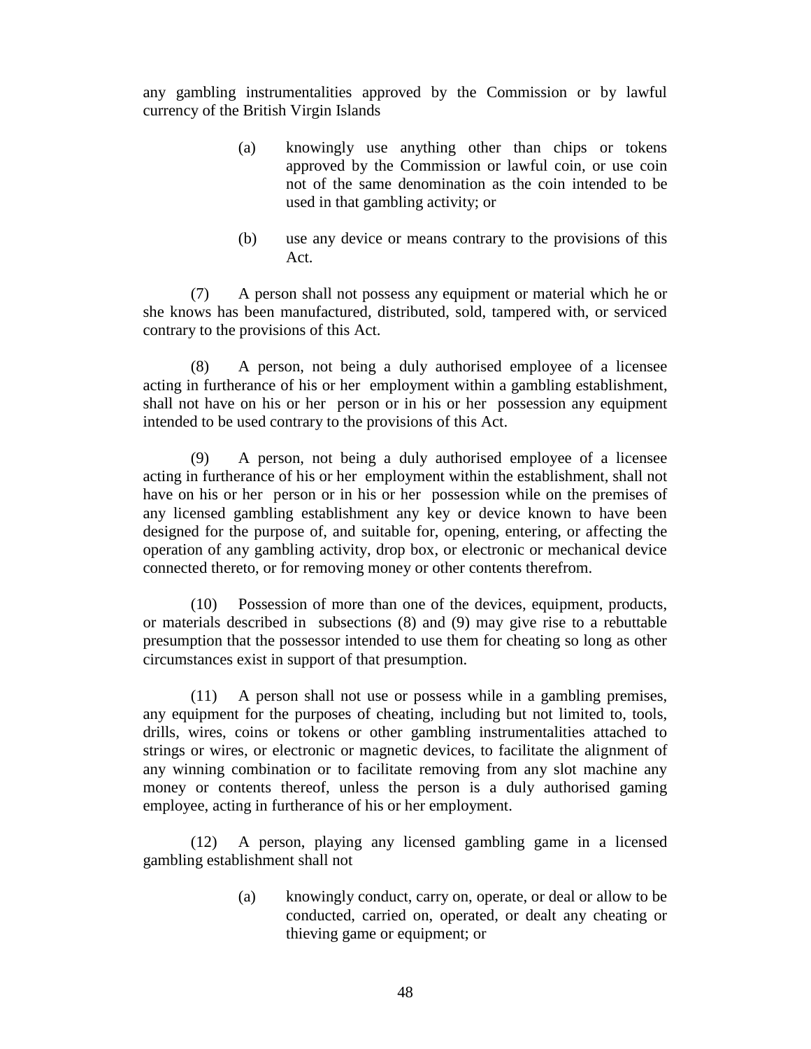any gambling instrumentalities approved by the Commission or by lawful currency of the British Virgin Islands

(a) knowingly use anything other than chips or tokens approved by the Commission or lawful coin, or use coin not of the same denomination as the coin intended to be used in that gambling activity; or

(b) use any device or means contrary to the provisions of this Act.

(7) A person shall not possess any equipment or material which he or she knows has been manufactured, distributed, sold, tampered with, or serviced contrary to the provisions of this Act.

(8) A person, not being a duly authorised employee of a licensee acting in furtherance of his or her employment within a gambling establishment, shall not have on his or her person or in his or her possession any equipment intended to be used contrary to the provisions of this Act.

(9) A person, not being a duly authorised employee of a licensee acting in furtherance of his or her employment within the establishment, shall not have on his or her person or in his or her possession while on the premises of any licensed gambling establishment any key or device known to have been designed for the purpose of, and suitable for, opening, entering, or affecting the operation of any gambling activity, drop box, or electronic or mechanical device connected thereto, or for removing money or other contents therefrom.

(10) Possession of more than one of the devices, equipment, products, or materials described in subsections (8) and (9) may give rise to a rebuttable presumption that the possessor intended to use them for cheating so long as other circumstances exist in support of that presumption.

(11) A person shall not use or possess while in a gambling premises, any equipment for the purposes of cheating, including but not limited to, tools, drills, wires, coins or tokens or other gambling instrumentalities attached to strings or wires, or electronic or magnetic devices, to facilitate the alignment of any winning combination or to facilitate removing from any slot machine any money or contents thereof, unless the person is a duly authorised gaming employee, acting in furtherance of his or her employment.

(12) A person, playing any licensed gambling game in a licensed gambling establishment shall not

(a) knowingly conduct, carry on, operate, or deal or allow to be conducted, carried on, operated, or dealt any cheating or thieving game or equipment; or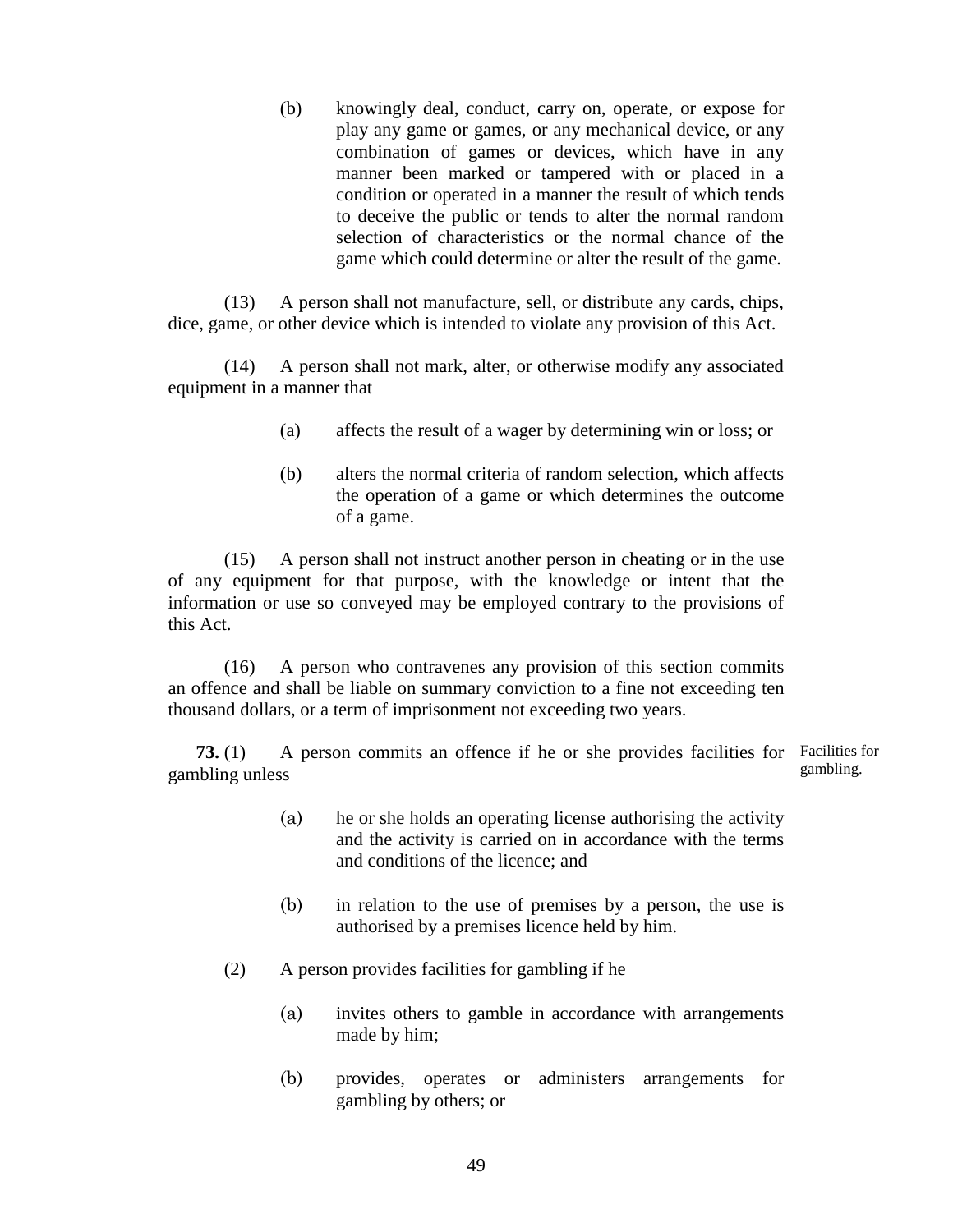(b) knowingly deal, conduct, carry on, operate, or expose for play any game or games, or any mechanical device, or any combination of games or devices, which have in any manner been marked or tampered with or placed in a condition or operated in a manner the result of which tends to deceive the public or tends to alter the normal random selection of characteristics or the normal chance of the game which could determine or alter the result of the game.

(13) A person shall not manufacture, sell, or distribute any cards, chips, dice, game, or other device which is intended to violate any provision of this Act.

(14) A person shall not mark, alter, or otherwise modify any associated equipment in a manner that

(a) affects the result of a wager by determining win or loss; or

(b) alters the normal criteria of random selection, which affects the operation of a game or which determines the outcome of a game.

(15) A person shall not instruct another person in cheating or in the use of any equipment for that purpose, with the knowledge or intent that the information or use so conveyed may be employed contrary to the provisions of this Act.

(16) A person who contravenes any provision of this section commits an offence and shall be liable on summary conviction to a fine not exceeding ten thousand dollars, or a term of imprisonment not exceeding two years.

*Facilities for gambling.*

**73.** (1) A person commits an offence if he or she provides facilities for gambling unless

(a) he or she holds an operating license authorising the activity and the activity is carried on in accordance with the terms and conditions of the licence; and

(b) in relation to the use of premises by a person, the use is authorised by a premises licence held by him.

(2) A person provides facilities for gambling if he

(a) invites others to gamble in accordance with arrangements made by him;

(b) provides, operates or administers arrangements for gambling by others; or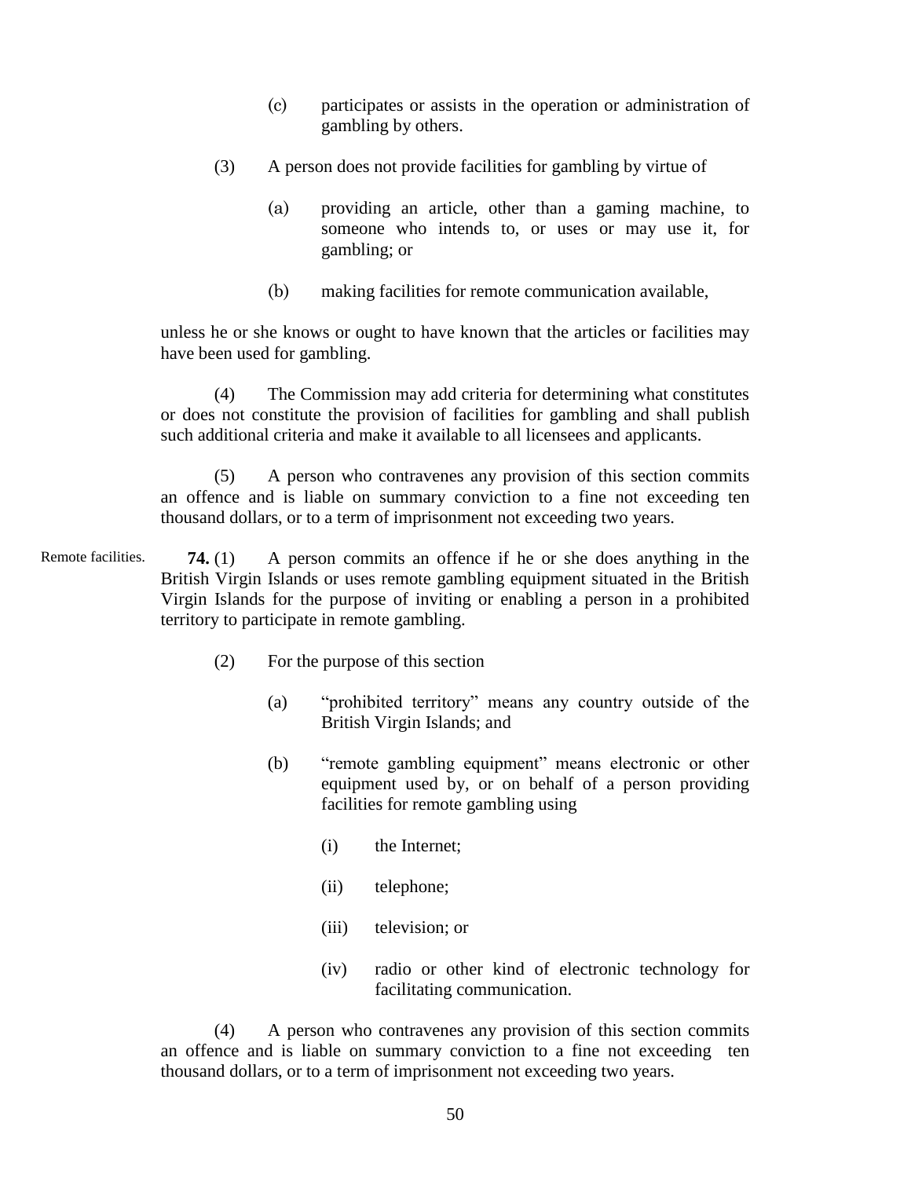(c) participates or assists in the operation or administration of gambling by others.

(3) A person does not provide facilities for gambling by virtue of

(a) providing an article, other than a gaming machine, to someone who intends to, or uses or may use it, for gambling; or

(b) making facilities for remote communication available,

unless he or she knows or ought to have known that the articles or facilities may have been used for gambling.

(4) The Commission may add criteria for determining what constitutes or does not constitute the provision of facilities for gambling and shall publish such additional criteria and make it available to all licensees and applicants.

(5) A person who contravenes any provision of this section commits an offence and is liable on summary conviction to a fine not exceeding ten thousand dollars, or to a term of imprisonment not exceeding two years.

Remote facilities.

**74.** (1) A person commits an offence if he or she does anything in the British Virgin Islands or uses remote gambling equipment situated in the British Virgin Islands for the purpose of inviting or enabling a person in a prohibited territory to participate in remote gambling.

(2) For the purpose of this section

(a) "prohibited territory" means any country outside of the British Virgin Islands; and

(b) "remote gambling equipment" means electronic or other equipment used by, or on behalf of a person providing facilities for remote gambling using

(i) the Internet;

(ii) telephone;

(iii) television; or

(iv) radio or other kind of electronic technology for facilitating communication.

(4) A person who contravenes any provision of this section commits an offence and is liable on summary conviction to a fine not exceeding ten thousand dollars, or to a term of imprisonment not exceeding two years.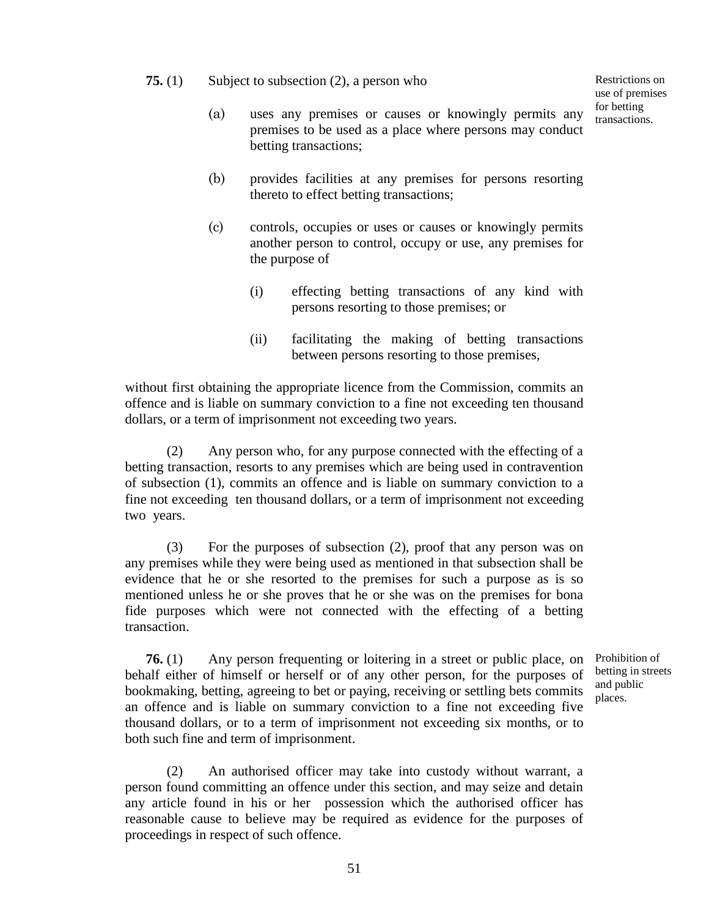Restrictions on use of premises for betting transactions.

**75.** (1) Subject to subsection (2), a person who

(a) uses any premises or causes or knowingly permits any premises to be used as a place where persons may conduct betting transactions;

(b) provides facilities at any premises for persons resorting thereto to effect betting transactions;

(c) controls, occupies or uses or causes or knowingly permits another person to control, occupy or use, any premises for the purpose of

(i) effecting betting transactions of any kind with persons resorting to those premises; or

(ii) facilitating the making of betting transactions between persons resorting to those premises,

without first obtaining the appropriate licence from the Commission, commits an offence and is liable on summary conviction to a fine not exceeding ten thousand dollars, or a term of imprisonment not exceeding two years.

(2) Any person who, for any purpose connected with the effecting of a betting transaction, resorts to any premises which are being used in contravention of subsection (1), commits an offence and is liable on summary conviction to a fine not exceeding ten thousand dollars, or a term of imprisonment not exceeding two years.

(3) For the purposes of subsection (2), proof that any person was on any premises while they were being used as mentioned in that subsection shall be evidence that he or she resorted to the premises for such a purpose as is so mentioned unless he or she proves that he or she was on the premises for bona fide purposes which were not connected with the effecting of a betting transaction.

Prohibition of betting in streets and public places.

**76.** (1) Any person frequenting or loitering in a street or public place, on behalf either of himself or herself or of any other person, for the purposes of bookmaking, betting, agreeing to bet or paying, receiving or settling bets commits an offence and is liable on summary conviction to a fine not exceeding five thousand dollars, or to a term of imprisonment not exceeding six months, or to both such fine and term of imprisonment.

(2) An authorised officer may take into custody without warrant, a person found committing an offence under this section, and may seize and detain any article found in his or her possession which the authorised officer has reasonable cause to believe may be required as evidence for the purposes of proceedings in respect of such offence.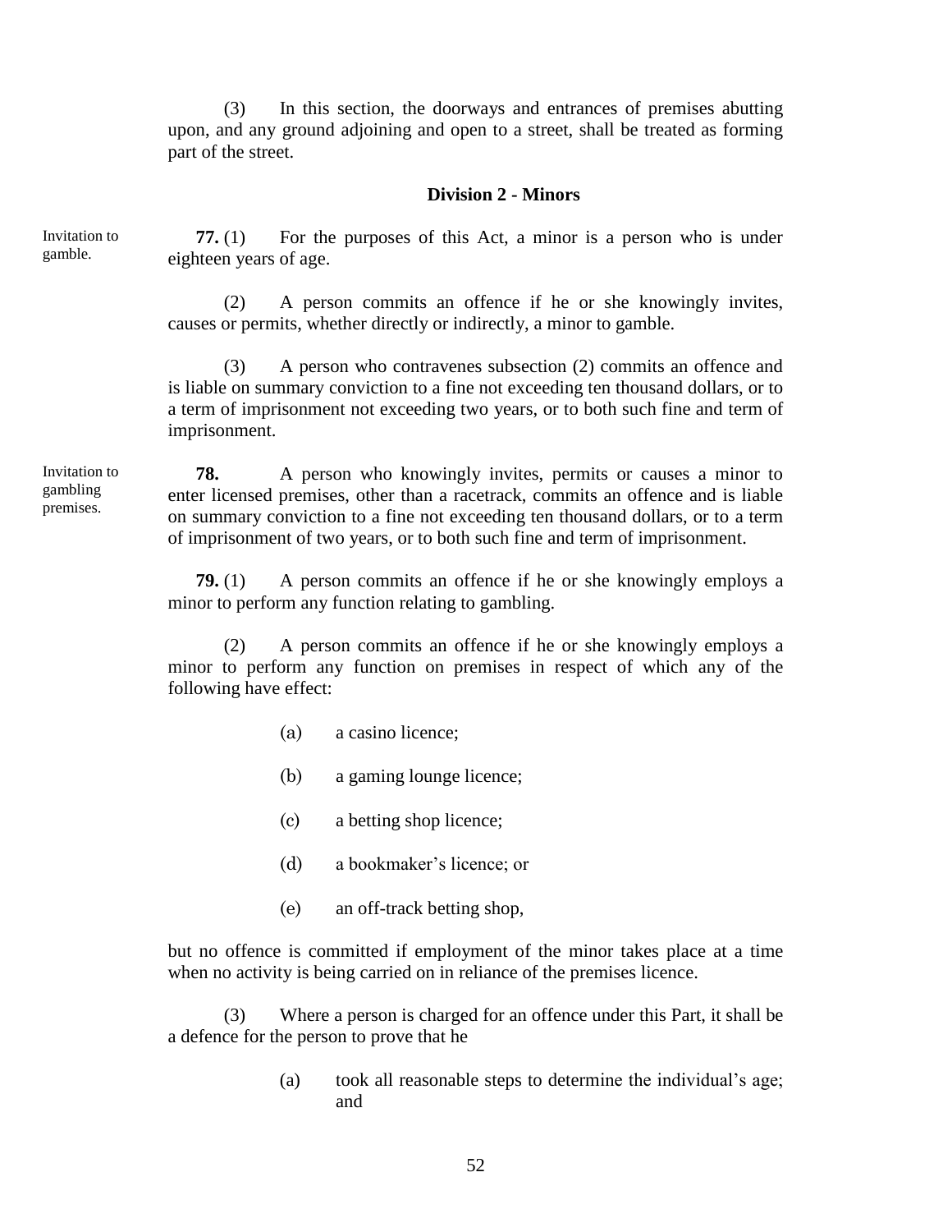(3) In this section, the doorways and entrances of premises abutting upon, and any ground adjoining and open to a street, shall be treated as forming part of the street.

### Division 2 - Minors

*Invitation to gamble.*

**77.** (1) For the purposes of this Act, a minor is a person who is under eighteen years of age.

(2) A person commits an offence if he or she knowingly invites, causes or permits, whether directly or indirectly, a minor to gamble.

(3) A person who contravenes subsection (2) commits an offence and is liable on summary conviction to a fine not exceeding ten thousand dollars, or to a term of imprisonment not exceeding two years, or to both such fine and term of imprisonment.

*Invitation to gambling premises.*

**78.** A person who knowingly invites, permits or causes a minor to enter licensed premises, other than a racetrack, commits an offence and is liable on summary conviction to a fine not exceeding ten thousand dollars, or to a term of imprisonment of two years, or to both such fine and term of imprisonment.

**79.** (1) A person commits an offence if he or she knowingly employs a minor to perform any function relating to gambling.

(2) A person commits an offence if he or she knowingly employs a minor to perform any function on premises in respect of which any of the following have effect:

(a) a casino licence;

(b) a gaming lounge licence;

(c) a betting shop licence;

(d) a bookmaker's licence; or

(e) an off-track betting shop,

but no offence is committed if employment of the minor takes place at a time when no activity is being carried on in reliance of the premises licence.

(3) Where a person is charged for an offence under this Part, it shall be a defence for the person to prove that he

(a) took all reasonable steps to determine the individual's age; and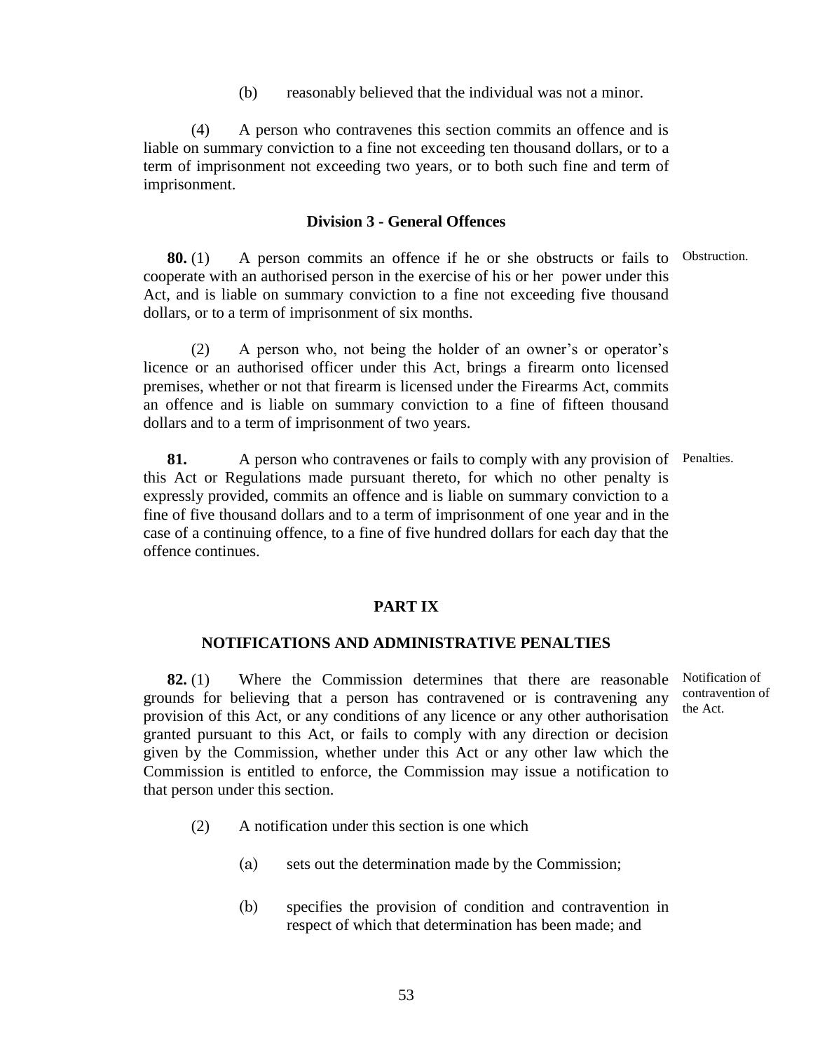(b) reasonably believed that the individual was not a minor.

(4) A person who contravenes this section commits an offence and is liable on summary conviction to a fine not exceeding ten thousand dollars, or to a term of imprisonment not exceeding two years, or to both such fine and term of imprisonment.

### Division 3 - General Offences

Obstruction.

**80.** (1) A person commits an offence if he or she obstructs or fails to cooperate with an authorised person in the exercise of his or her power under this Act, and is liable on summary conviction to a fine not exceeding five thousand dollars, or to a term of imprisonment of six months.

(2) A person who, not being the holder of an owner's or operator's licence or an authorised officer under this Act, brings a firearm onto licensed premises, whether or not that firearm is licensed under the Firearms Act, commits an offence and is liable on summary conviction to a fine of fifteen thousand dollars and to a term of imprisonment of two years.

Penalties.

**81.** A person who contravenes or fails to comply with any provision of this Act or Regulations made pursuant thereto, for which no other penalty is expressly provided, commits an offence and is liable on summary conviction to a fine of five thousand dollars and to a term of imprisonment of one year and in the case of a continuing offence, to a fine of five hundred dollars for each day that the offence continues.

## PART IX

## NOTIFICATIONS AND ADMINISTRATIVE PENALTIES

Notification of contravention of the Act.

**82.** (1) Where the Commission determines that there are reasonable grounds for believing that a person has contravened or is contravening any provision of this Act, or any conditions of any licence or any other authorisation granted pursuant to this Act, or fails to comply with any direction or decision given by the Commission, whether under this Act or any other law which the Commission is entitled to enforce, the Commission may issue a notification to that person under this section.

(2) A notification under this section is one which

(a) sets out the determination made by the Commission;

(b) specifies the provision of condition and contravention in respect of which that determination has been made; and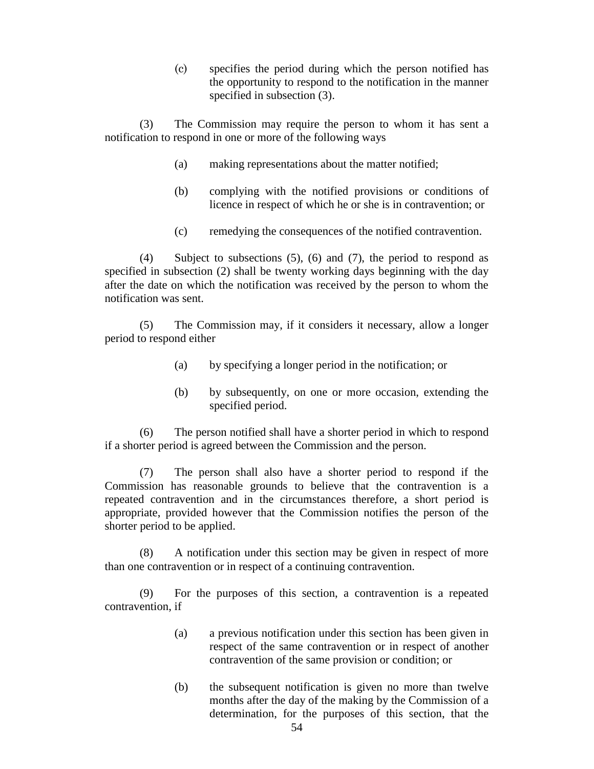(c) specifies the period during which the person notified has the opportunity to respond to the notification in the manner specified in subsection (3).

(3) The Commission may require the person to whom it has sent a notification to respond in one or more of the following ways

(a) making representations about the matter notified;

(b) complying with the notified provisions or conditions of licence in respect of which he or she is in contravention; or

(c) remedying the consequences of the notified contravention.

(4) Subject to subsections (5), (6) and (7), the period to respond as specified in subsection (2) shall be twenty working days beginning with the day after the date on which the notification was received by the person to whom the notification was sent.

(5) The Commission may, if it considers it necessary, allow a longer period to respond either

(a) by specifying a longer period in the notification; or

(b) by subsequently, on one or more occasion, extending the specified period.

(6) The person notified shall have a shorter period in which to respond if a shorter period is agreed between the Commission and the person.

(7) The person shall also have a shorter period to respond if the Commission has reasonable grounds to believe that the contravention is a repeated contravention and in the circumstances therefore, a short period is appropriate, provided however that the Commission notifies the person of the shorter period to be applied.

(8) A notification under this section may be given in respect of more than one contravention or in respect of a continuing contravention.

(9) For the purposes of this section, a contravention is a repeated contravention, if

(a) a previous notification under this section has been given in respect of the same contravention or in respect of another contravention of the same provision or condition; or

(b) the subsequent notification is given no more than twelve months after the day of the making by the Commission of a determination, for the purposes of this section, that the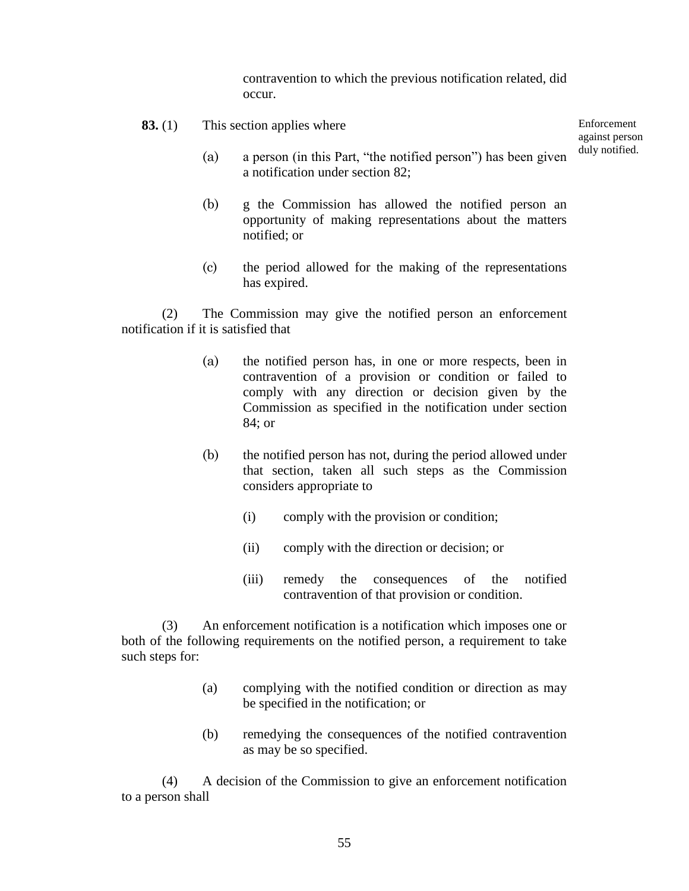contravention to which the previous notification related, did occur.

**83.** (1) This section applies where

Enforcement against person duly notified.

(a) a person (in this Part, "the notified person") has been given a notification under section 82;

(b) g the Commission has allowed the notified person an opportunity of making representations about the matters notified; or

(c) the period allowed for the making of the representations has expired.

(2) The Commission may give the notified person an enforcement notification if it is satisfied that

(a) the notified person has, in one or more respects, been in contravention of a provision or condition or failed to comply with any direction or decision given by the Commission as specified in the notification under section 84; or

(b) the notified person has not, during the period allowed under that section, taken all such steps as the Commission considers appropriate to

(i) comply with the provision or condition;

(ii) comply with the direction or decision; or

(iii) remedy the consequences of the notified contravention of that provision or condition.

(3) An enforcement notification is a notification which imposes one or both of the following requirements on the notified person, a requirement to take such steps for:

(a) complying with the notified condition or direction as may be specified in the notification; or

(b) remedying the consequences of the notified contravention as may be so specified.

(4) A decision of the Commission to give an enforcement notification to a person shall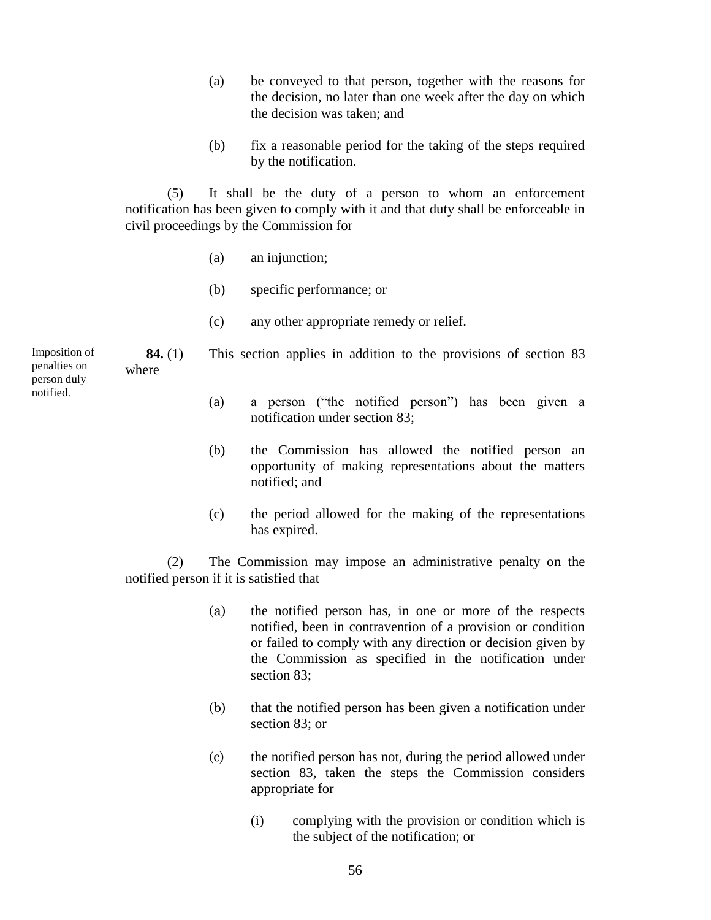(a) be conveyed to that person, together with the reasons for the decision, no later than one week after the day on which the decision was taken; and

(b) fix a reasonable period for the taking of the steps required by the notification.

(5) It shall be the duty of a person to whom an enforcement notification has been given to comply with it and that duty shall be enforceable in civil proceedings by the Commission for

(a) an injunction;

(b) specific performance; or

(c) any other appropriate remedy or relief.

Imposition of penalties on person duly notified.

**84.** (1) This section applies in addition to the provisions of section 83 where

(a) a person ("the notified person") has been given a notification under section 83;

(b) the Commission has allowed the notified person an opportunity of making representations about the matters notified; and

(c) the period allowed for the making of the representations has expired.

(2) The Commission may impose an administrative penalty on the notified person if it is satisfied that

(a) the notified person has, in one or more of the respects notified, been in contravention of a provision or condition or failed to comply with any direction or decision given by the Commission as specified in the notification under section 83;

(b) that the notified person has been given a notification under section 83; or

(c) the notified person has not, during the period allowed under section 83, taken the steps the Commission considers appropriate for

(i) complying with the provision or condition which is the subject of the notification; or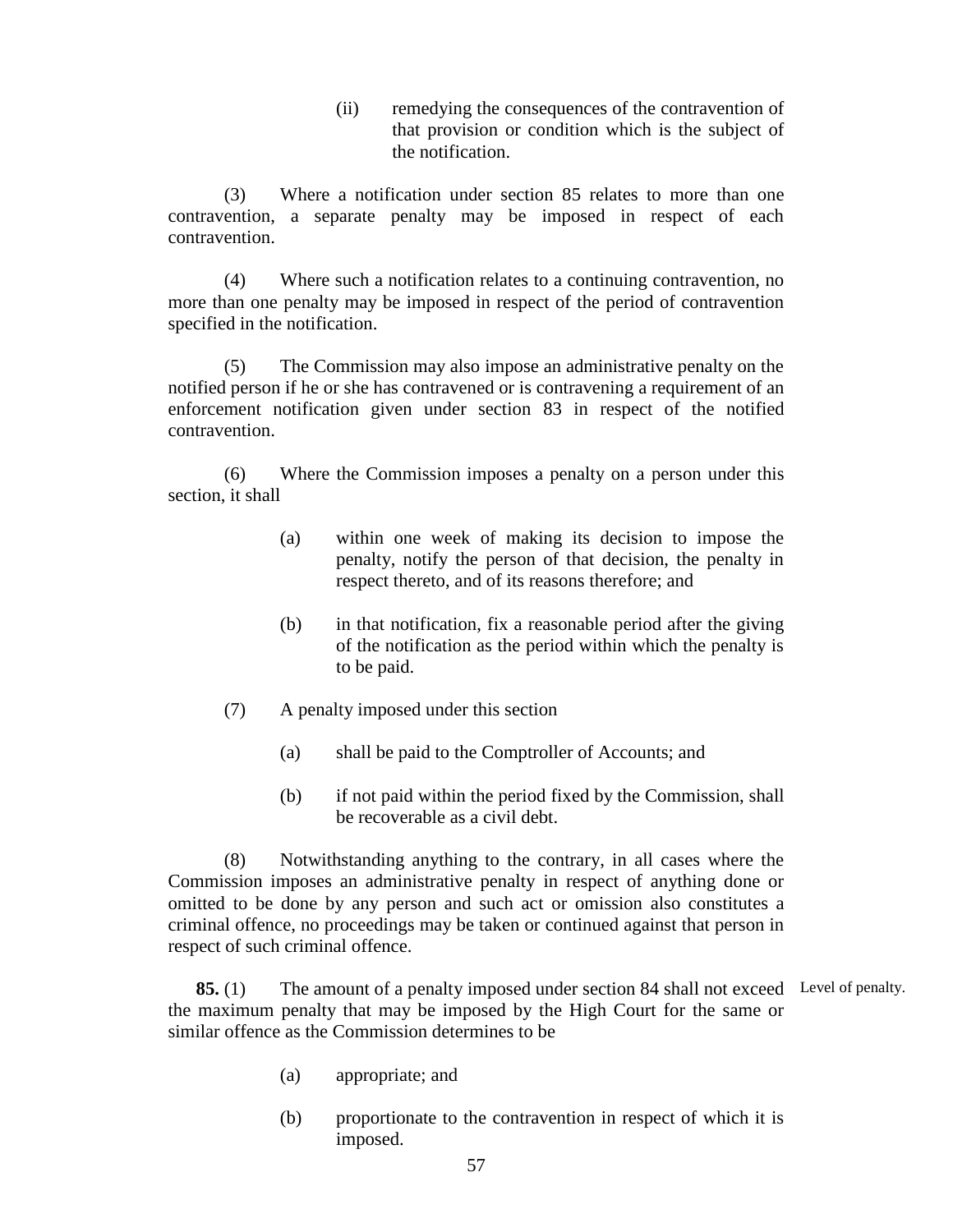(ii) remedying the consequences of the contravention of that provision or condition which is the subject of the notification.

(3) Where a notification under section 85 relates to more than one contravention, a separate penalty may be imposed in respect of each contravention.

(4) Where such a notification relates to a continuing contravention, no more than one penalty may be imposed in respect of the period of contravention specified in the notification.

(5) The Commission may also impose an administrative penalty on the notified person if he or she has contravened or is contravening a requirement of an enforcement notification given under section 83 in respect of the notified contravention.

(6) Where the Commission imposes a penalty on a person under this section, it shall

(a) within one week of making its decision to impose the penalty, notify the person of that decision, the penalty in respect thereto, and of its reasons therefore; and

(b) in that notification, fix a reasonable period after the giving of the notification as the period within which the penalty is to be paid.

(7) A penalty imposed under this section

(a) shall be paid to the Comptroller of Accounts; and

(b) if not paid within the period fixed by the Commission, shall be recoverable as a civil debt.

(8) Notwithstanding anything to the contrary, in all cases where the Commission imposes an administrative penalty in respect of anything done or omitted to be done by any person and such act or omission also constitutes a criminal offence, no proceedings may be taken or continued against that person in respect of such criminal offence.

Level of penalty.

**85.** (1) The amount of a penalty imposed under section 84 shall not exceed the maximum penalty that may be imposed by the High Court for the same or similar offence as the Commission determines to be

(a) appropriate; and

(b) proportionate to the contravention in respect of which it is imposed.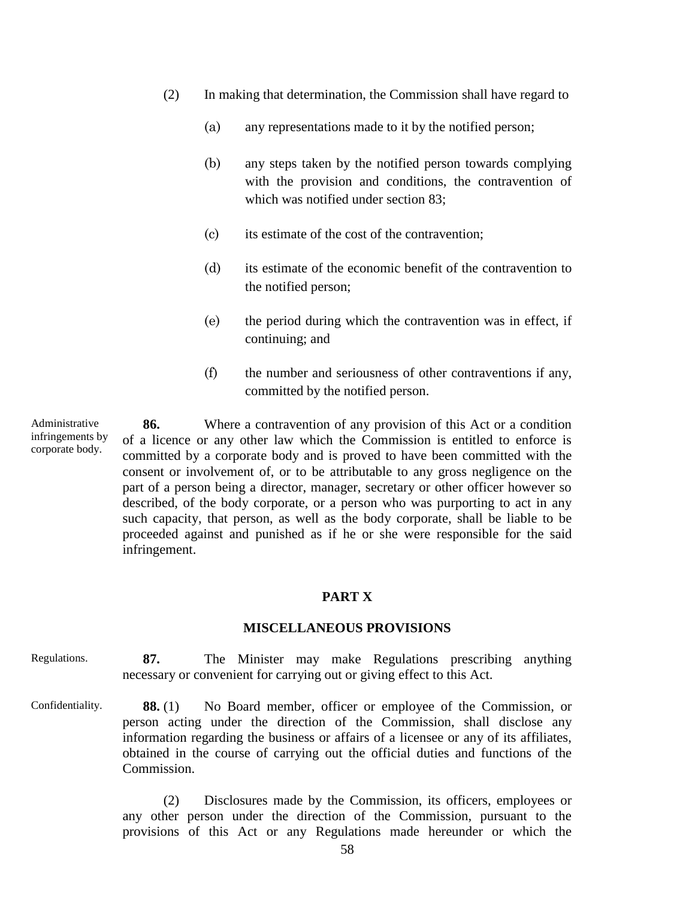(2) In making that determination, the Commission shall have regard to

(a) any representations made to it by the notified person;

(b) any steps taken by the notified person towards complying with the provision and conditions, the contravention of which was notified under section 83;

(c) its estimate of the cost of the contravention;

(d) its estimate of the economic benefit of the contravention to the notified person;

(e) the period during which the contravention was in effect, if continuing; and

(f) the number and seriousness of other contraventions if any, committed by the notified person.

Administrative infringements by corporate body.

**86.** Where a contravention of any provision of this Act or a condition of a licence or any other law which the Commission is entitled to enforce is committed by a corporate body and is proved to have been committed with the consent or involvement of, or to be attributable to any gross negligence on the part of a person being a director, manager, secretary or other officer however so described, of the body corporate, or a person who was purporting to act in any such capacity, that person, as well as the body corporate, shall be liable to be proceeded against and punished as if he or she were responsible for the said infringement.

## PART X

## MISCELLANEOUS PROVISIONS

Regulations.

**87.** The Minister may make Regulations prescribing anything necessary or convenient for carrying out or giving effect to this Act.

Confidentiality.

**88.** (1) No Board member, officer or employee of the Commission, or person acting under the direction of the Commission, shall disclose any information regarding the business or affairs of a licensee or any of its affiliates, obtained in the course of carrying out the official duties and functions of the Commission.

(2) Disclosures made by the Commission, its officers, employees or any other person under the direction of the Commission, pursuant to the provisions of this Act or any Regulations made hereunder or which the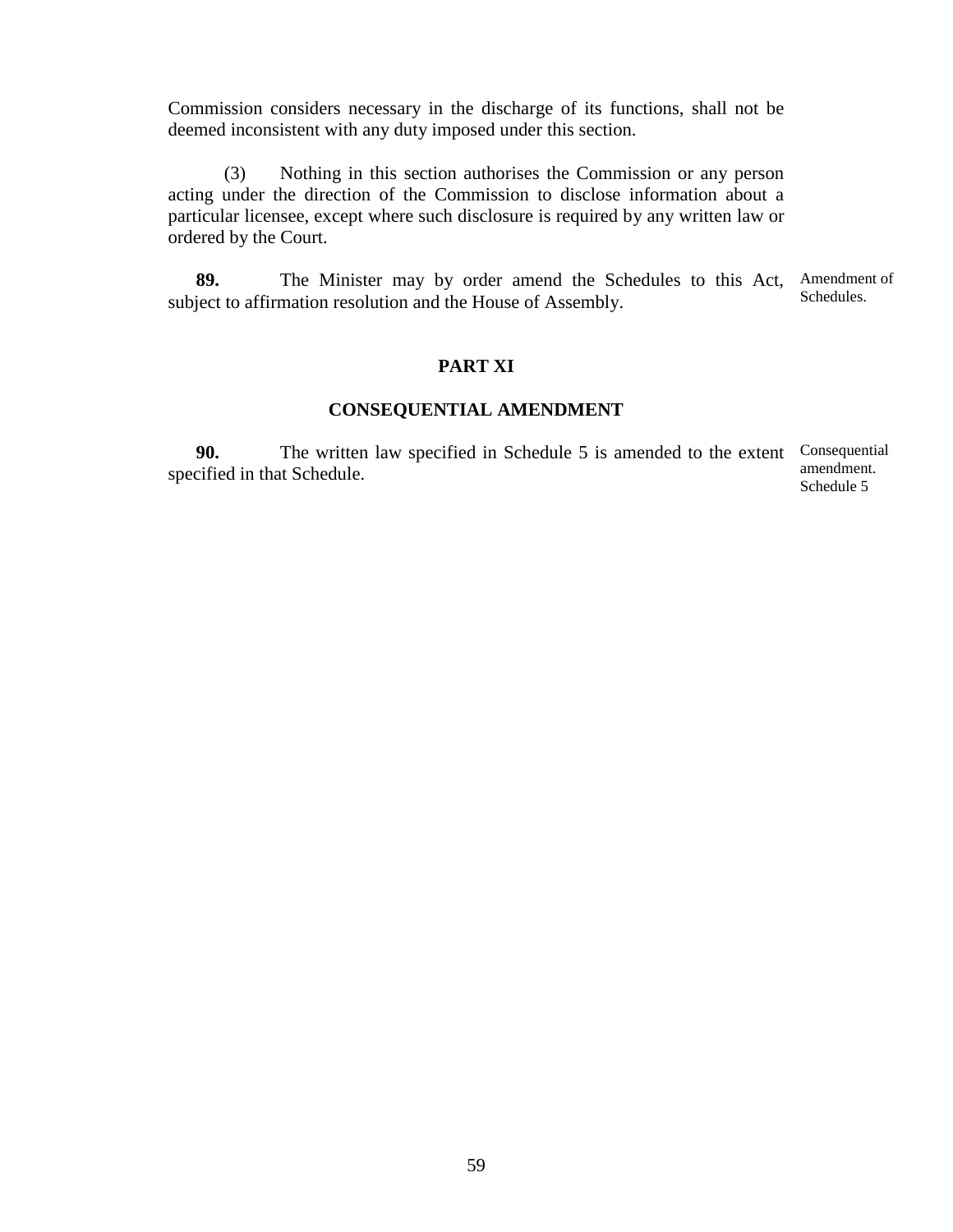Commission considers necessary in the discharge of its functions, shall not be deemed inconsistent with any duty imposed under this section.

(3) Nothing in this section authorises the Commission or any person acting under the direction of the Commission to disclose information about a particular licensee, except where such disclosure is required by any written law or ordered by the Court.

**89.** The Minister may by order amend the Schedules to this Act, subject to affirmation resolution and the House of Assembly.

Amendment of Schedules.

## PART XI

## CONSEQUENTIAL AMENDMENT

**90.** The written law specified in Schedule 5 is amended to the extent specified in that Schedule.

Consequential amendment. Schedule 5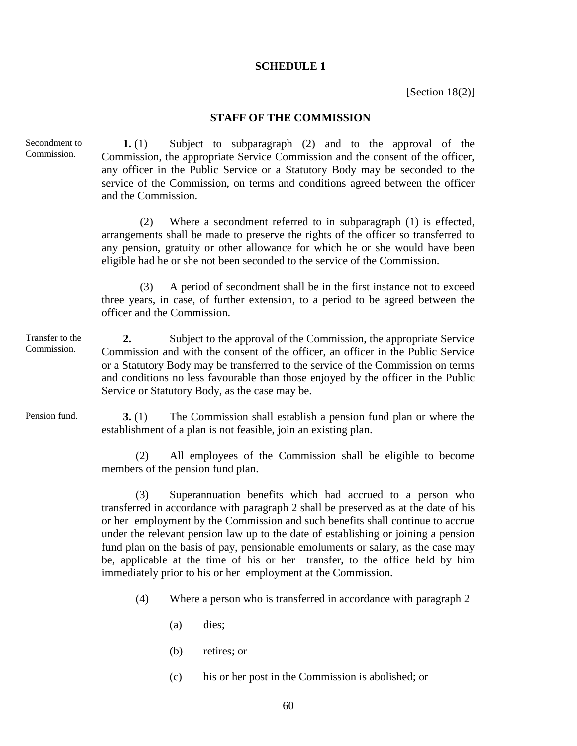## SCHEDULE 1

[Section 18(2)]

### STAFF OF THE COMMISSION

Secondment to Commission.

**1.** (1) Subject to subparagraph (2) and to the approval of the Commission, the appropriate Service Commission and the consent of the officer, any officer in the Public Service or a Statutory Body may be seconded to the service of the Commission, on terms and conditions agreed between the officer and the Commission.

(2) Where a secondment referred to in subparagraph (1) is effected, arrangements shall be made to preserve the rights of the officer so transferred to any pension, gratuity or other allowance for which he or she would have been eligible had he or she not been seconded to the service of the Commission.

(3) A period of secondment shall be in the first instance not to exceed three years, in case, of further extension, to a period to be agreed between the officer and the Commission.

Transfer to the Commission.

**2.** Subject to the approval of the Commission, the appropriate Service Commission and with the consent of the officer, an officer in the Public Service or a Statutory Body may be transferred to the service of the Commission on terms and conditions no less favourable than those enjoyed by the officer in the Public Service or Statutory Body, as the case may be.

Pension fund.

**3.** (1) The Commission shall establish a pension fund plan or where the establishment of a plan is not feasible, join an existing plan.

(2) All employees of the Commission shall be eligible to become members of the pension fund plan.

(3) Superannuation benefits which had accrued to a person who transferred in accordance with paragraph 2 shall be preserved as at the date of his or her employment by the Commission and such benefits shall continue to accrue under the relevant pension law up to the date of establishing or joining a pension fund plan on the basis of pay, pensionable emoluments or salary, as the case may be, applicable at the time of his or her transfer, to the office held by him immediately prior to his or her employment at the Commission.

(4) Where a person who is transferred in accordance with paragraph 2

(a) dies;

(b) retires; or

(c) his or her post in the Commission is abolished; or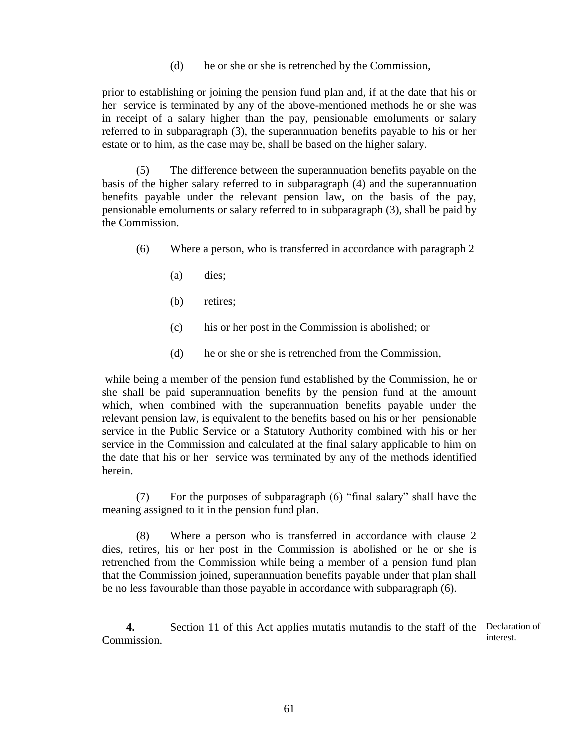(d) he or she or she is retrenched by the Commission,

prior to establishing or joining the pension fund plan and, if at the date that his or her service is terminated by any of the above-mentioned methods he or she was in receipt of a salary higher than the pay, pensionable emoluments or salary referred to in subparagraph (3), the superannuation benefits payable to his or her estate or to him, as the case may be, shall be based on the higher salary.

(5) The difference between the superannuation benefits payable on the basis of the higher salary referred to in subparagraph (4) and the superannuation benefits payable under the relevant pension law, on the basis of the pay, pensionable emoluments or salary referred to in subparagraph (3), shall be paid by the Commission.

(6) Where a person, who is transferred in accordance with paragraph 2

(a) dies;

(b) retires;

(c) his or her post in the Commission is abolished; or

(d) he or she or she is retrenched from the Commission,

while being a member of the pension fund established by the Commission, he or she shall be paid superannuation benefits by the pension fund at the amount which, when combined with the superannuation benefits payable under the relevant pension law, is equivalent to the benefits based on his or her pensionable service in the Public Service or a Statutory Authority combined with his or her service in the Commission and calculated at the final salary applicable to him on the date that his or her service was terminated by any of the methods identified herein.

(7) For the purposes of subparagraph (6) "final salary" shall have the meaning assigned to it in the pension fund plan.

(8) Where a person who is transferred in accordance with clause 2 dies, retires, his or her post in the Commission is abolished or he or she is retrenched from the Commission while being a member of a pension fund plan that the Commission joined, superannuation benefits payable under that plan shall be no less favourable than those payable in accordance with subparagraph (6).

Declaration of interest.

**4.** Section 11 of this Act applies mutatis mutandis to the staff of the Commission.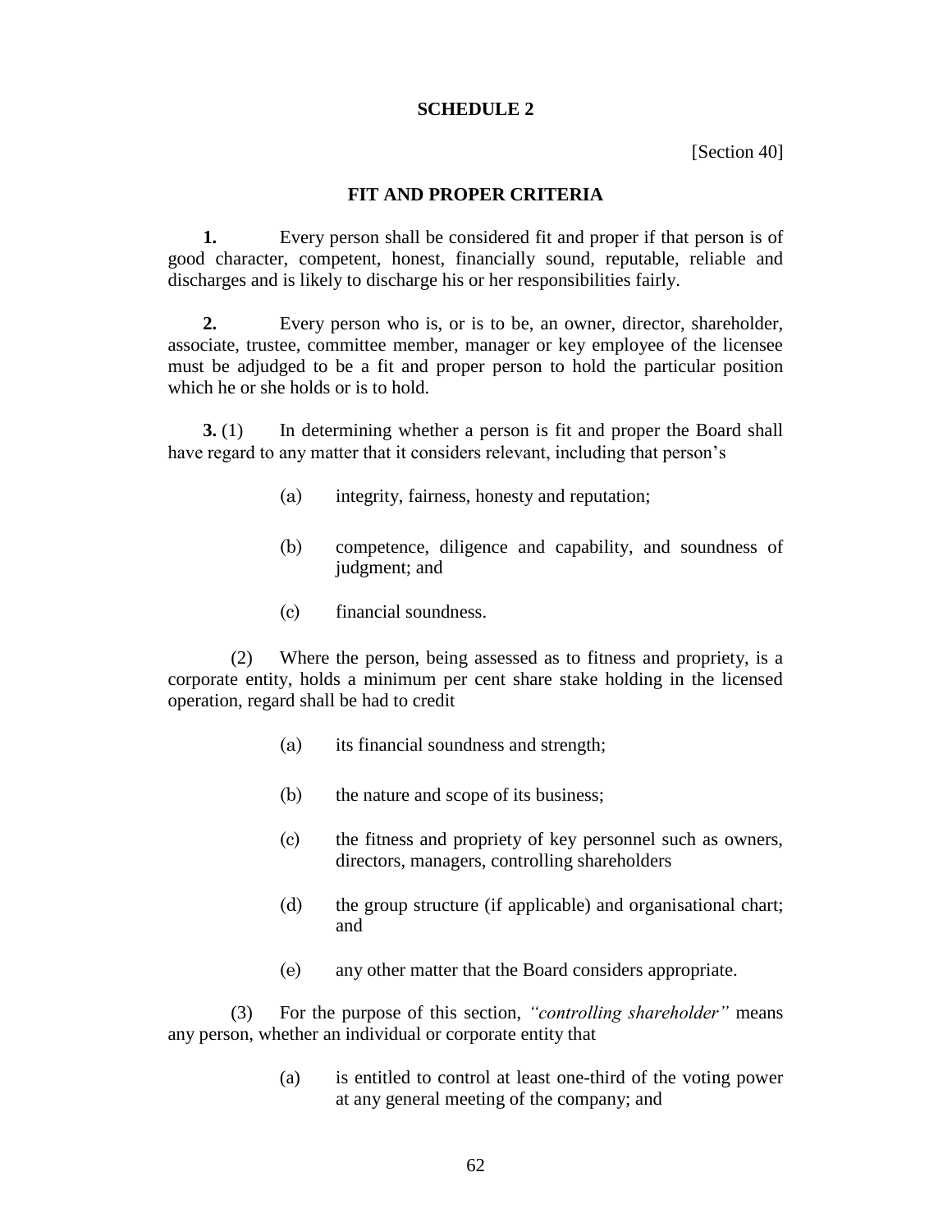## SCHEDULE 2

[Section 40]

### FIT AND PROPER CRITERIA

**1.** Every person shall be considered fit and proper if that person is of good character, competent, honest, financially sound, reputable, reliable and discharges and is likely to discharge his or her responsibilities fairly.

**2.** Every person who is, or is to be, an owner, director, shareholder, associate, trustee, committee member, manager or key employee of the licensee must be adjudged to be a fit and proper person to hold the particular position which he or she holds or is to hold.

**3.** (1) In determining whether a person is fit and proper the Board shall have regard to any matter that it considers relevant, including that person's

(a) integrity, fairness, honesty and reputation;

(b) competence, diligence and capability, and soundness of judgment; and

(c) financial soundness.

(2) Where the person, being assessed as to fitness and propriety, is a corporate entity, holds a minimum per cent share stake holding in the licensed operation, regard shall be had to credit

(a) its financial soundness and strength;

(b) the nature and scope of its business;

(c) the fitness and propriety of key personnel such as owners, directors, managers, controlling shareholders

(d) the group structure (if applicable) and organisational chart; and

(e) any other matter that the Board considers appropriate.

(3) For the purpose of this section, *"controlling shareholder"* means any person, whether an individual or corporate entity that

(a) is entitled to control at least one-third of the voting power at any general meeting of the company; and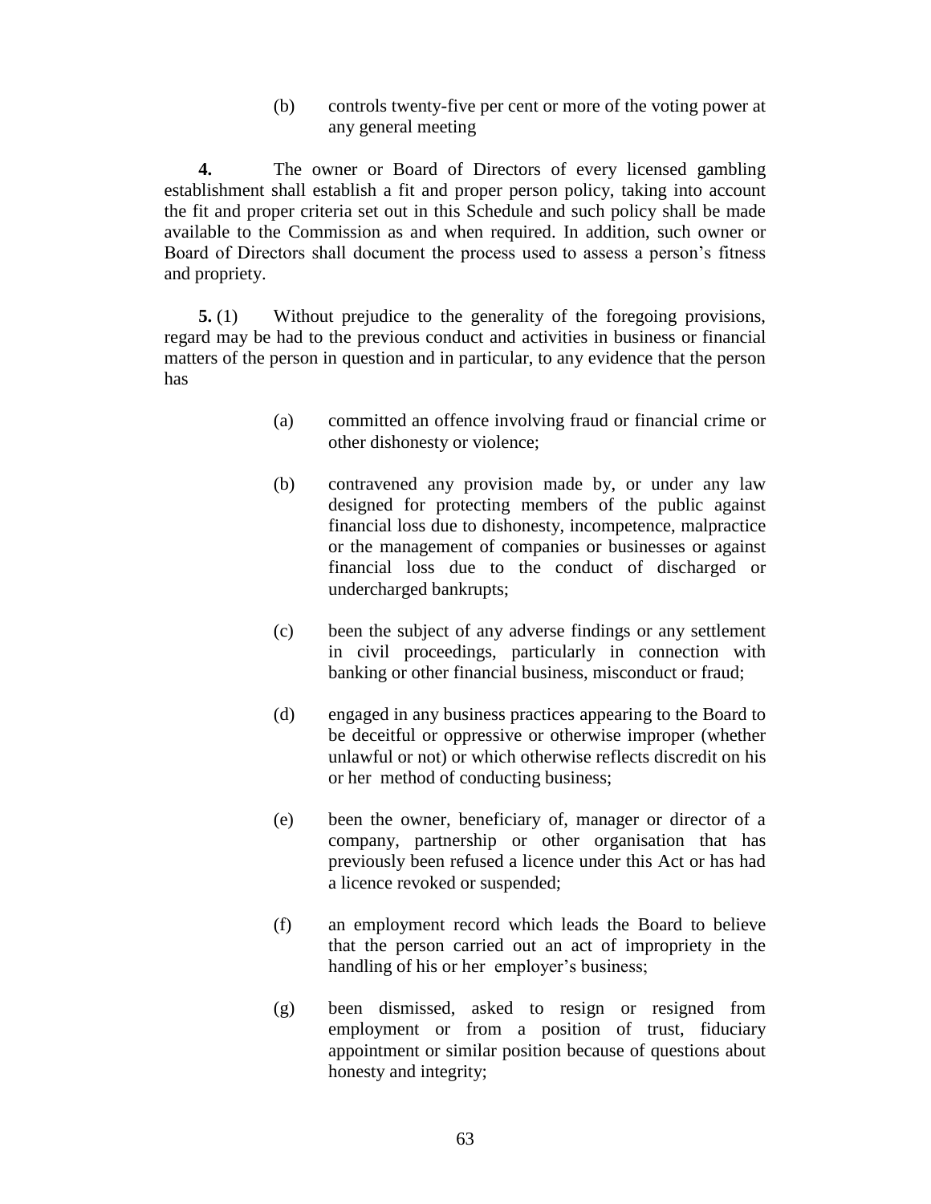(b) controls twenty-five per cent or more of the voting power at any general meeting

**4.** The owner or Board of Directors of every licensed gambling establishment shall establish a fit and proper person policy, taking into account the fit and proper criteria set out in this Schedule and such policy shall be made available to the Commission as and when required. In addition, such owner or Board of Directors shall document the process used to assess a person's fitness and propriety.

**5.** (1) Without prejudice to the generality of the foregoing provisions, regard may be had to the previous conduct and activities in business or financial matters of the person in question and in particular, to any evidence that the person has

(a) committed an offence involving fraud or financial crime or other dishonesty or violence;

(b) contravened any provision made by, or under any law designed for protecting members of the public against financial loss due to dishonesty, incompetence, malpractice or the management of companies or businesses or against financial loss due to the conduct of discharged or undercharged bankrupts;

(c) been the subject of any adverse findings or any settlement in civil proceedings, particularly in connection with banking or other financial business, misconduct or fraud;

(d) engaged in any business practices appearing to the Board to be deceitful or oppressive or otherwise improper (whether unlawful or not) or which otherwise reflects discredit on his or her method of conducting business;

(e) been the owner, beneficiary of, manager or director of a company, partnership or other organisation that has previously been refused a licence under this Act or has had a licence revoked or suspended;

(f) an employment record which leads the Board to believe that the person carried out an act of impropriety in the handling of his or her employer's business;

(g) been dismissed, asked to resign or resigned from employment or from a position of trust, fiduciary appointment or similar position because of questions about honesty and integrity;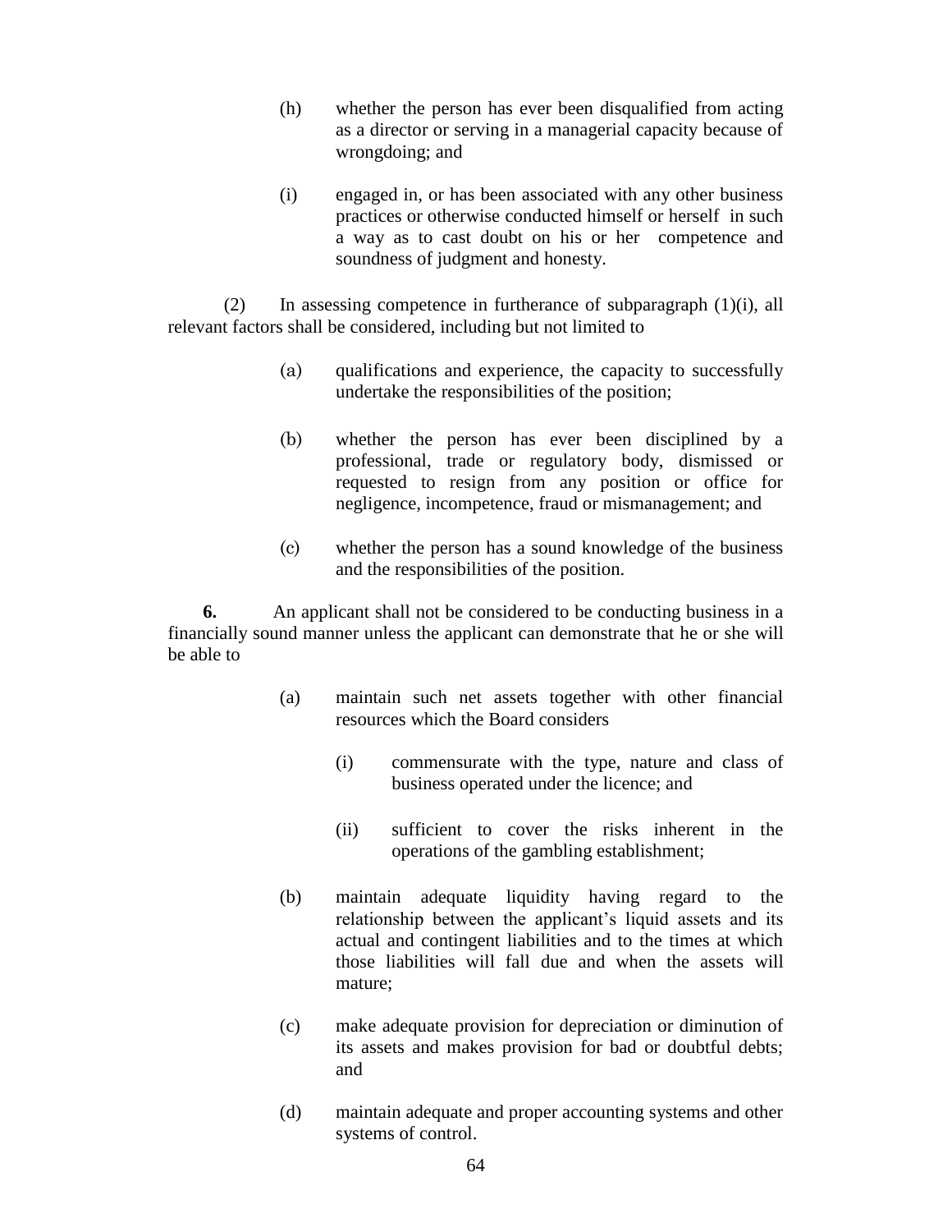(h) whether the person has ever been disqualified from acting as a director or serving in a managerial capacity because of wrongdoing; and

(i) engaged in, or has been associated with any other business practices or otherwise conducted himself or herself in such a way as to cast doubt on his or her competence and soundness of judgment and honesty.

(2) In assessing competence in furtherance of subparagraph (1)(i), all relevant factors shall be considered, including but not limited to

(a) qualifications and experience, the capacity to successfully undertake the responsibilities of the position;

(b) whether the person has ever been disciplined by a professional, trade or regulatory body, dismissed or requested to resign from any position or office for negligence, incompetence, fraud or mismanagement; and

(c) whether the person has a sound knowledge of the business and the responsibilities of the position.

**6.** An applicant shall not be considered to be conducting business in a financially sound manner unless the applicant can demonstrate that he or she will be able to

(a) maintain such net assets together with other financial resources which the Board considers

(i) commensurate with the type, nature and class of business operated under the licence; and

(ii) sufficient to cover the risks inherent in the operations of the gambling establishment;

(b) maintain adequate liquidity having regard to the relationship between the applicant's liquid assets and its actual and contingent liabilities and to the times at which those liabilities will fall due and when the assets will mature;

(c) make adequate provision for depreciation or diminution of its assets and makes provision for bad or doubtful debts; and

(d) maintain adequate and proper accounting systems and other systems of control.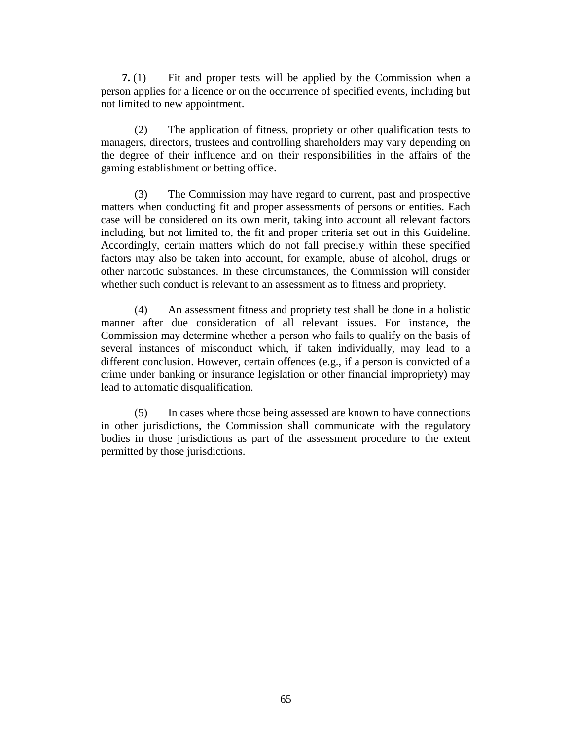**7.** (1) Fit and proper tests will be applied by the Commission when a person applies for a licence or on the occurrence of specified events, including but not limited to new appointment.

(2) The application of fitness, propriety or other qualification tests to managers, directors, trustees and controlling shareholders may vary depending on the degree of their influence and on their responsibilities in the affairs of the gaming establishment or betting office.

(3) The Commission may have regard to current, past and prospective matters when conducting fit and proper assessments of persons or entities. Each case will be considered on its own merit, taking into account all relevant factors including, but not limited to, the fit and proper criteria set out in this Guideline. Accordingly, certain matters which do not fall precisely within these specified factors may also be taken into account, for example, abuse of alcohol, drugs or other narcotic substances. In these circumstances, the Commission will consider whether such conduct is relevant to an assessment as to fitness and propriety.

(4) An assessment fitness and propriety test shall be done in a holistic manner after due consideration of all relevant issues. For instance, the Commission may determine whether a person who fails to qualify on the basis of several instances of misconduct which, if taken individually, may lead to a different conclusion. However, certain offences (e.g., if a person is convicted of a crime under banking or insurance legislation or other financial impropriety) may lead to automatic disqualification.

(5) In cases where those being assessed are known to have connections in other jurisdictions, the Commission shall communicate with the regulatory bodies in those jurisdictions as part of the assessment procedure to the extent permitted by those jurisdictions.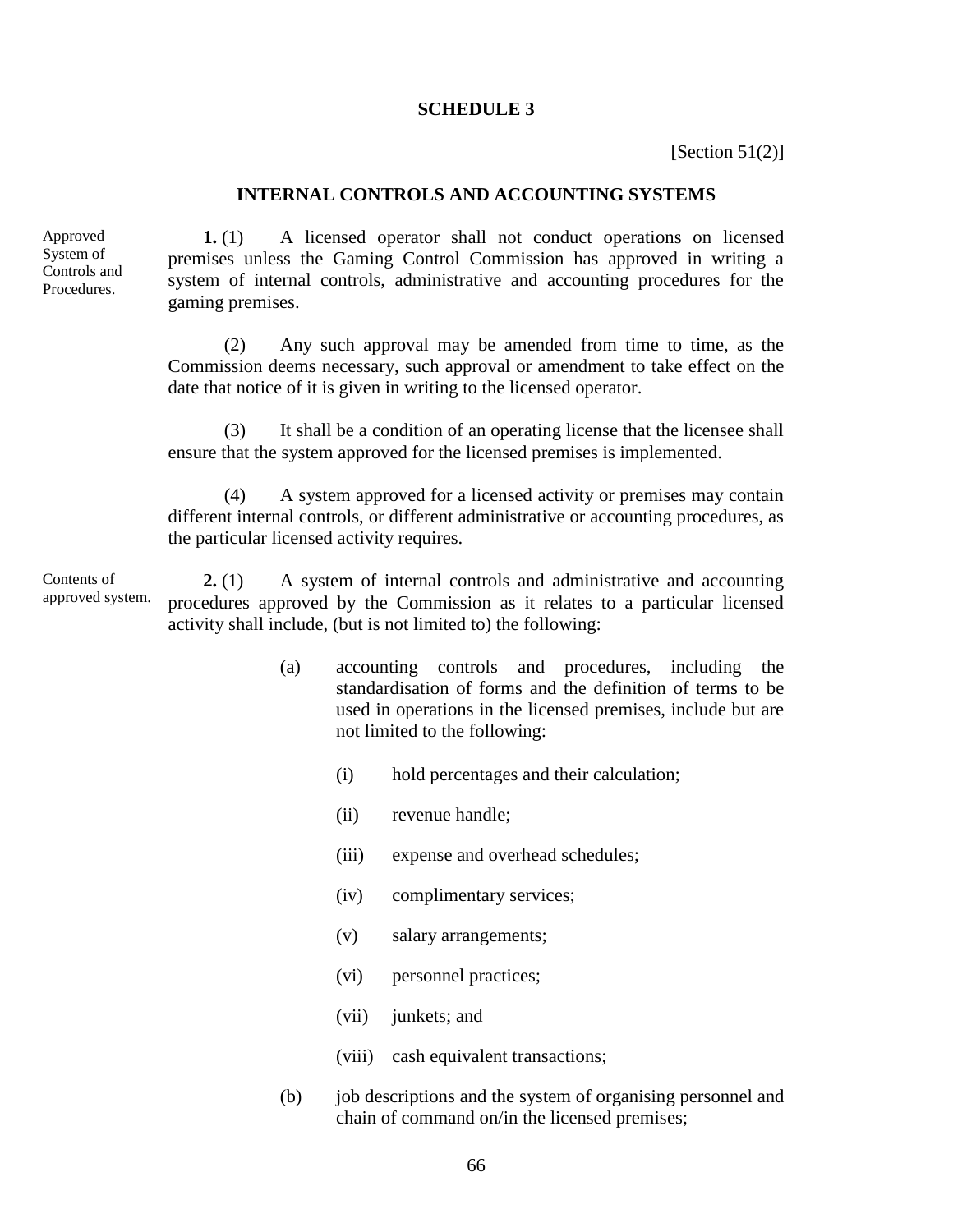## SCHEDULE 3

[Section 51(2)]

### INTERNAL CONTROLS AND ACCOUNTING SYSTEMS

Approved System of Controls and Procedures.

**1.** (1) A licensed operator shall not conduct operations on licensed premises unless the Gaming Control Commission has approved in writing a system of internal controls, administrative and accounting procedures for the gaming premises.

(2) Any such approval may be amended from time to time, as the Commission deems necessary, such approval or amendment to take effect on the date that notice of it is given in writing to the licensed operator.

(3) It shall be a condition of an operating license that the licensee shall ensure that the system approved for the licensed premises is implemented.

(4) A system approved for a licensed activity or premises may contain different internal controls, or different administrative or accounting procedures, as the particular licensed activity requires.

Contents of approved system.

**2.** (1) A system of internal controls and administrative and accounting procedures approved by the Commission as it relates to a particular licensed activity shall include, (but is not limited to) the following:

(a) accounting controls and procedures, including the standardisation of forms and the definition of terms to be used in operations in the licensed premises, include but are not limited to the following:

(i) hold percentages and their calculation;

(ii) revenue handle;

(iii) expense and overhead schedules;

(iv) complimentary services;

(v) salary arrangements;

(vi) personnel practices;

(vii) junkets; and

(viii) cash equivalent transactions;

(b) job descriptions and the system of organising personnel and chain of command on/in the licensed premises;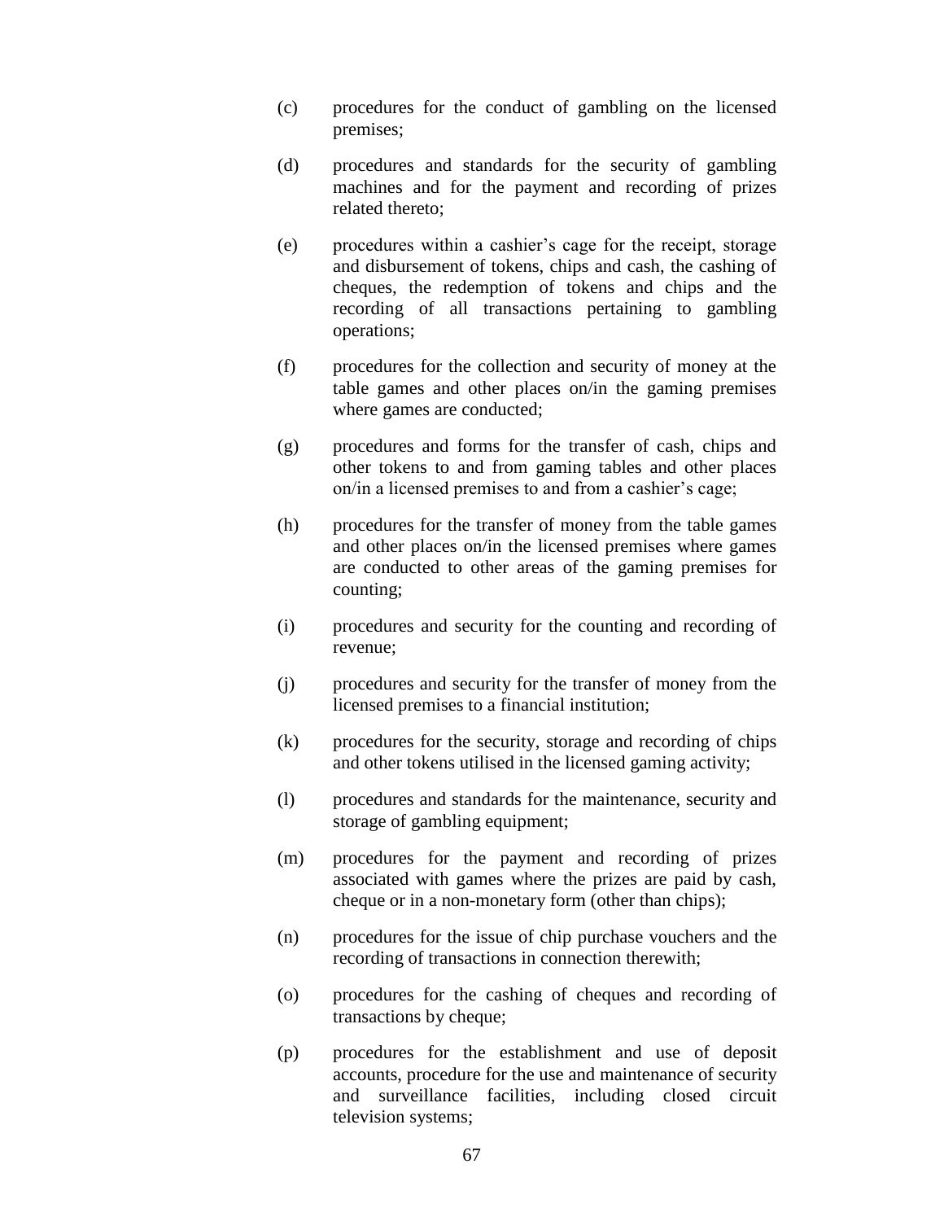(c) procedures for the conduct of gambling on the licensed premises;

(d) procedures and standards for the security of gambling machines and for the payment and recording of prizes related thereto;

(e) procedures within a cashier's cage for the receipt, storage and disbursement of tokens, chips and cash, the cashing of cheques, the redemption of tokens and chips and the recording of all transactions pertaining to gambling operations;

(f) procedures for the collection and security of money at the table games and other places on/in the gaming premises where games are conducted;

(g) procedures and forms for the transfer of cash, chips and other tokens to and from gaming tables and other places on/in a licensed premises to and from a cashier's cage;

(h) procedures for the transfer of money from the table games and other places on/in the licensed premises where games are conducted to other areas of the gaming premises for counting;

(i) procedures and security for the counting and recording of revenue;

(j) procedures and security for the transfer of money from the licensed premises to a financial institution;

(k) procedures for the security, storage and recording of chips and other tokens utilised in the licensed gaming activity;

(l) procedures and standards for the maintenance, security and storage of gambling equipment;

(m) procedures for the payment and recording of prizes associated with games where the prizes are paid by cash, cheque or in a non-monetary form (other than chips);

(n) procedures for the issue of chip purchase vouchers and the recording of transactions in connection therewith;

(o) procedures for the cashing of cheques and recording of transactions by cheque;

(p) procedures for the establishment and use of deposit accounts, procedure for the use and maintenance of security and surveillance facilities, including closed circuit television systems;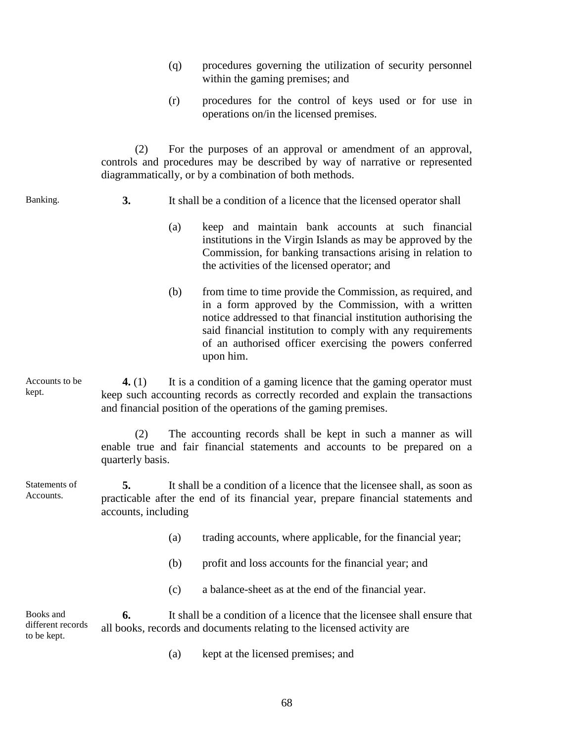(q) procedures governing the utilization of security personnel within the gaming premises; and

(r) procedures for the control of keys used or for use in operations on/in the licensed premises.

(2) For the purposes of an approval or amendment of an approval, controls and procedures may be described by way of narrative or represented diagrammatically, or by a combination of both methods.

Banking.

**3.** It shall be a condition of a licence that the licensed operator shall

(a) keep and maintain bank accounts at such financial institutions in the Virgin Islands as may be approved by the Commission, for banking transactions arising in relation to the activities of the licensed operator; and

(b) from time to time provide the Commission, as required, and in a form approved by the Commission, with a written notice addressed to that financial institution authorising the said financial institution to comply with any requirements of an authorised officer exercising the powers conferred upon him.

Accounts to be kept.

**4.** (1) It is a condition of a gaming licence that the gaming operator must keep such accounting records as correctly recorded and explain the transactions and financial position of the operations of the gaming premises.

(2) The accounting records shall be kept in such a manner as will enable true and fair financial statements and accounts to be prepared on a quarterly basis.

Statements of Accounts.

**5.** It shall be a condition of a licence that the licensee shall, as soon as practicable after the end of its financial year, prepare financial statements and accounts, including

(a) trading accounts, where applicable, for the financial year;

(b) profit and loss accounts for the financial year; and

(c) a balance-sheet as at the end of the financial year.

Books and different records to be kept.

**6.** It shall be a condition of a licence that the licensee shall ensure that all books, records and documents relating to the licensed activity are

(a) kept at the licensed premises; and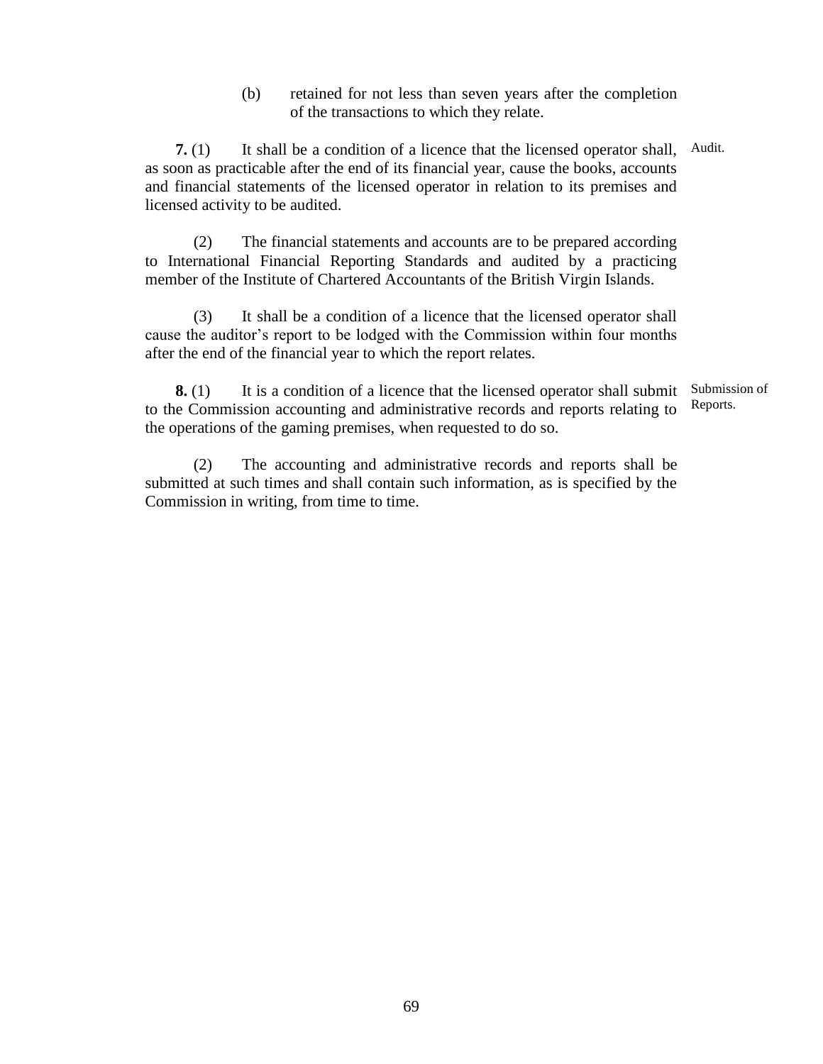(b) retained for not less than seven years after the completion of the transactions to which they relate.

**Audit.**

**7.** (1) It shall be a condition of a licence that the licensed operator shall, as soon as practicable after the end of its financial year, cause the books, accounts and financial statements of the licensed operator in relation to its premises and licensed activity to be audited.

(2) The financial statements and accounts are to be prepared according to International Financial Reporting Standards and audited by a practicing member of the Institute of Chartered Accountants of the British Virgin Islands.

(3) It shall be a condition of a licence that the licensed operator shall cause the auditor's report to be lodged with the Commission within four months after the end of the financial year to which the report relates.

**Submission of Reports.**

**8.** (1) It is a condition of a licence that the licensed operator shall submit to the Commission accounting and administrative records and reports relating to the operations of the gaming premises, when requested to do so.

(2) The accounting and administrative records and reports shall be submitted at such times and shall contain such information, as is specified by the Commission in writing, from time to time.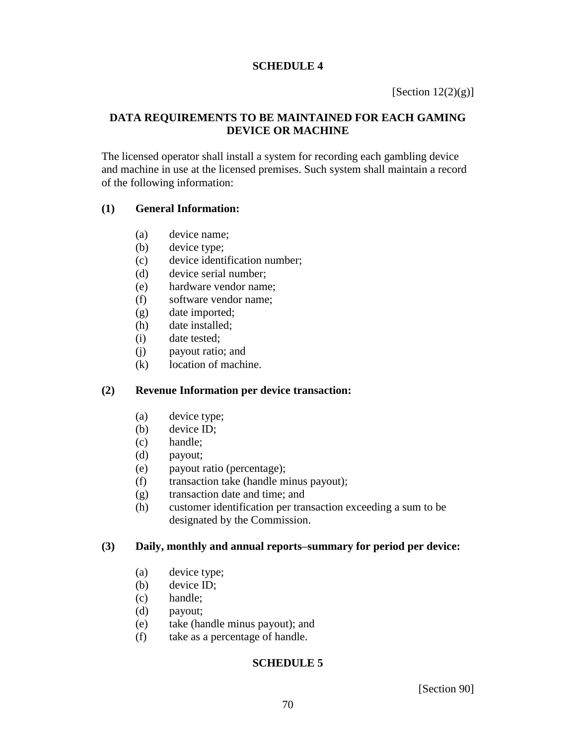## SCHEDULE 4

[Section 12(2)(g)]

### DATA REQUIREMENTS TO BE MAINTAINED FOR EACH GAMING DEVICE OR MACHINE

The licensed operator shall install a system for recording each gambling device and machine in use at the licensed premises. Such system shall maintain a record of the following information:

**(1) General Information:**

- (a) device name;
- (b) device type;
- (c) device identification number;
- (d) device serial number;
- (e) hardware vendor name;
- (f) software vendor name;
- (g) date imported;
- (h) date installed;
- (i) date tested;
- (j) payout ratio; and
- (k) location of machine.

**(2) Revenue Information per device transaction:**

- (a) device type;
- (b) device ID;
- (c) handle;
- (d) payout;
- (e) payout ratio (percentage);
- (f) transaction take (handle minus payout);
- (g) transaction date and time; and
- (h) customer identification per transaction exceeding a sum to be designated by the Commission.

**(3) Daily, monthly and annual reports–summary for period per device:**

- (a) device type;
- (b) device ID;
- (c) handle;
- (d) payout;
- (e) take (handle minus payout); and
- (f) take as a percentage of handle.

## SCHEDULE 5

[Section 90]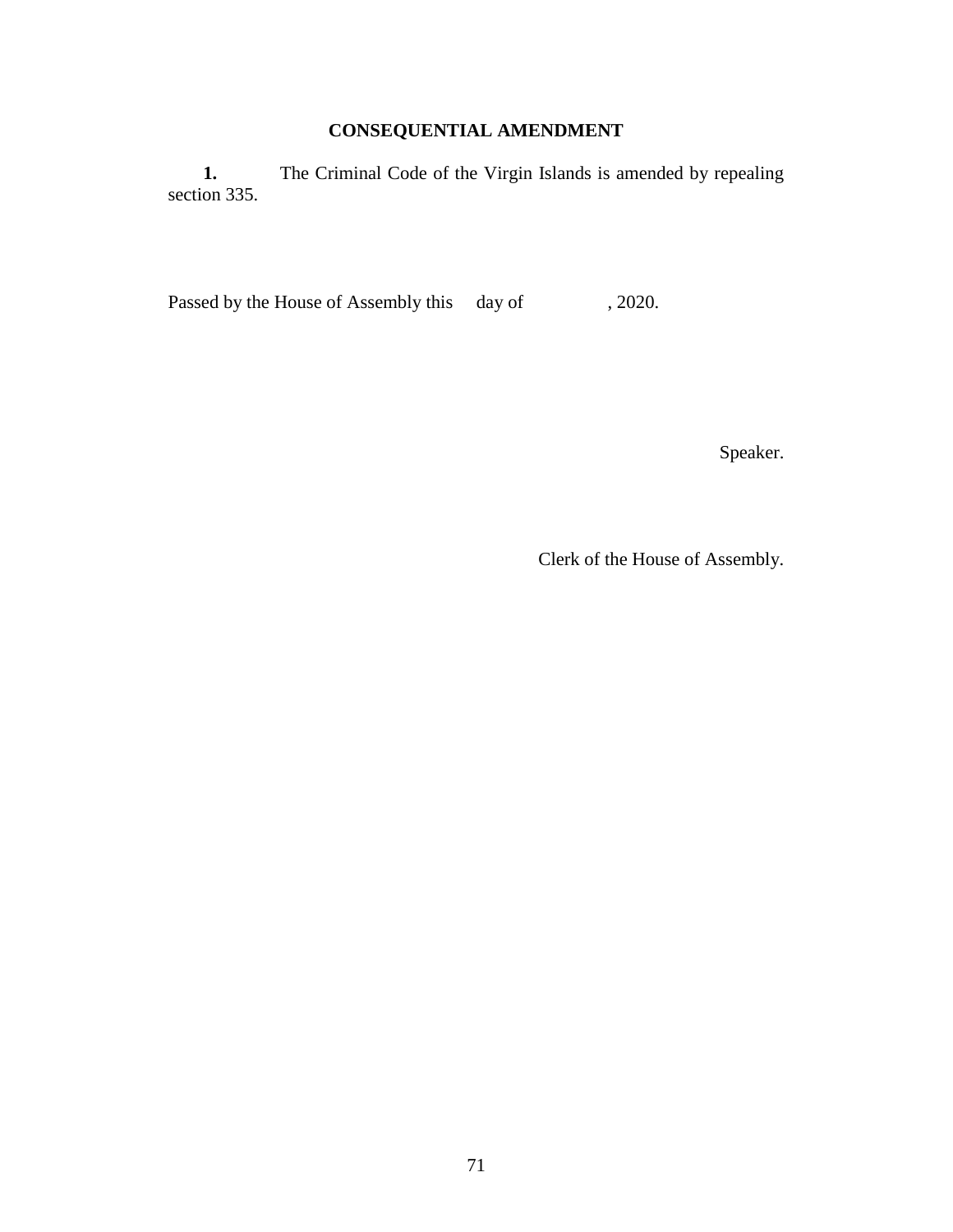## CONSEQUENTIAL AMENDMENT

**1.** The Criminal Code of the Virgin Islands is amended by repealing section 335.

Passed by the House of Assembly this day of , 2020.

Speaker.

Clerk of the House of Assembly.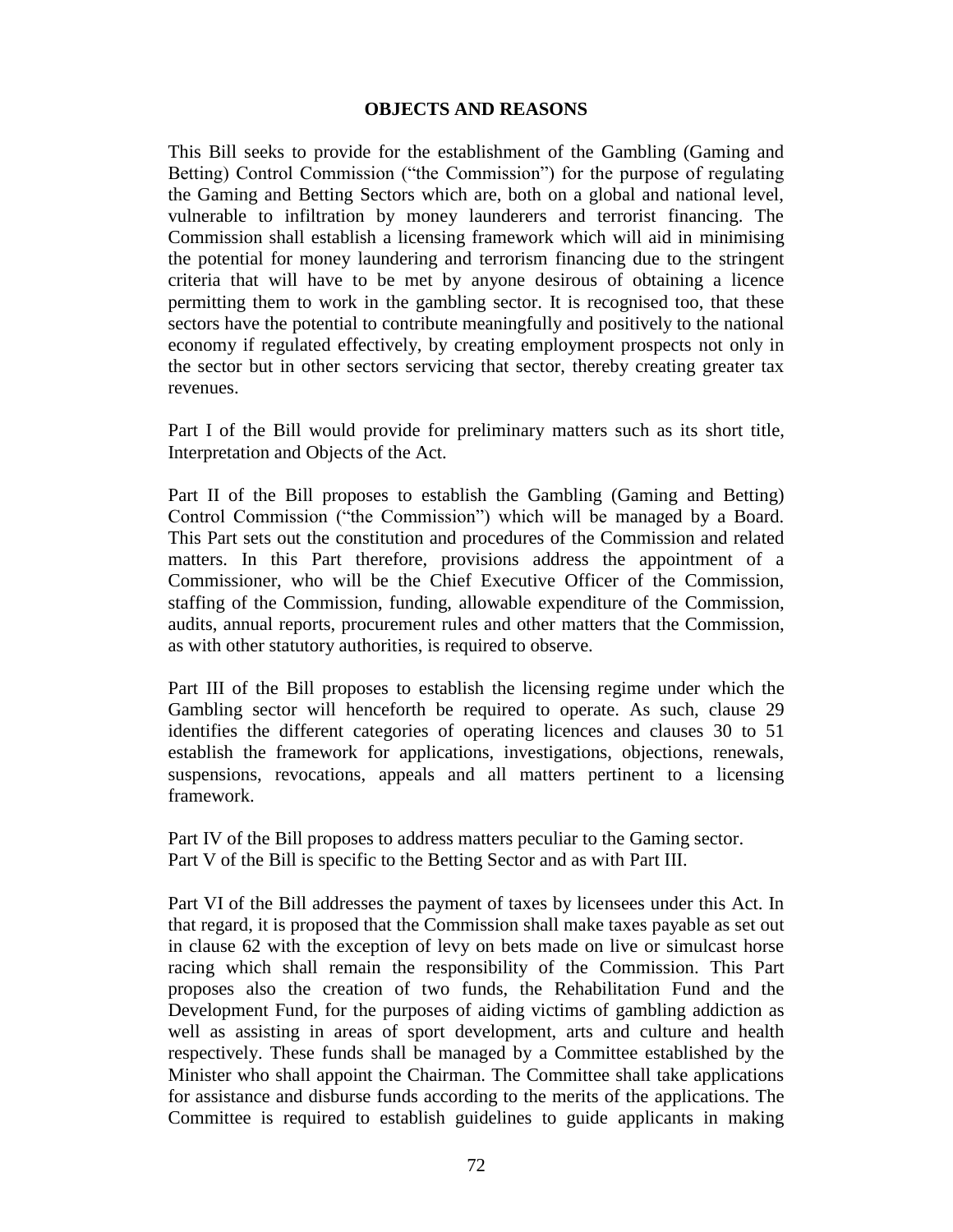## OBJECTS AND REASONS

This Bill seeks to provide for the establishment of the Gambling (Gaming and Betting) Control Commission ("the Commission") for the purpose of regulating the Gaming and Betting Sectors which are, both on a global and national level, vulnerable to infiltration by money launderers and terrorist financing. The Commission shall establish a licensing framework which will aid in minimising the potential for money laundering and terrorism financing due to the stringent criteria that will have to be met by anyone desirous of obtaining a licence permitting them to work in the gambling sector. It is recognised too, that these sectors have the potential to contribute meaningfully and positively to the national economy if regulated effectively, by creating employment prospects not only in the sector but in other sectors servicing that sector, thereby creating greater tax revenues.

Part I of the Bill would provide for preliminary matters such as its short title, Interpretation and Objects of the Act.

Part II of the Bill proposes to establish the Gambling (Gaming and Betting) Control Commission ("the Commission") which will be managed by a Board. This Part sets out the constitution and procedures of the Commission and related matters. In this Part therefore, provisions address the appointment of a Commissioner, who will be the Chief Executive Officer of the Commission, staffing of the Commission, funding, allowable expenditure of the Commission, audits, annual reports, procurement rules and other matters that the Commission, as with other statutory authorities, is required to observe.

Part III of the Bill proposes to establish the licensing regime under which the Gambling sector will henceforth be required to operate. As such, clause 29 identifies the different categories of operating licences and clauses 30 to 51 establish the framework for applications, investigations, objections, renewals, suspensions, revocations, appeals and all matters pertinent to a licensing framework.

Part IV of the Bill proposes to address matters peculiar to the Gaming sector.
Part V of the Bill is specific to the Betting Sector and as with Part III.

Part VI of the Bill addresses the payment of taxes by licensees under this Act. In that regard, it is proposed that the Commission shall make taxes payable as set out in clause 62 with the exception of levy on bets made on live or simulcast horse racing which shall remain the responsibility of the Commission. This Part proposes also the creation of two funds, the Rehabilitation Fund and the Development Fund, for the purposes of aiding victims of gambling addiction as well as assisting in areas of sport development, arts and culture and health respectively. These funds shall be managed by a Committee established by the Minister who shall appoint the Chairman. The Committee shall take applications for assistance and disburse funds according to the merits of the applications. The Committee is required to establish guidelines to guide applicants in making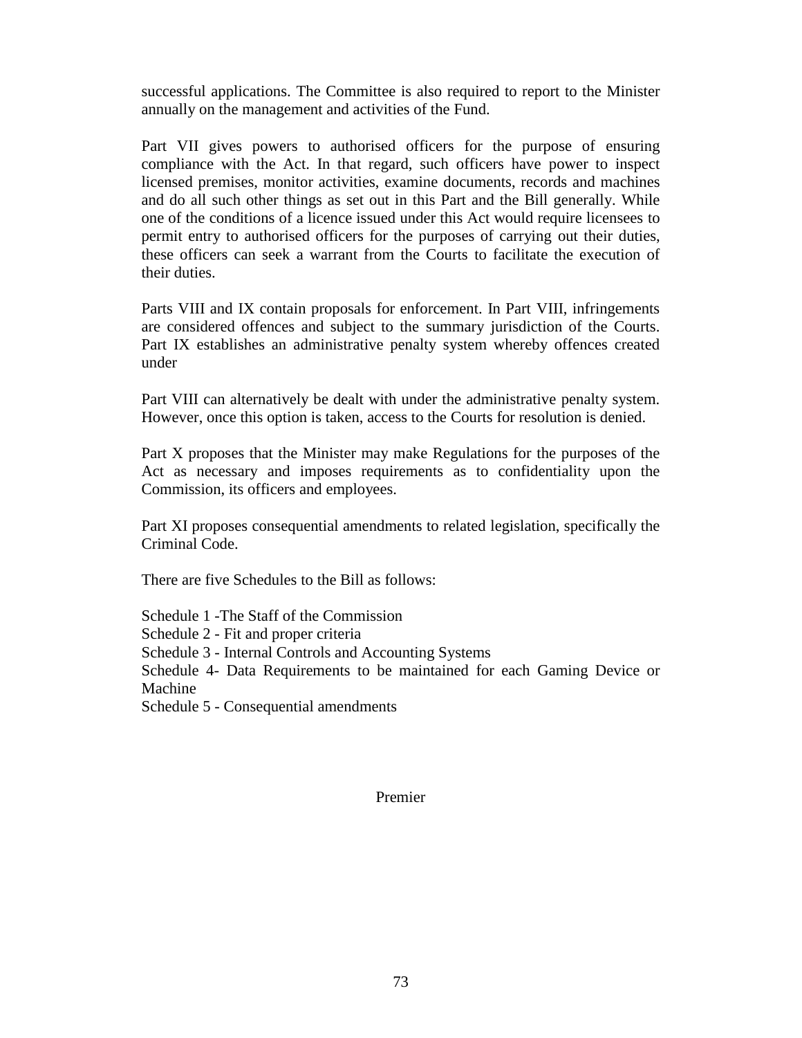successful applications. The Committee is also required to report to the Minister annually on the management and activities of the Fund.

Part VII gives powers to authorised officers for the purpose of ensuring compliance with the Act. In that regard, such officers have power to inspect licensed premises, monitor activities, examine documents, records and machines and do all such other things as set out in this Part and the Bill generally. While one of the conditions of a licence issued under this Act would require licensees to permit entry to authorised officers for the purposes of carrying out their duties, these officers can seek a warrant from the Courts to facilitate the execution of their duties.

Parts VIII and IX contain proposals for enforcement. In Part VIII, infringements are considered offences and subject to the summary jurisdiction of the Courts. Part IX establishes an administrative penalty system whereby offences created under

Part VIII can alternatively be dealt with under the administrative penalty system. However, once this option is taken, access to the Courts for resolution is denied.

Part X proposes that the Minister may make Regulations for the purposes of the Act as necessary and imposes requirements as to confidentiality upon the Commission, its officers and employees.

Part XI proposes consequential amendments to related legislation, specifically the Criminal Code.

There are five Schedules to the Bill as follows:

Schedule 1 -The Staff of the Commission
Schedule 2 - Fit and proper criteria
Schedule 3 - Internal Controls and Accounting Systems
Schedule 4- Data Requirements to be maintained for each Gaming Device or Machine
Schedule 5 - Consequential amendments

Premier